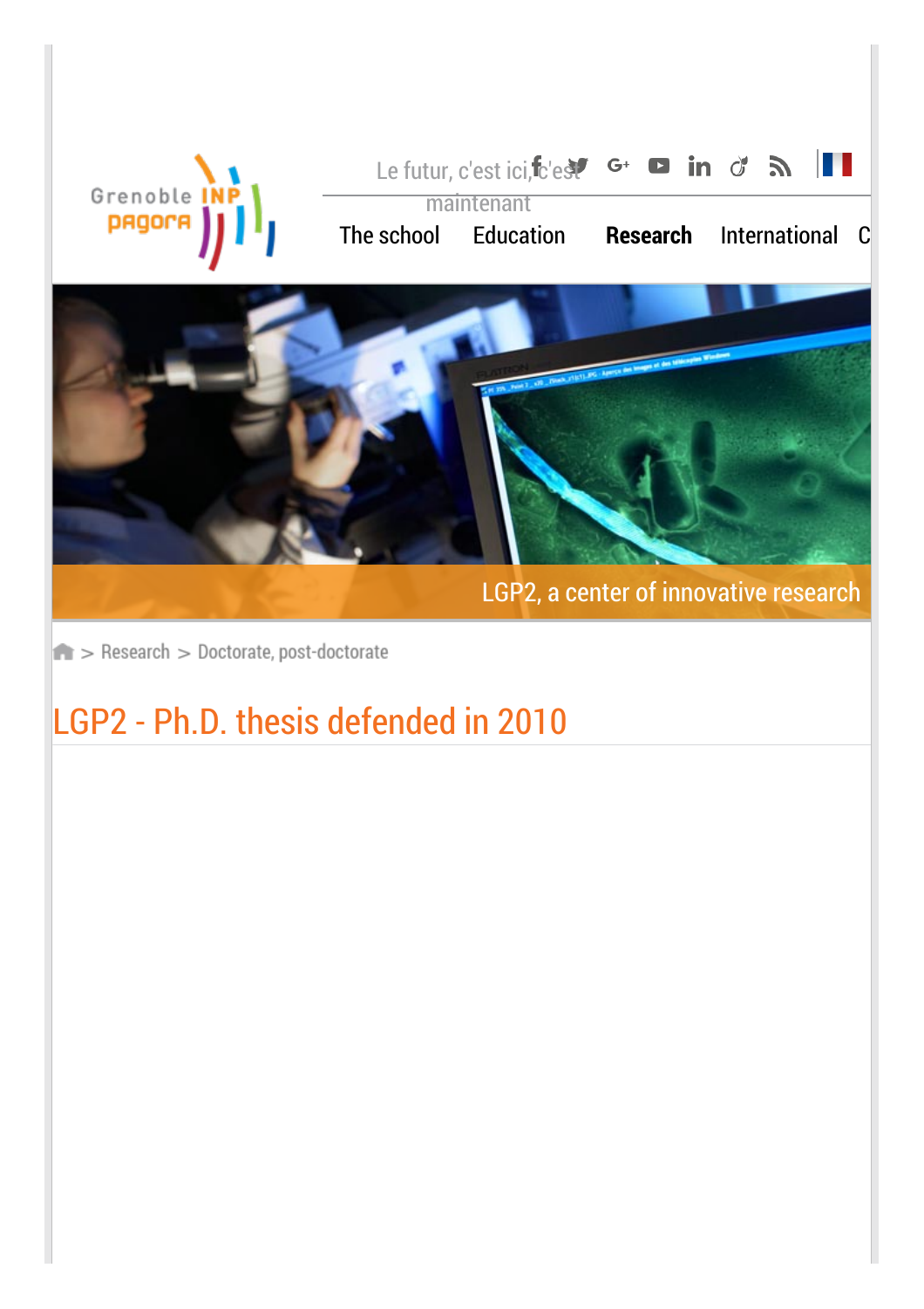Le futur, c'est ici, c'est maintenant

The school  Education  **Research**  International  C

LGP2, a center of innovative research

> Research > Doctorate, post-doctorate

# LGP2 - Ph.D. thesis defended in 2010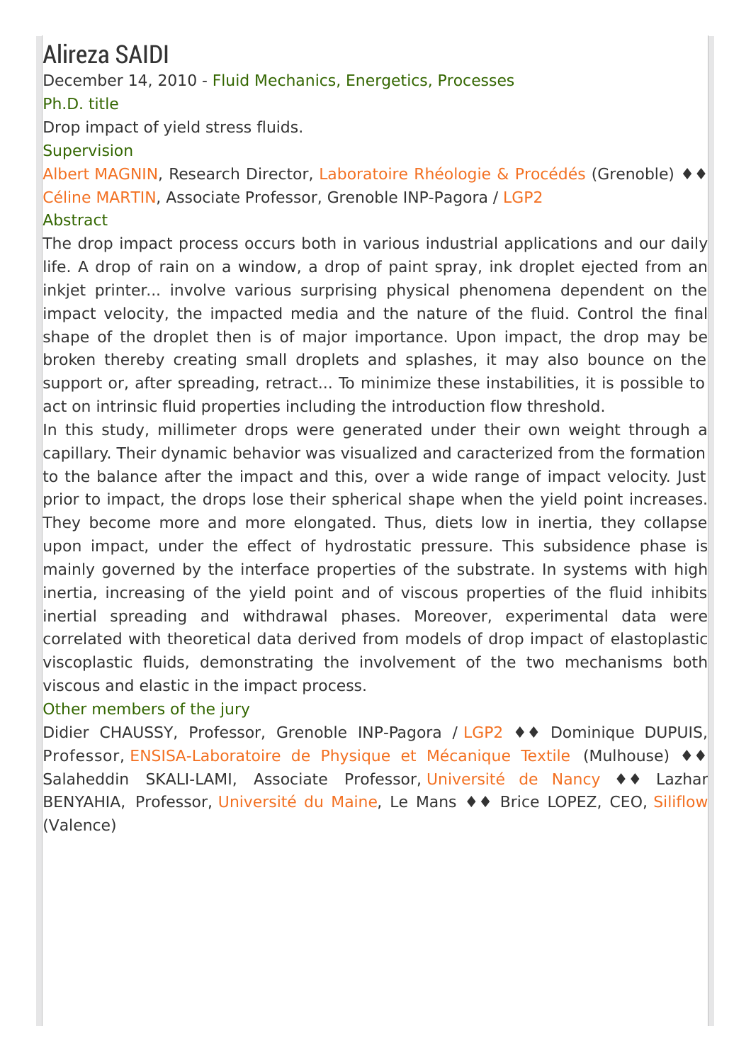# Alireza SAIDI

December 14, 2010 - Fluid Mechanics, Energetics, Processes

### Ph.D. title

Drop impact of yield stress fluids.

### Supervision

Albert MAGNIN, Research Director, Laboratoire Rhéologie & Procédés (Grenoble) ♦♦ Céline MARTIN, Associate Professor, Grenoble INP-Pagora / LGP2

### Abstract

The drop impact process occurs both in various industrial applications and our daily life. A drop of rain on a window, a drop of paint spray, ink droplet ejected from an inkjet printer... involve various surprising physical phenomena dependent on the impact velocity, the impacted media and the nature of the fluid. Control the final shape of the droplet then is of major importance. Upon impact, the drop may be broken thereby creating small droplets and splashes, it may also bounce on the support or, after spreading, retract... To minimize these instabilities, it is possible to act on intrinsic fluid properties including the introduction flow threshold.

In this study, millimeter drops were generated under their own weight through a capillary. Their dynamic behavior was visualized and caracterized from the formation to the balance after the impact and this, over a wide range of impact velocity. Just prior to impact, the drops lose their spherical shape when the yield point increases. They become more and more elongated. Thus, diets low in inertia, they collapse upon impact, under the effect of hydrostatic pressure. This subsidence phase is mainly governed by the interface properties of the substrate. In systems with high inertia, increasing of the yield point and of viscous properties of the fluid inhibits inertial spreading and withdrawal phases. Moreover, experimental data were correlated with theoretical data derived from models of drop impact of elastoplastic viscoplastic fluids, demonstrating the involvement of the two mechanisms both viscous and elastic in the impact process.

### Other members of the jury

Didier CHAUSSY, Professor, Grenoble INP-Pagora / LGP2 ♦♦ Dominique DUPUIS, Professor, ENSISA-Laboratoire de Physique et Mécanique Textile (Mulhouse) ♦♦ Salaheddin SKALI-LAMI, Associate Professor, Université de Nancy ♦♦ Lazhar BENYAHIA, Professor, Université du Maine, Le Mans ♦♦ Brice LOPEZ, CEO, Siliflow (Valence)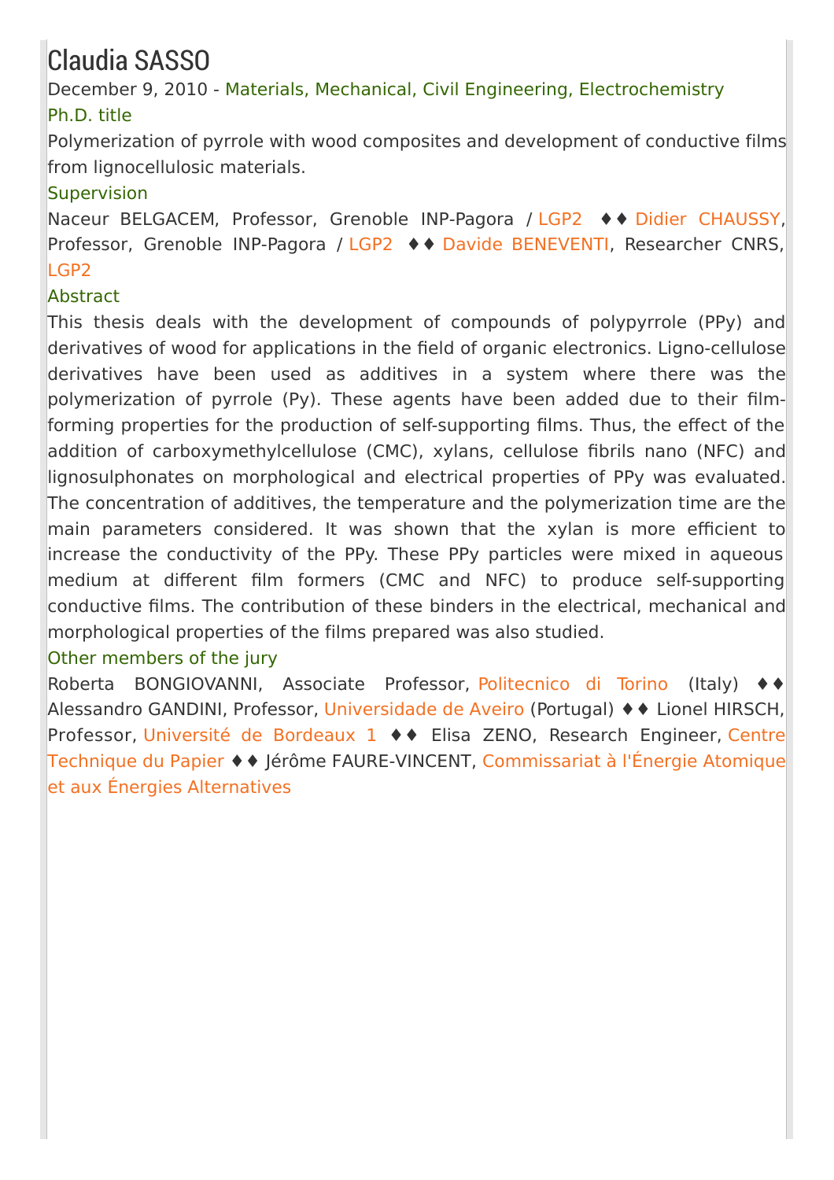# Claudia SASSO

December 9, 2010 - Materials, Mechanical, Civil Engineering, Electrochemistry

### Ph.D. title

Polymerization of pyrrole with wood composites and development of conductive films from lignocellulosic materials.

### Supervision

Naceur BELGACEM, Professor, Grenoble INP-Pagora / LGP2 ♦♦ Didier CHAUSSY, Professor, Grenoble INP-Pagora / LGP2 ♦♦ Davide BENEVENTI, Researcher CNRS, LGP2

### Abstract

This thesis deals with the development of compounds of polypyrrole (PPy) and derivatives of wood for applications in the field of organic electronics. Ligno-cellulose derivatives have been used as additives in a system where there was the polymerization of pyrrole (Py). These agents have been added due to their film-forming properties for the production of self-supporting films. Thus, the effect of the addition of carboxymethylcellulose (CMC), xylans, cellulose fibrils nano (NFC) and lignosulphonates on morphological and electrical properties of PPy was evaluated. The concentration of additives, the temperature and the polymerization time are the main parameters considered. It was shown that the xylan is more efficient to increase the conductivity of the PPy. These PPy particles were mixed in aqueous medium at different film formers (CMC and NFC) to produce self-supporting conductive films. The contribution of these binders in the electrical, mechanical and morphological properties of the films prepared was also studied.

### Other members of the jury

Roberta BONGIOVANNI, Associate Professor, Politecnico di Torino (Italy) ♦♦ Alessandro GANDINI, Professor, Universidade de Aveiro (Portugal) ♦♦ Lionel HIRSCH, Professor, Université de Bordeaux 1 ♦♦ Elisa ZENO, Research Engineer, Centre Technique du Papier ♦♦ Jérôme FAURE-VINCENT, Commissariat à l'Énergie Atomique et aux Énergies Alternatives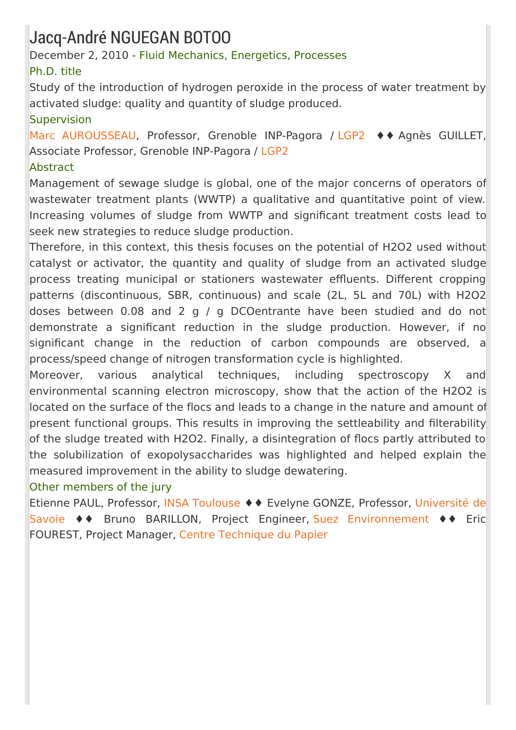# Jacq-André NGUEGAN BOTOO

December 2, 2010 - Fluid Mechanics, Energetics, Processes

### Ph.D. title

Study of the introduction of hydrogen peroxide in the process of water treatment by activated sludge: quality and quantity of sludge produced.

### Supervision

Marc AUROUSSEAU, Professor, Grenoble INP-Pagora / LGP2 ♦♦ Agnès GUILLET, Associate Professor, Grenoble INP-Pagora / LGP2

### Abstract

Management of sewage sludge is global, one of the major concerns of operators of wastewater treatment plants (WWTP) a qualitative and quantitative point of view. Increasing volumes of sludge from WWTP and significant treatment costs lead to seek new strategies to reduce sludge production.

Therefore, in this context, this thesis focuses on the potential of $H_2O_2$ used without catalyst or activator, the quantity and quality of sludge from an activated sludge process treating municipal or stationers wastewater effluents. Different cropping patterns (discontinuous, SBR, continuous) and scale (2L, 5L and 70L) with $H_2O_2$ doses between 0.08 and 2 g / g DCOentrante have been studied and do not demonstrate a significant reduction in the sludge production. However, if no significant change in the reduction of carbon compounds are observed, a process/speed change of nitrogen transformation cycle is highlighted.

Moreover, various analytical techniques, including spectroscopy X and environmental scanning electron microscopy, show that the action of the $H_2O_2$ is located on the surface of the flocs and leads to a change in the nature and amount of present functional groups. This results in improving the settleability and filterability of the sludge treated with $H_2O_2$. Finally, a disintegration of flocs partly attributed to the solubilization of exopolysaccharides was highlighted and helped explain the measured improvement in the ability to sludge dewatering.

### Other members of the jury

Etienne PAUL, Professor, INSA Toulouse ♦♦ Evelyne GONZE, Professor, Université de Savoie ♦♦ Bruno BARILLON, Project Engineer, Suez Environnement ♦♦ Eric FOUREST, Project Manager, Centre Technique du Papier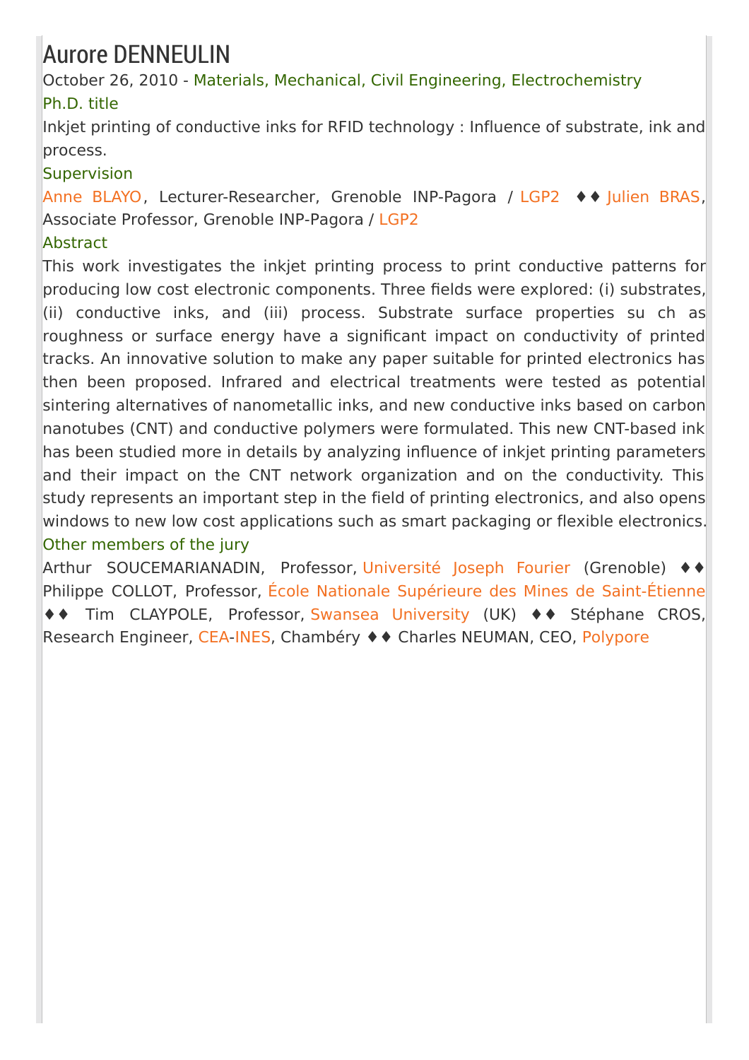# Aurore DENNEULIN

October 26, 2010 - Materials, Mechanical, Civil Engineering, Electrochemistry

### Ph.D. title

Inkjet printing of conductive inks for RFID technology : Influence of substrate, ink and process.

### Supervision

Anne BLAYO, Lecturer-Researcher, Grenoble INP-Pagora / LGP2 ♦♦ Julien BRAS, Associate Professor, Grenoble INP-Pagora / LGP2

### Abstract

This work investigates the inkjet printing process to print conductive patterns for producing low cost electronic components. Three fields were explored: (i) substrates, (ii) conductive inks, and (iii) process. Substrate surface properties su ch as roughness or surface energy have a significant impact on conductivity of printed tracks. An innovative solution to make any paper suitable for printed electronics has then been proposed. Infrared and electrical treatments were tested as potential sintering alternatives of nanometallic inks, and new conductive inks based on carbon nanotubes (CNT) and conductive polymers were formulated. This new CNT-based ink has been studied more in details by analyzing influence of inkjet printing parameters and their impact on the CNT network organization and on the conductivity. This study represents an important step in the field of printing electronics, and also opens windows to new low cost applications such as smart packaging or flexible electronics.

### Other members of the jury

Arthur SOUCEMARIANADIN, Professor, Université Joseph Fourier (Grenoble) ♦♦ Philippe COLLOT, Professor, École Nationale Supérieure des Mines de Saint-Étienne ♦♦ Tim CLAYPOLE, Professor, Swansea University (UK) ♦♦ Stéphane CROS, Research Engineer, CEA-INES, Chambéry ♦♦ Charles NEUMAN, CEO, Polypore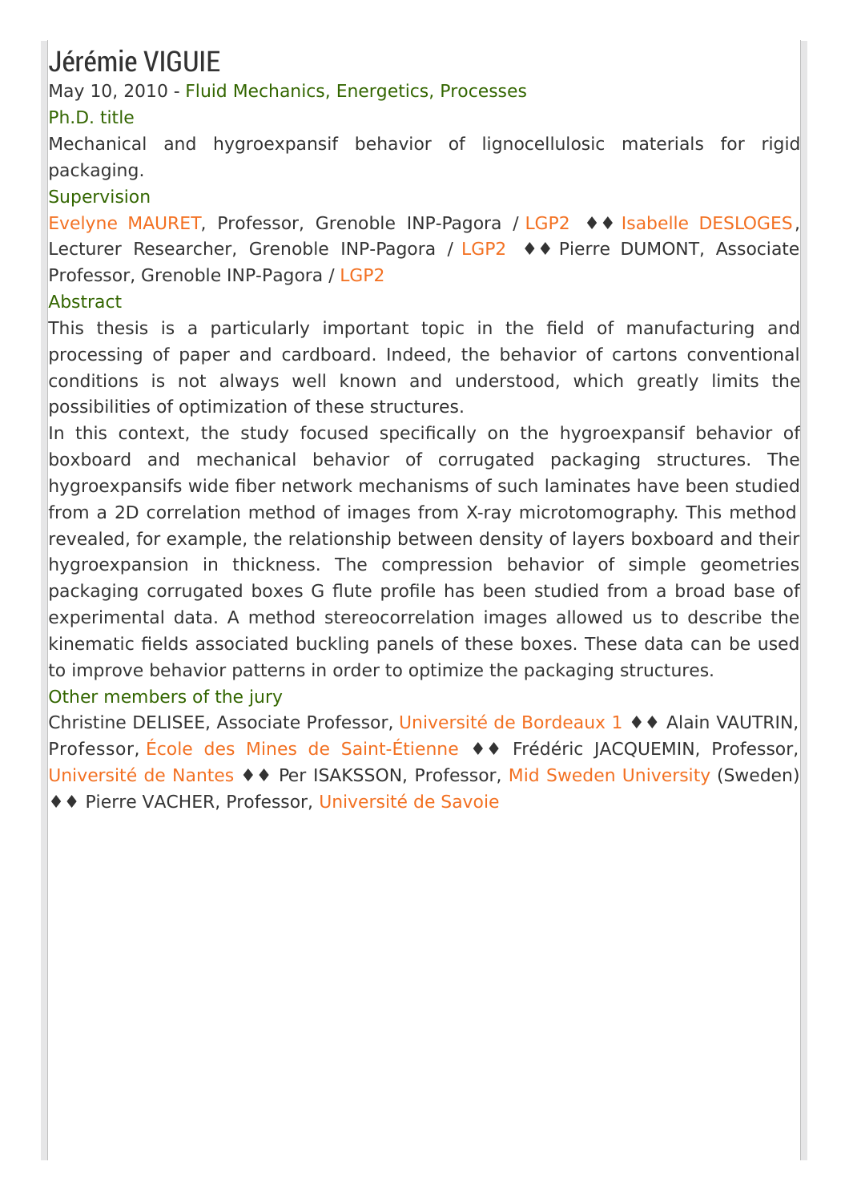# Jérémie VIGUIE

May 10, 2010 - Fluid Mechanics, Energetics, Processes

### Ph.D. title

Mechanical and hygroexpansif behavior of lignocellulosic materials for rigid packaging.

### Supervision

Evelyne MAURET, Professor, Grenoble INP-Pagora / LGP2 ♦♦ Isabelle DESLOGES, Lecturer Researcher, Grenoble INP-Pagora / LGP2 ♦♦ Pierre DUMONT, Associate Professor, Grenoble INP-Pagora / LGP2

### Abstract

This thesis is a particularly important topic in the field of manufacturing and processing of paper and cardboard. Indeed, the behavior of cartons conventional conditions is not always well known and understood, which greatly limits the possibilities of optimization of these structures.

In this context, the study focused specifically on the hygroexpansif behavior of boxboard and mechanical behavior of corrugated packaging structures. The hygroexpansifs wide fiber network mechanisms of such laminates have been studied from a 2D correlation method of images from X-ray microtomography. This method revealed, for example, the relationship between density of layers boxboard and their hygroexpansion in thickness. The compression behavior of simple geometries packaging corrugated boxes G flute profile has been studied from a broad base of experimental data. A method stereocorrelation images allowed us to describe the kinematic fields associated buckling panels of these boxes. These data can be used to improve behavior patterns in order to optimize the packaging structures.

### Other members of the jury

Christine DELISEE, Associate Professor, Université de Bordeaux 1 ♦♦ Alain VAUTRIN, Professor, École des Mines de Saint-Étienne ♦♦ Frédéric JACQUEMIN, Professor, Université de Nantes ♦♦ Per ISAKSSON, Professor, Mid Sweden University (Sweden) ♦♦ Pierre VACHER, Professor, Université de Savoie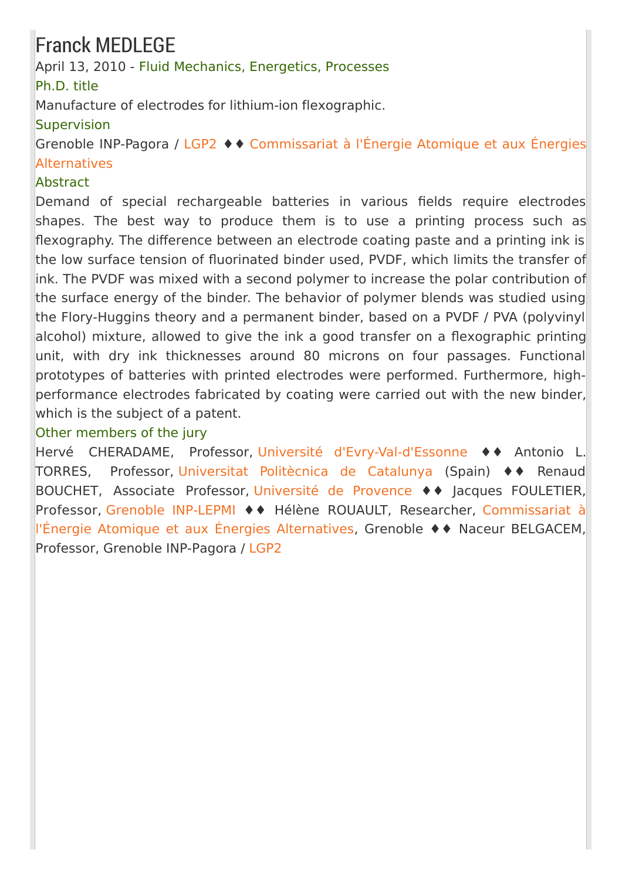# Franck MEDLEGE

April 13, 2010 - Fluid Mechanics, Energetics, Processes

### Ph.D. title

Manufacture of electrodes for lithium-ion flexographic.

### Supervision

Grenoble INP-Pagora / LGP2 ♦♦ Commissariat à l'Énergie Atomique et aux Énergies Alternatives

### Abstract

Demand of special rechargeable batteries in various fields require electrodes shapes. The best way to produce them is to use a printing process such as flexography. The difference between an electrode coating paste and a printing ink is the low surface tension of fluorinated binder used, PVDF, which limits the transfer of ink. The PVDF was mixed with a second polymer to increase the polar contribution of the surface energy of the binder. The behavior of polymer blends was studied using the Flory-Huggins theory and a permanent binder, based on a PVDF / PVA (polyvinyl alcohol) mixture, allowed to give the ink a good transfer on a flexographic printing unit, with dry ink thicknesses around 80 microns on four passages. Functional prototypes of batteries with printed electrodes were performed. Furthermore, high-performance electrodes fabricated by coating were carried out with the new binder, which is the subject of a patent.

### Other members of the jury

Hervé CHERADAME, Professor, Université d'Evry-Val-d'Essonne ♦♦ Antonio L. TORRES, Professor, Universitat Politècnica de Catalunya (Spain) ♦♦ Renaud BOUCHET, Associate Professor, Université de Provence ♦♦ Jacques FOULETIER, Professor, Grenoble INP-LEPMI ♦♦ Hélène ROUAULT, Researcher, Commissariat à l'Énergie Atomique et aux Énergies Alternatives, Grenoble ♦♦ Naceur BELGACEM, Professor, Grenoble INP-Pagora / LGP2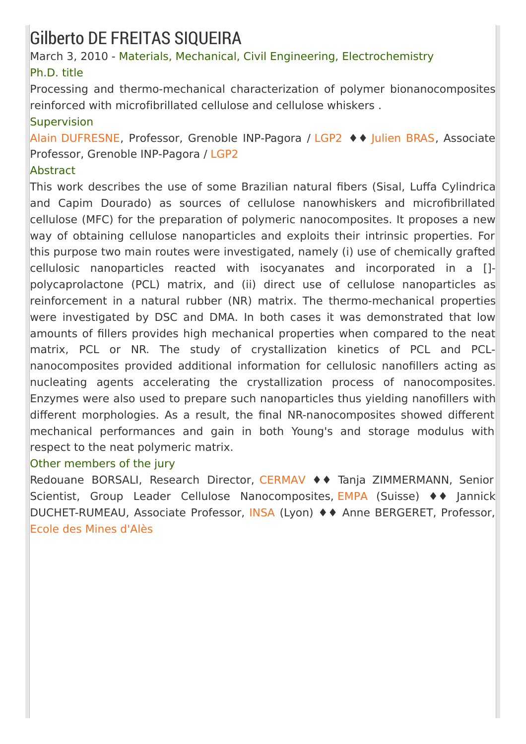# Gilberto DE FREITAS SIQUEIRA

March 3, 2010 - Materials, Mechanical, Civil Engineering, Electrochemistry

### Ph.D. title

Processing and thermo-mechanical characterization of polymer bionanocomposites reinforced with microfibrillated cellulose and cellulose whiskers .

### Supervision

Alain DUFRESNE, Professor, Grenoble INP-Pagora / LGP2 ♦♦ Julien BRAS, Associate Professor, Grenoble INP-Pagora / LGP2

### Abstract

This work describes the use of some Brazilian natural fibers (Sisal, Luffa Cylindrica and Capim Dourado) as sources of cellulose nanowhiskers and microfibrillated cellulose (MFC) for the preparation of polymeric nanocomposites. It proposes a new way of obtaining cellulose nanoparticles and exploits their intrinsic properties. For this purpose two main routes were investigated, namely (i) use of chemically grafted cellulosic nanoparticles reacted with isocyanates and incorporated in a []-polycaprolactone (PCL) matrix, and (ii) direct use of cellulose nanoparticles as reinforcement in a natural rubber (NR) matrix. The thermo-mechanical properties were investigated by DSC and DMA. In both cases it was demonstrated that low amounts of fillers provides high mechanical properties when compared to the neat matrix, PCL or NR. The study of crystallization kinetics of PCL and PCL-nanocomposites provided additional information for cellulosic nanofillers acting as nucleating agents accelerating the crystallization process of nanocomposites. Enzymes were also used to prepare such nanoparticles thus yielding nanofillers with different morphologies. As a result, the final NR-nanocomposites showed different mechanical performances and gain in both Young's and storage modulus with respect to the neat polymeric matrix.

### Other members of the jury

Redouane BORSALI, Research Director, CERMAV ♦♦ Tanja ZIMMERMANN, Senior Scientist, Group Leader Cellulose Nanocomposites, EMPA (Suisse) ♦♦ Jannick DUCHET-RUMEAU, Associate Professor, INSA (Lyon) ♦♦ Anne BERGERET, Professor, Ecole des Mines d'Alès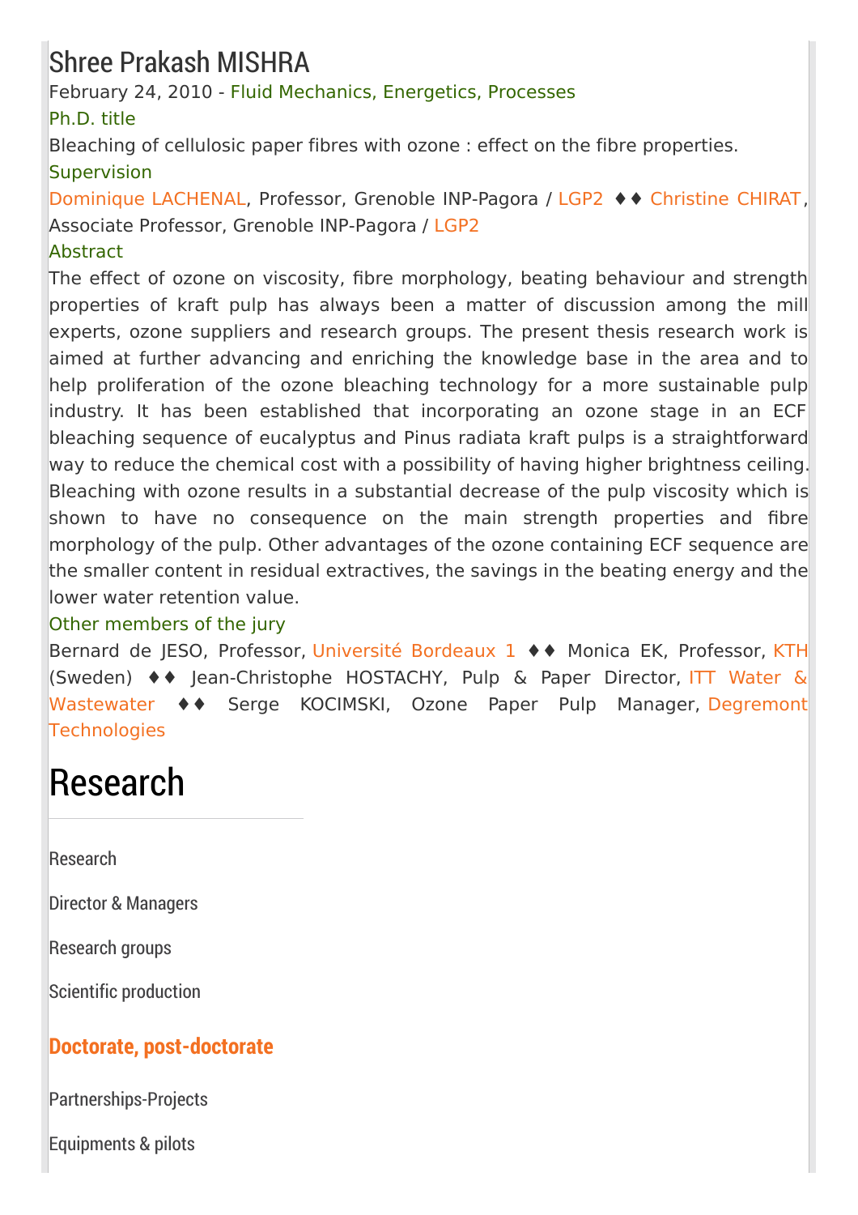# Shree Prakash MISHRA

February 24, 2010 - Fluid Mechanics, Energetics, Processes

### Ph.D. title

Bleaching of cellulosic paper fibres with ozone : effect on the fibre properties.

### Supervision

Dominique LACHENAL, Professor, Grenoble INP-Pagora / LGP2 ♦♦ Christine CHIRAT, Associate Professor, Grenoble INP-Pagora / LGP2

### Abstract

The effect of ozone on viscosity, fibre morphology, beating behaviour and strength properties of kraft pulp has always been a matter of discussion among the mill experts, ozone suppliers and research groups. The present thesis research work is aimed at further advancing and enriching the knowledge base in the area and to help proliferation of the ozone bleaching technology for a more sustainable pulp industry. It has been established that incorporating an ozone stage in an ECF bleaching sequence of eucalyptus and Pinus radiata kraft pulps is a straightforward way to reduce the chemical cost with a possibility of having higher brightness ceiling. Bleaching with ozone results in a substantial decrease of the pulp viscosity which is shown to have no consequence on the main strength properties and fibre morphology of the pulp. Other advantages of the ozone containing ECF sequence are the smaller content in residual extractives, the savings in the beating energy and the lower water retention value.

### Other members of the jury

Bernard de JESO, Professor, Université Bordeaux 1 ♦♦ Monica EK, Professor, KTH (Sweden) ♦♦ Jean-Christophe HOSTACHY, Pulp & Paper Director, ITT Water & Wastewater ♦♦ Serge KOCIMSKI, Ozone Paper Pulp Manager, Degremont Technologies

# Research

- Research
- Director & Managers
- Research groups
- Scientific production
- **Doctorate, post-doctorate**
- Partnerships-Projects
- Equipments & pilots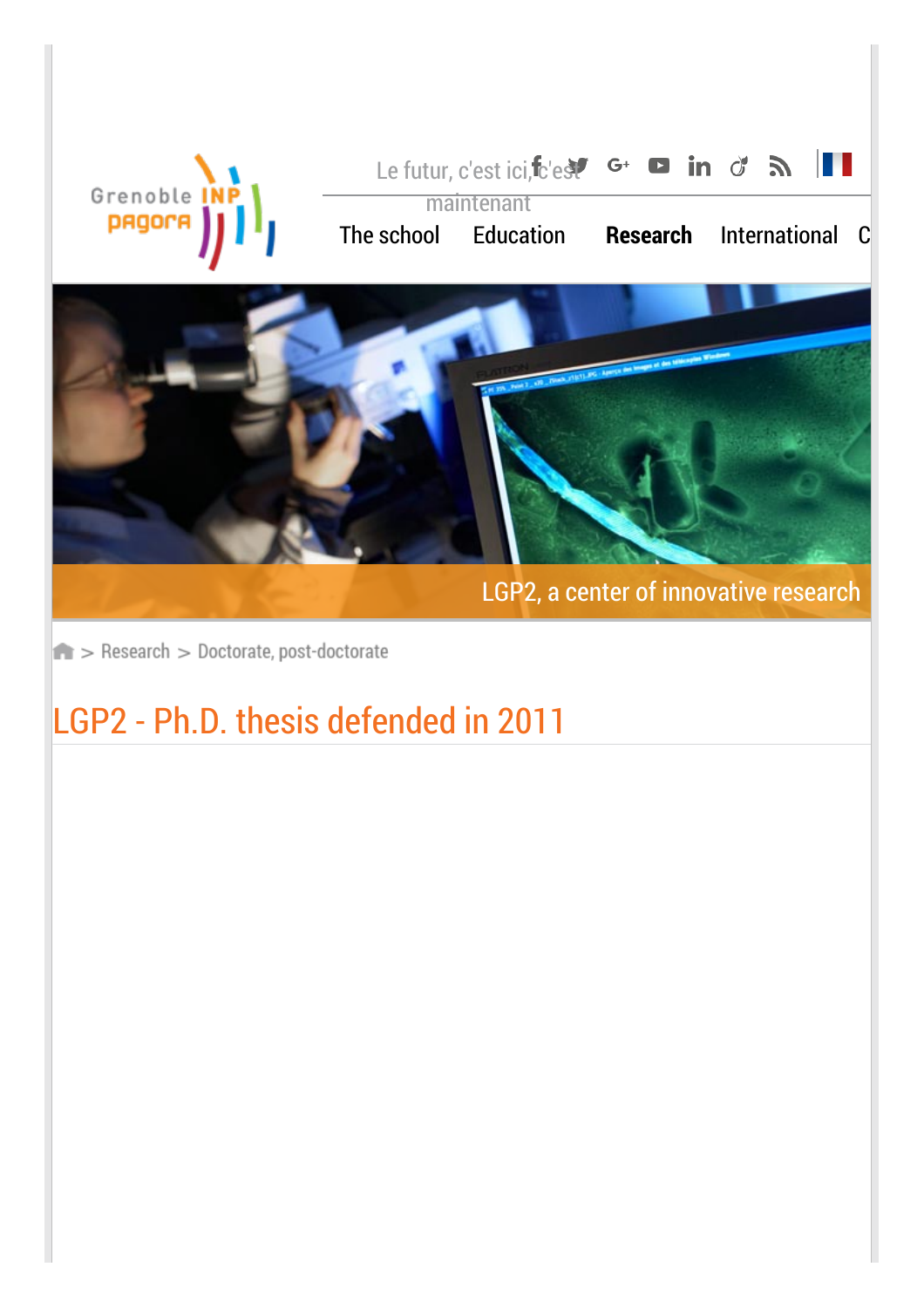Le futur, c'est ici, c'est maintenant

The school Education **Research** International C

LGP2, a center of innovative research

> Research > Doctorate, post-doctorate

# LGP2 - Ph.D. thesis defended in 2011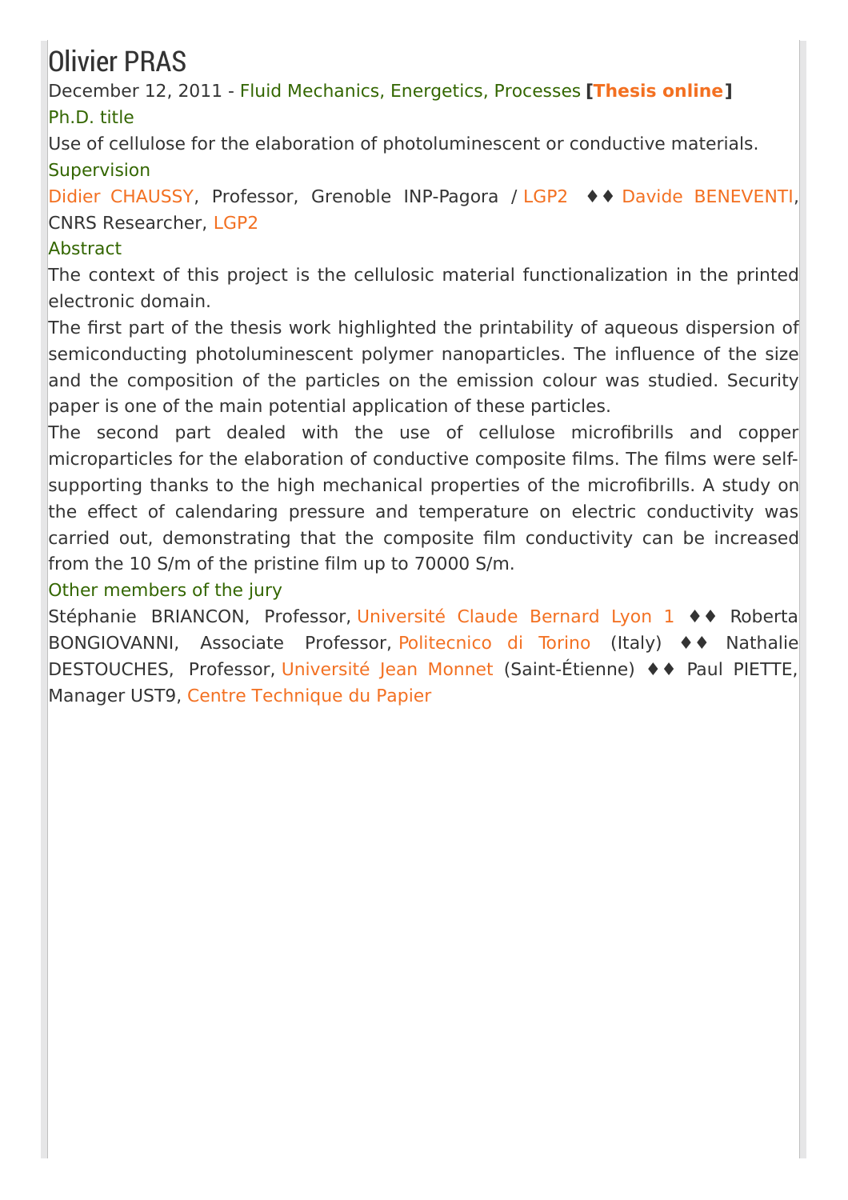# Olivier PRAS

December 12, 2011 - Fluid Mechanics, Energetics, Processes **[Thesis online]**

## Ph.D. title

Use of cellulose for the elaboration of photoluminescent or conductive materials.

## Supervision

Didier CHAUSSY, Professor, Grenoble INP-Pagora / LGP2 ♦♦ Davide BENEVENTI, CNRS Researcher, LGP2

## Abstract

The context of this project is the cellulosic material functionalization in the printed electronic domain.

The first part of the thesis work highlighted the printability of aqueous dispersion of semiconducting photoluminescent polymer nanoparticles. The influence of the size and the composition of the particles on the emission colour was studied. Security paper is one of the main potential application of these particles.

The second part dealed with the use of cellulose microfibrills and copper microparticles for the elaboration of conductive composite films. The films were self-supporting thanks to the high mechanical properties of the microfibrills. A study on the effect of calendaring pressure and temperature on electric conductivity was carried out, demonstrating that the composite film conductivity can be increased from the 10 S/m of the pristine film up to 70000 S/m.

## Other members of the jury

Stéphanie BRIANCON, Professor, Université Claude Bernard Lyon 1 ♦♦ Roberta BONGIOVANNI, Associate Professor, Politecnico di Torino (Italy) ♦♦ Nathalie DESTOUCHES, Professor, Université Jean Monnet (Saint-Étienne) ♦♦ Paul PIETTE, Manager UST9, Centre Technique du Papier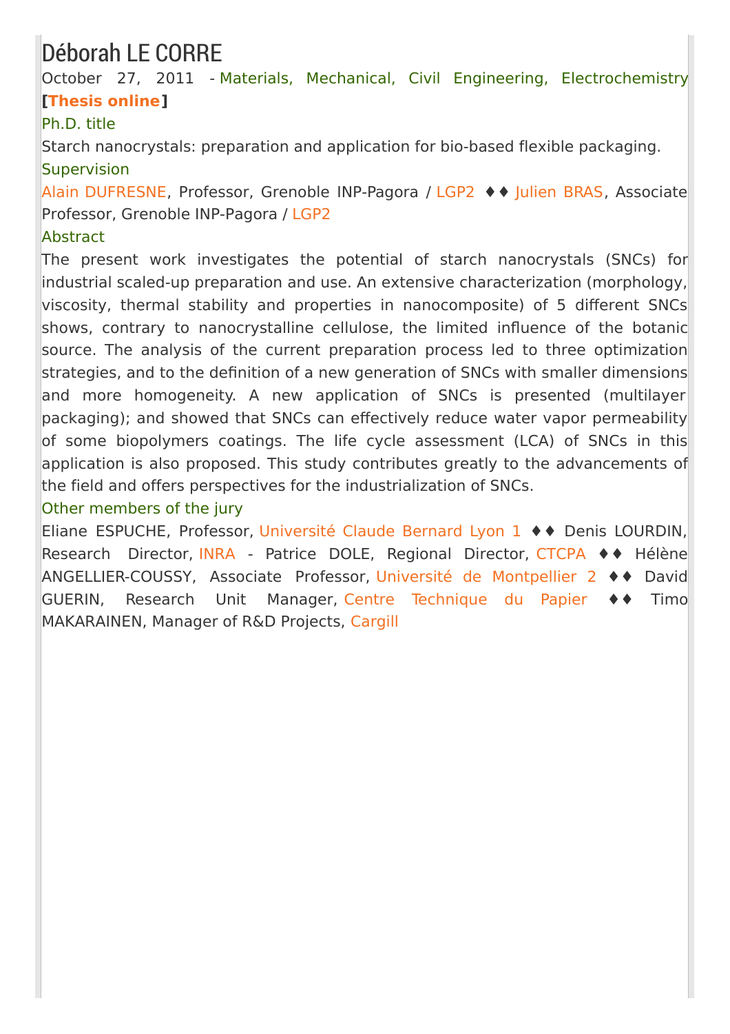# Déborah LE CORRE

October 27, 2011 - Materials, Mechanical, Civil Engineering, Electrochemistry **[Thesis online]**

## Ph.D. title

Starch nanocrystals: preparation and application for bio-based flexible packaging.

## Supervision

Alain DUFRESNE, Professor, Grenoble INP-Pagora / LGP2 ♦♦ Julien BRAS, Associate Professor, Grenoble INP-Pagora / LGP2

## Abstract

The present work investigates the potential of starch nanocrystals (SNCs) for industrial scaled-up preparation and use. An extensive characterization (morphology, viscosity, thermal stability and properties in nanocomposite) of 5 different SNCs shows, contrary to nanocrystalline cellulose, the limited influence of the botanic source. The analysis of the current preparation process led to three optimization strategies, and to the definition of a new generation of SNCs with smaller dimensions and more homogeneity. A new application of SNCs is presented (multilayer packaging); and showed that SNCs can effectively reduce water vapor permeability of some biopolymers coatings. The life cycle assessment (LCA) of SNCs in this application is also proposed. This study contributes greatly to the advancements of the field and offers perspectives for the industrialization of SNCs.

## Other members of the jury

Eliane ESPUCHE, Professor, Université Claude Bernard Lyon 1 ♦♦ Denis LOURDIN, Research Director, INRA - Patrice DOLE, Regional Director, CTCPA ♦♦ Hélène ANGELLIER-COUSSY, Associate Professor, Université de Montpellier 2 ♦♦ David GUERIN, Research Unit Manager, Centre Technique du Papier ♦♦ Timo MAKARAINEN, Manager of R&D Projects, Cargill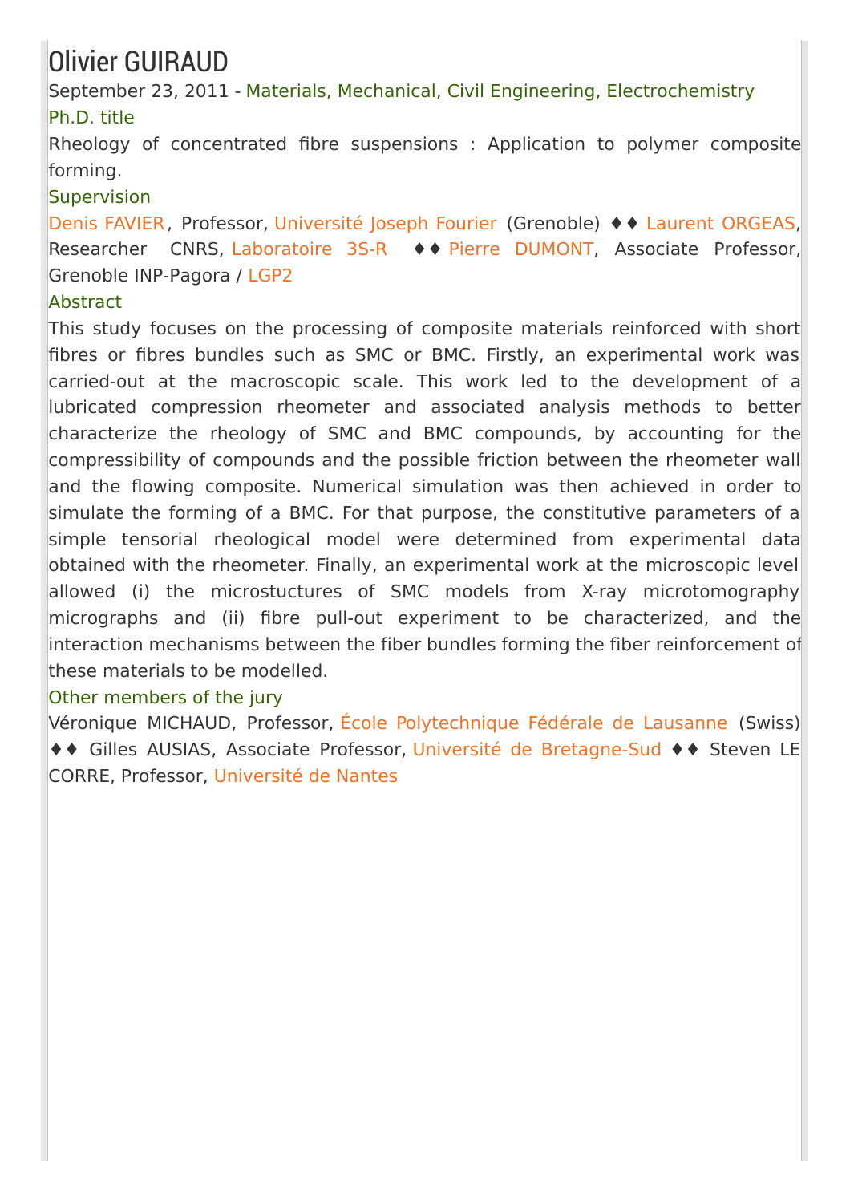# Olivier GUIRAUD

September 23, 2011 - Materials, Mechanical, Civil Engineering, Electrochemistry

### Ph.D. title

Rheology of concentrated fibre suspensions : Application to polymer composite forming.

### Supervision

Denis FAVIER, Professor, Université Joseph Fourier (Grenoble) ♦♦ Laurent ORGEAS, Researcher CNRS, Laboratoire 3S-R ♦♦ Pierre DUMONT, Associate Professor, Grenoble INP-Pagora / LGP2

### Abstract

This study focuses on the processing of composite materials reinforced with short fibres or fibres bundles such as SMC or BMC. Firstly, an experimental work was carried-out at the macroscopic scale. This work led to the development of a lubricated compression rheometer and associated analysis methods to better characterize the rheology of SMC and BMC compounds, by accounting for the compressibility of compounds and the possible friction between the rheometer wall and the flowing composite. Numerical simulation was then achieved in order to simulate the forming of a BMC. For that purpose, the constitutive parameters of a simple tensorial rheological model were determined from experimental data obtained with the rheometer. Finally, an experimental work at the microscopic level allowed (i) the microstuctures of SMC models from X-ray microtomography micrographs and (ii) fibre pull-out experiment to be characterized, and the interaction mechanisms between the fiber bundles forming the fiber reinforcement of these materials to be modelled.

### Other members of the jury

Véronique MICHAUD, Professor, École Polytechnique Fédérale de Lausanne (Swiss) ♦♦ Gilles AUSIAS, Associate Professor, Université de Bretagne-Sud ♦♦ Steven LE CORRE, Professor, Université de Nantes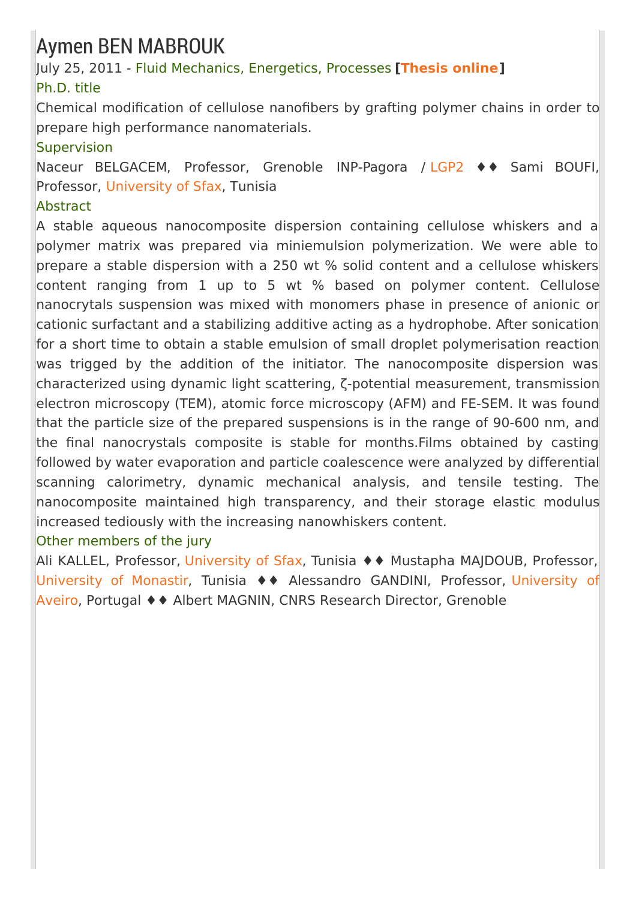# Aymen BEN MABROUK

July 25, 2011 - Fluid Mechanics, Energetics, Processes **[Thesis online]**

### Ph.D. title

Chemical modification of cellulose nanofibers by grafting polymer chains in order to prepare high performance nanomaterials.

### Supervision

Naceur BELGACEM, Professor, Grenoble INP-Pagora / LGP2 ♦♦ Sami BOUFI, Professor, University of Sfax, Tunisia

### Abstract

A stable aqueous nanocomposite dispersion containing cellulose whiskers and a polymer matrix was prepared via miniemulsion polymerization. We were able to prepare a stable dispersion with a 250 wt % solid content and a cellulose whiskers content ranging from 1 up to 5 wt % based on polymer content. Cellulose nanocrytals suspension was mixed with monomers phase in presence of anionic or cationic surfactant and a stabilizing additive acting as a hydrophobe. After sonication for a short time to obtain a stable emulsion of small droplet polymerisation reaction was trigged by the addition of the initiator. The nanocomposite dispersion was characterized using dynamic light scattering, ζ-potential measurement, transmission electron microscopy (TEM), atomic force microscopy (AFM) and FE-SEM. It was found that the particle size of the prepared suspensions is in the range of 90-600 nm, and the final nanocrystals composite is stable for months.Films obtained by casting followed by water evaporation and particle coalescence were analyzed by differential scanning calorimetry, dynamic mechanical analysis, and tensile testing. The nanocomposite maintained high transparency, and their storage elastic modulus increased tediously with the increasing nanowhiskers content.

### Other members of the jury

Ali KALLEL, Professor, University of Sfax, Tunisia ♦♦ Mustapha MAJDOUB, Professor, University of Monastir, Tunisia ♦♦ Alessandro GANDINI, Professor, University of Aveiro, Portugal ♦♦ Albert MAGNIN, CNRS Research Director, Grenoble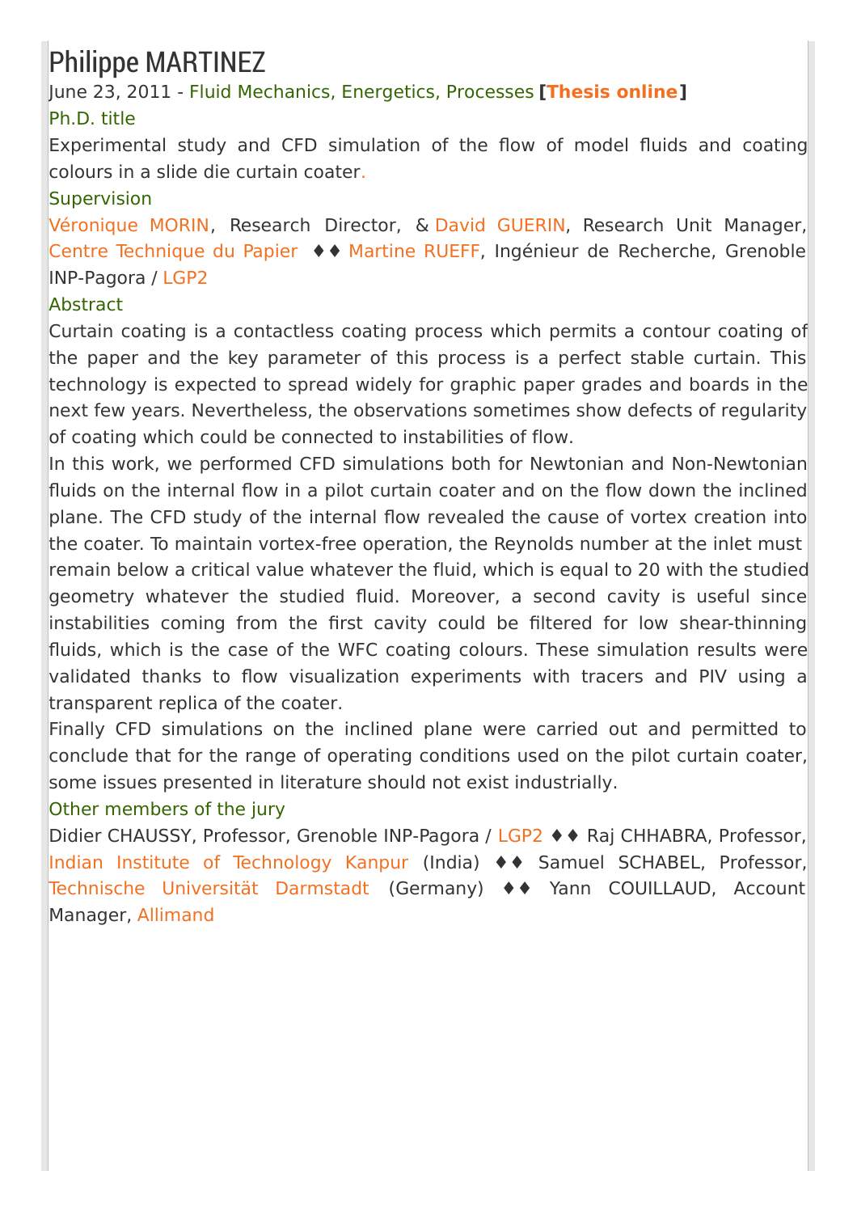# Philippe MARTINEZ

June 23, 2011 - Fluid Mechanics, Energetics, Processes **[Thesis online]**

### Ph.D. title

Experimental study and CFD simulation of the flow of model fluids and coating colours in a slide die curtain coater.

### Supervision

Véronique MORIN, Research Director, & David GUERIN, Research Unit Manager, Centre Technique du Papier ♦♦ Martine RUEFF, Ingénieur de Recherche, Grenoble INP-Pagora / LGP2

### Abstract

Curtain coating is a contactless coating process which permits a contour coating of the paper and the key parameter of this process is a perfect stable curtain. This technology is expected to spread widely for graphic paper grades and boards in the next few years. Nevertheless, the observations sometimes show defects of regularity of coating which could be connected to instabilities of flow.

In this work, we performed CFD simulations both for Newtonian and Non-Newtonian fluids on the internal flow in a pilot curtain coater and on the flow down the inclined plane. The CFD study of the internal flow revealed the cause of vortex creation into the coater. To maintain vortex-free operation, the Reynolds number at the inlet must remain below a critical value whatever the fluid, which is equal to 20 with the studied geometry whatever the studied fluid. Moreover, a second cavity is useful since instabilities coming from the first cavity could be filtered for low shear-thinning fluids, which is the case of the WFC coating colours. These simulation results were validated thanks to flow visualization experiments with tracers and PIV using a transparent replica of the coater.

Finally CFD simulations on the inclined plane were carried out and permitted to conclude that for the range of operating conditions used on the pilot curtain coater, some issues presented in literature should not exist industrially.

### Other members of the jury

Didier CHAUSSY, Professor, Grenoble INP-Pagora / LGP2 ♦♦ Raj CHHABRA, Professor, Indian Institute of Technology Kanpur (India) ♦♦ Samuel SCHABEL, Professor, Technische Universität Darmstadt (Germany) ♦♦ Yann COUILLAUD, Account Manager, Allimand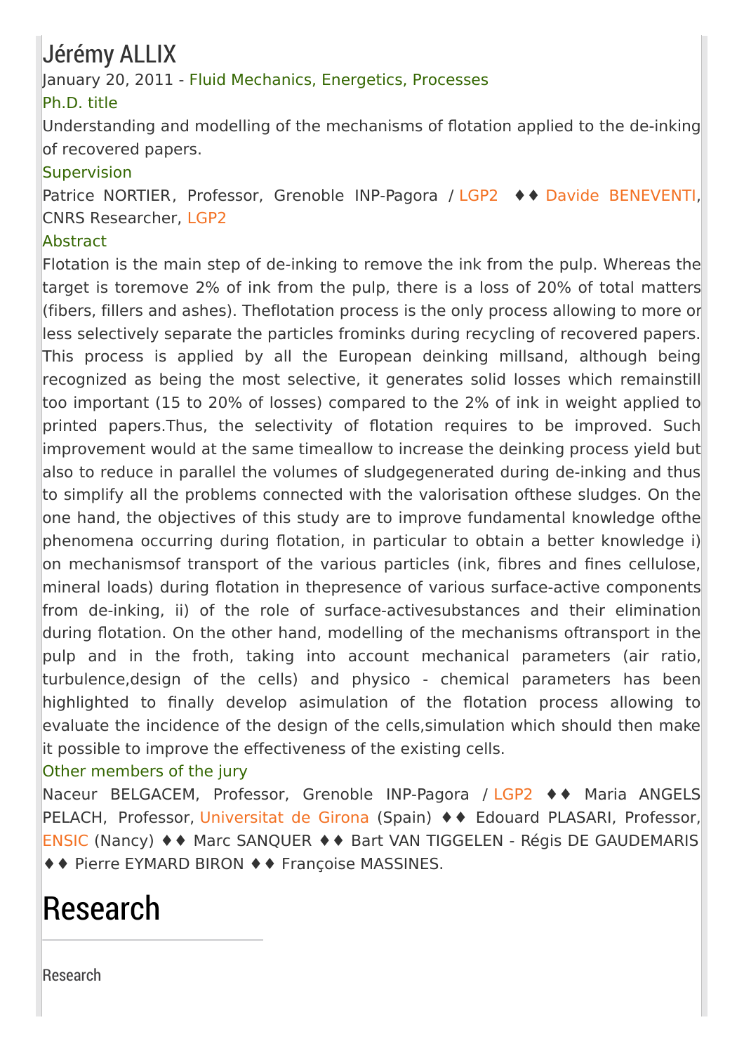# Jérémy ALLIX

January 20, 2011 - Fluid Mechanics, Energetics, Processes

### Ph.D. title

Understanding and modelling of the mechanisms of flotation applied to the de-inking of recovered papers.

### Supervision

Patrice NORTIER, Professor, Grenoble INP-Pagora / LGP2 ♦♦ Davide BENEVENTI, CNRS Researcher, LGP2

### Abstract

Flotation is the main step of de-inking to remove the ink from the pulp. Whereas the target is toremove 2% of ink from the pulp, there is a loss of 20% of total matters (fibers, fillers and ashes). Theflotation process is the only process allowing to more or less selectively separate the particles frominks during recycling of recovered papers. This process is applied by all the European deinking millsand, although being recognized as being the most selective, it generates solid losses which remainstill too important (15 to 20% of losses) compared to the 2% of ink in weight applied to printed papers.Thus, the selectivity of flotation requires to be improved. Such improvement would at the same timeallow to increase the deinking process yield but also to reduce in parallel the volumes of sludgegenerated during de-inking and thus to simplify all the problems connected with the valorisation ofthese sludges. On the one hand, the objectives of this study are to improve fundamental knowledge ofthe phenomena occurring during flotation, in particular to obtain a better knowledge i) on mechanismsof transport of the various particles (ink, fibres and fines cellulose, mineral loads) during flotation in thepresence of various surface-active components from de-inking, ii) of the role of surface-activesubstances and their elimination during flotation. On the other hand, modelling of the mechanisms oftransport in the pulp and in the froth, taking into account mechanical parameters (air ratio, turbulence,design of the cells) and physico - chemical parameters has been highlighted to finally develop asimulation of the flotation process allowing to evaluate the incidence of the design of the cells,simulation which should then make it possible to improve the effectiveness of the existing cells.

### Other members of the jury

Naceur BELGACEM, Professor, Grenoble INP-Pagora / LGP2 ♦♦ Maria ANGELS PELACH, Professor, Universitat de Girona (Spain) ♦♦ Edouard PLASARI, Professor, ENSIC (Nancy) ♦♦ Marc SANQUER ♦♦ Bart VAN TIGGELEN - Régis DE GAUDEMARIS ♦♦ Pierre EYMARD BIRON ♦♦ Françoise MASSINES.

# Research

Research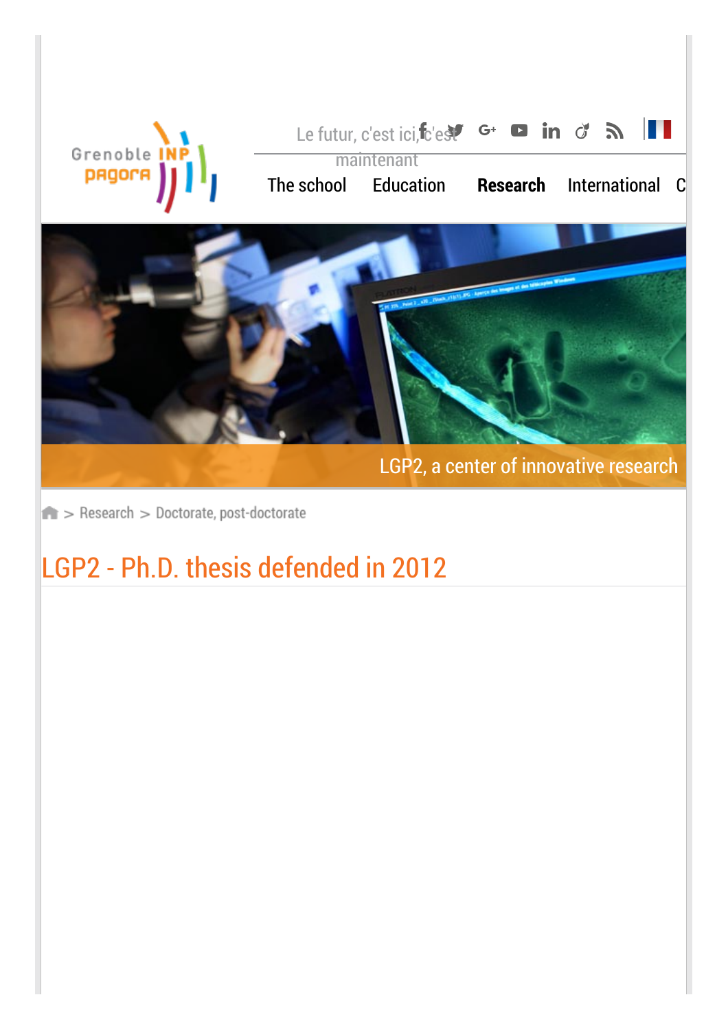Le futur, c'est ici, c'est maintenant

The school Education **Research** International C

LGP2, a center of innovative research

> Research > Doctorate, post-doctorate

# LGP2 - Ph.D. thesis defended in 2012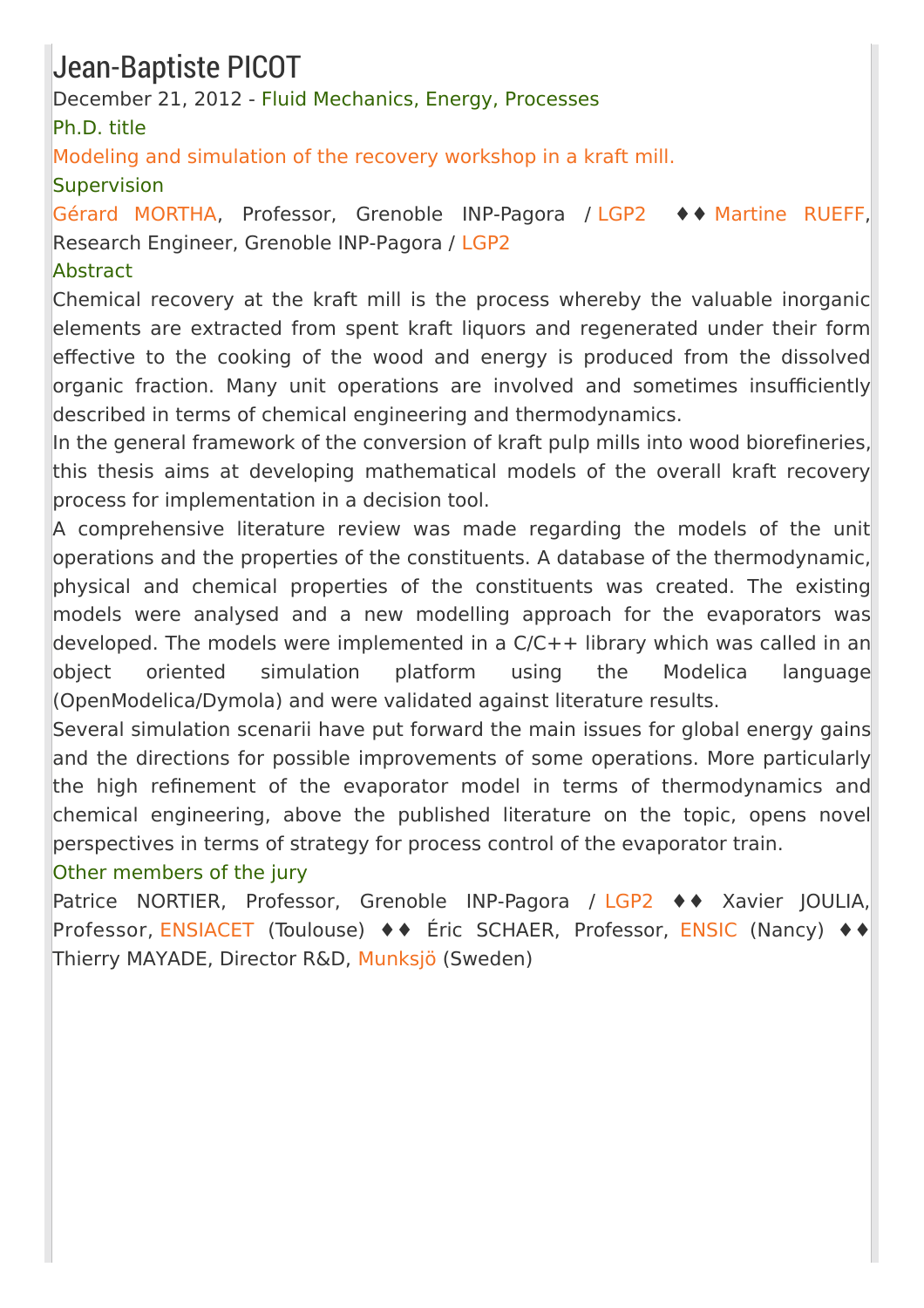# Jean-Baptiste PICOT

December 21, 2012 - Fluid Mechanics, Energy, Processes

### Ph.D. title

Modeling and simulation of the recovery workshop in a kraft mill.

### Supervision

Gérard MORTHA, Professor, Grenoble INP-Pagora / LGP2 ♦♦ Martine RUEFF, Research Engineer, Grenoble INP-Pagora / LGP2

### Abstract

Chemical recovery at the kraft mill is the process whereby the valuable inorganic elements are extracted from spent kraft liquors and regenerated under their form effective to the cooking of the wood and energy is produced from the dissolved organic fraction. Many unit operations are involved and sometimes insufficiently described in terms of chemical engineering and thermodynamics.

In the general framework of the conversion of kraft pulp mills into wood biorefineries, this thesis aims at developing mathematical models of the overall kraft recovery process for implementation in a decision tool.

A comprehensive literature review was made regarding the models of the unit operations and the properties of the constituents. A database of the thermodynamic, physical and chemical properties of the constituents was created. The existing models were analysed and a new modelling approach for the evaporators was developed. The models were implemented in a C/C++ library which was called in an object oriented simulation platform using the Modelica language (OpenModelica/Dymola) and were validated against literature results.

Several simulation scenarii have put forward the main issues for global energy gains and the directions for possible improvements of some operations. More particularly the high refinement of the evaporator model in terms of thermodynamics and chemical engineering, above the published literature on the topic, opens novel perspectives in terms of strategy for process control of the evaporator train.

### Other members of the jury

Patrice NORTIER, Professor, Grenoble INP-Pagora / LGP2 ♦♦ Xavier JOULIA, Professor, ENSIACET (Toulouse) ♦♦ Éric SCHAER, Professor, ENSIC (Nancy) ♦♦ Thierry MAYADE, Director R&D, Munksjö (Sweden)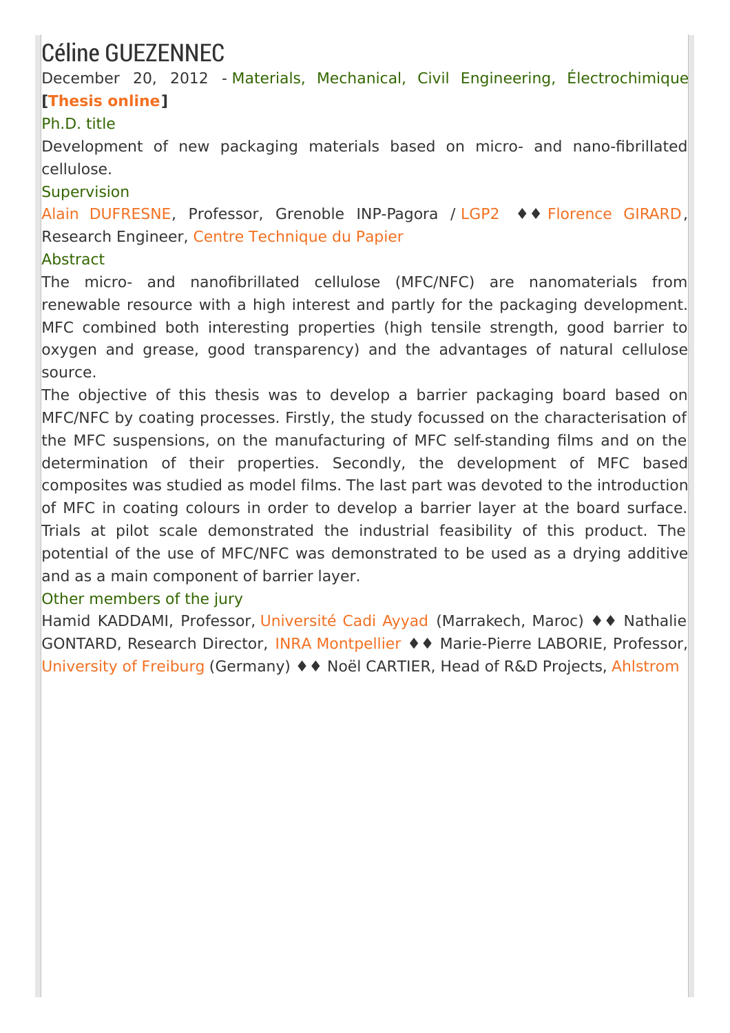# Céline GUEZENNEC

December 20, 2012 - Materials, Mechanical, Civil Engineering, Électrochimique **[Thesis online]**

### Ph.D. title

Development of new packaging materials based on micro- and nano-fibrillated cellulose.

### Supervision

Alain DUFRESNE, Professor, Grenoble INP-Pagora / LGP2 ♦♦ Florence GIRARD, Research Engineer, Centre Technique du Papier

### Abstract

The micro- and nanofibrillated cellulose (MFC/NFC) are nanomaterials from renewable resource with a high interest and partly for the packaging development. MFC combined both interesting properties (high tensile strength, good barrier to oxygen and grease, good transparency) and the advantages of natural cellulose source.

The objective of this thesis was to develop a barrier packaging board based on MFC/NFC by coating processes. Firstly, the study focussed on the characterisation of the MFC suspensions, on the manufacturing of MFC self-standing films and on the determination of their properties. Secondly, the development of MFC based composites was studied as model films. The last part was devoted to the introduction of MFC in coating colours in order to develop a barrier layer at the board surface. Trials at pilot scale demonstrated the industrial feasibility of this product. The potential of the use of MFC/NFC was demonstrated to be used as a drying additive and as a main component of barrier layer.

### Other members of the jury

Hamid KADDAMI, Professor, Université Cadi Ayyad (Marrakech, Maroc) ♦♦ Nathalie GONTARD, Research Director, INRA Montpellier ♦♦ Marie-Pierre LABORIE, Professor, University of Freiburg (Germany) ♦♦ Noël CARTIER, Head of R&D Projects, Ahlstrom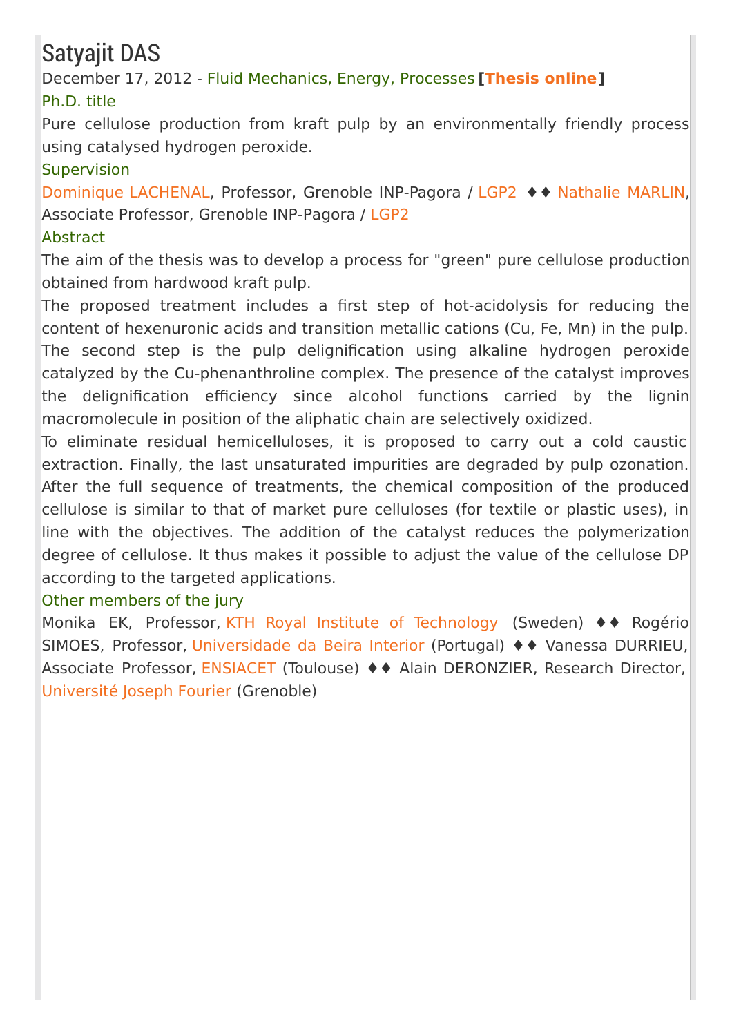# Satyajit DAS

December 17, 2012 - Fluid Mechanics, Energy, Processes **[Thesis online]**

### Ph.D. title

Pure cellulose production from kraft pulp by an environmentally friendly process using catalysed hydrogen peroxide.

### Supervision

Dominique LACHENAL, Professor, Grenoble INP-Pagora / LGP2 ♦♦ Nathalie MARLIN, Associate Professor, Grenoble INP-Pagora / LGP2

### Abstract

The aim of the thesis was to develop a process for "green" pure cellulose production obtained from hardwood kraft pulp.

The proposed treatment includes a first step of hot-acidolysis for reducing the content of hexenuronic acids and transition metallic cations (Cu, Fe, Mn) in the pulp. The second step is the pulp delignification using alkaline hydrogen peroxide catalyzed by the Cu-phenanthroline complex. The presence of the catalyst improves the delignification efficiency since alcohol functions carried by the lignin macromolecule in position of the aliphatic chain are selectively oxidized.

To eliminate residual hemicelluloses, it is proposed to carry out a cold caustic extraction. Finally, the last unsaturated impurities are degraded by pulp ozonation. After the full sequence of treatments, the chemical composition of the produced cellulose is similar to that of market pure celluloses (for textile or plastic uses), in line with the objectives. The addition of the catalyst reduces the polymerization degree of cellulose. It thus makes it possible to adjust the value of the cellulose DP according to the targeted applications.

### Other members of the jury

Monika EK, Professor, KTH Royal Institute of Technology (Sweden) ♦♦ Rogério SIMOES, Professor, Universidade da Beira Interior (Portugal) ♦♦ Vanessa DURRIEU, Associate Professor, ENSIACET (Toulouse) ♦♦ Alain DERONZIER, Research Director, Université Joseph Fourier (Grenoble)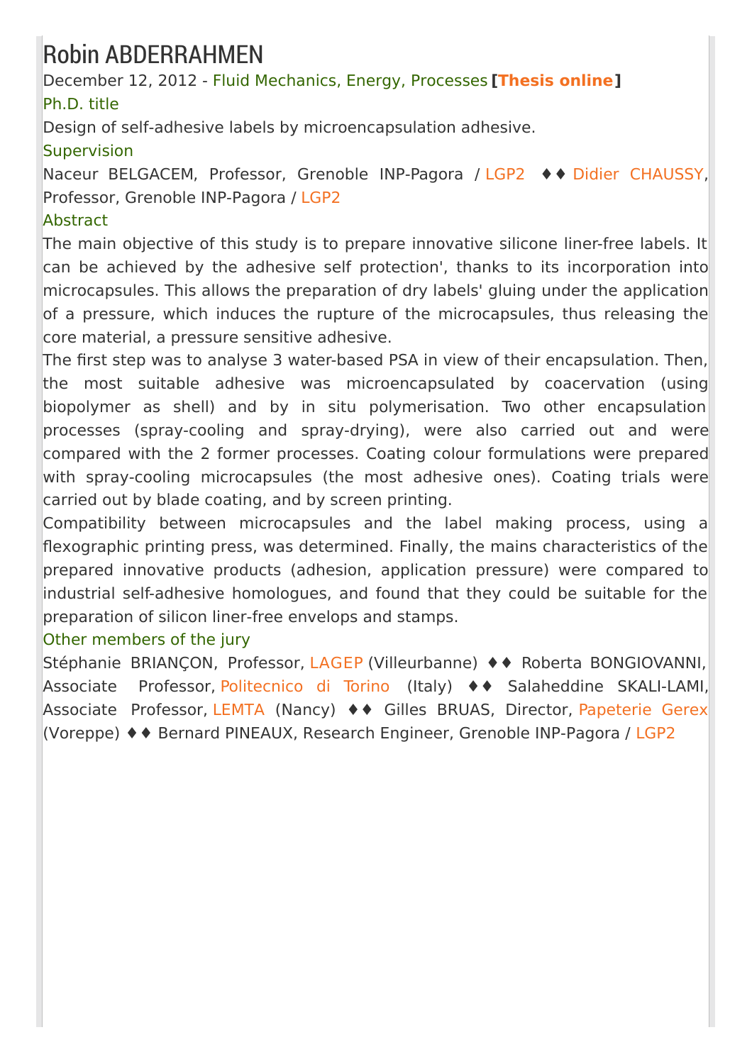# Robin ABDERRAHMEN

December 12, 2012 - Fluid Mechanics, Energy, Processes **[Thesis online]**

### Ph.D. title

Design of self-adhesive labels by microencapsulation adhesive.

### Supervision

Naceur BELGACEM, Professor, Grenoble INP-Pagora / LGP2 ♦♦ Didier CHAUSSY, Professor, Grenoble INP-Pagora / LGP2

### Abstract

The main objective of this study is to prepare innovative silicone liner-free labels. It can be achieved by the adhesive self protection', thanks to its incorporation into microcapsules. This allows the preparation of dry labels' gluing under the application of a pressure, which induces the rupture of the microcapsules, thus releasing the core material, a pressure sensitive adhesive.

The first step was to analyse 3 water-based PSA in view of their encapsulation. Then, the most suitable adhesive was microencapsulated by coacervation (using biopolymer as shell) and by in situ polymerisation. Two other encapsulation processes (spray-cooling and spray-drying), were also carried out and were compared with the 2 former processes. Coating colour formulations were prepared with spray-cooling microcapsules (the most adhesive ones). Coating trials were carried out by blade coating, and by screen printing.

Compatibility between microcapsules and the label making process, using a flexographic printing press, was determined. Finally, the mains characteristics of the prepared innovative products (adhesion, application pressure) were compared to industrial self-adhesive homologues, and found that they could be suitable for the preparation of silicon liner-free envelops and stamps.

### Other members of the jury

Stéphanie BRIANÇON, Professor, LAGEP (Villeurbanne) ♦♦ Roberta BONGIOVANNI, Associate Professor, Politecnico di Torino (Italy) ♦♦ Salaheddine SKALI-LAMI, Associate Professor, LEMTA (Nancy) ♦♦ Gilles BRUAS, Director, Papeterie Gerex (Voreppe) ♦♦ Bernard PINEAUX, Research Engineer, Grenoble INP-Pagora / LGP2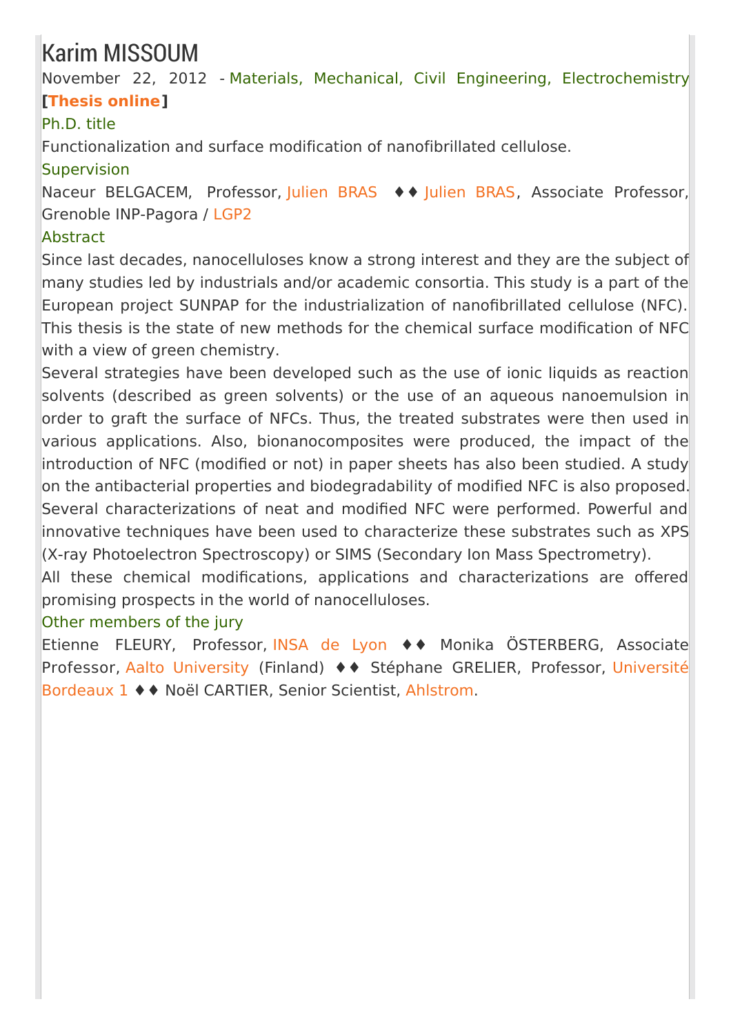# Karim MISSOUM

November 22, 2012 - Materials, Mechanical, Civil Engineering, Electrochemistry
**[Thesis online]**

### Ph.D. title

Functionalization and surface modification of nanofibrillated cellulose.

### Supervision

Naceur BELGACEM, Professor, Julien BRAS ♦♦ Julien BRAS, Associate Professor, Grenoble INP-Pagora / LGP2

### Abstract

Since last decades, nanocelluloses know a strong interest and they are the subject of many studies led by industrials and/or academic consortia. This study is a part of the European project SUNPAP for the industrialization of nanofibrillated cellulose (NFC). This thesis is the state of new methods for the chemical surface modification of NFC with a view of green chemistry.

Several strategies have been developed such as the use of ionic liquids as reaction solvents (described as green solvents) or the use of an aqueous nanoemulsion in order to graft the surface of NFCs. Thus, the treated substrates were then used in various applications. Also, bionanocomposites were produced, the impact of the introduction of NFC (modified or not) in paper sheets has also been studied. A study on the antibacterial properties and biodegradability of modified NFC is also proposed. Several characterizations of neat and modified NFC were performed. Powerful and innovative techniques have been used to characterize these substrates such as XPS (X-ray Photoelectron Spectroscopy) or SIMS (Secondary Ion Mass Spectrometry).

All these chemical modifications, applications and characterizations are offered promising prospects in the world of nanocelluloses.

### Other members of the jury

Etienne FLEURY, Professor, INSA de Lyon ♦♦ Monika ÖSTERBERG, Associate Professor, Aalto University (Finland) ♦♦ Stéphane GRELIER, Professor, Université Bordeaux 1 ♦♦ Noël CARTIER, Senior Scientist, Ahlstrom.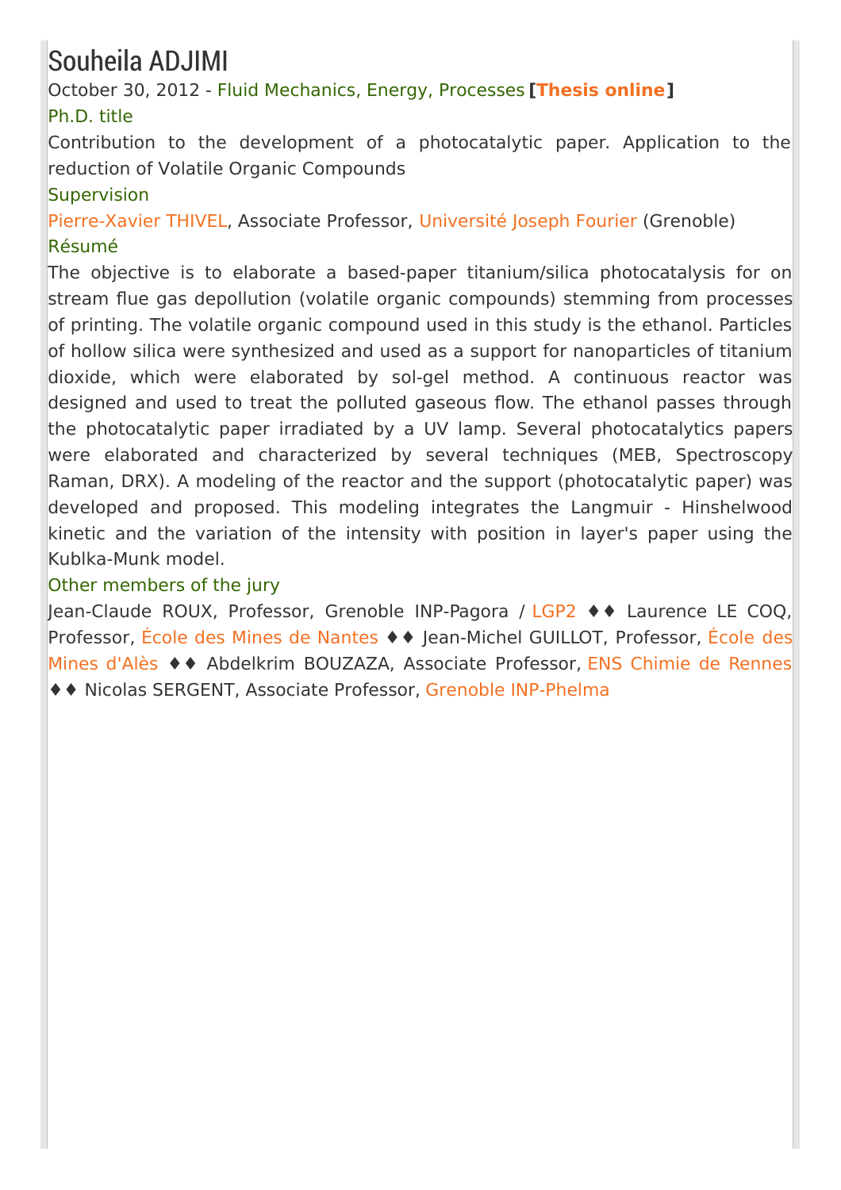# Souheila ADJIMI

October 30, 2012 - Fluid Mechanics, Energy, Processes **[Thesis online]**

### Ph.D. title

Contribution to the development of a photocatalytic paper. Application to the reduction of Volatile Organic Compounds

### Supervision

Pierre-Xavier THIVEL, Associate Professor, Université Joseph Fourier (Grenoble)

### Résumé

The objective is to elaborate a based-paper titanium/silica photocatalysis for on stream flue gas depollution (volatile organic compounds) stemming from processes of printing. The volatile organic compound used in this study is the ethanol. Particles of hollow silica were synthesized and used as a support for nanoparticles of titanium dioxide, which were elaborated by sol-gel method. A continuous reactor was designed and used to treat the polluted gaseous flow. The ethanol passes through the photocatalytic paper irradiated by a UV lamp. Several photocatalytics papers were elaborated and characterized by several techniques (MEB, Spectroscopy Raman, DRX). A modeling of the reactor and the support (photocatalytic paper) was developed and proposed. This modeling integrates the Langmuir - Hinshelwood kinetic and the variation of the intensity with position in layer's paper using the Kublka-Munk model.

### Other members of the jury

Jean-Claude ROUX, Professor, Grenoble INP-Pagora / LGP2 ♦♦ Laurence LE COQ, Professor, École des Mines de Nantes ♦♦ Jean-Michel GUILLOT, Professor, École des Mines d'Alès ♦♦ Abdelkrim BOUZAZA, Associate Professor, ENS Chimie de Rennes ♦♦ Nicolas SERGENT, Associate Professor, Grenoble INP-Phelma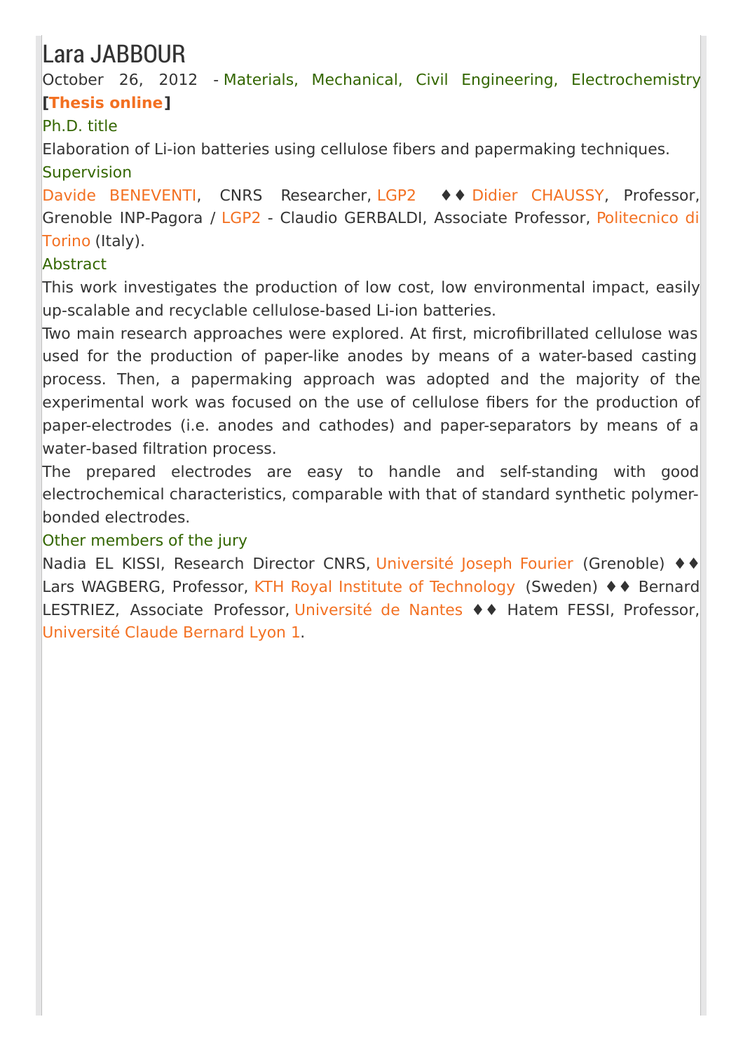# Lara JABBOUR

October 26, 2012 - Materials, Mechanical, Civil Engineering, Electrochemistry **[Thesis online]**

### Ph.D. title

Elaboration of Li-ion batteries using cellulose fibers and papermaking techniques.

### Supervision

Davide BENEVENTI, CNRS Researcher, LGP2 ♦♦ Didier CHAUSSY, Professor, Grenoble INP-Pagora / LGP2 - Claudio GERBALDI, Associate Professor, Politecnico di Torino (Italy).

### Abstract

This work investigates the production of low cost, low environmental impact, easily up-scalable and recyclable cellulose-based Li-ion batteries.

Two main research approaches were explored. At first, microfibrillated cellulose was used for the production of paper-like anodes by means of a water-based casting process. Then, a papermaking approach was adopted and the majority of the experimental work was focused on the use of cellulose fibers for the production of paper-electrodes (i.e. anodes and cathodes) and paper-separators by means of a water-based filtration process.

The prepared electrodes are easy to handle and self-standing with good electrochemical characteristics, comparable with that of standard synthetic polymer-bonded electrodes.

### Other members of the jury

Nadia EL KISSI, Research Director CNRS, Université Joseph Fourier (Grenoble) ♦♦ Lars WAGBERG, Professor, KTH Royal Institute of Technology (Sweden) ♦♦ Bernard LESTRIEZ, Associate Professor, Université de Nantes ♦♦ Hatem FESSI, Professor, Université Claude Bernard Lyon 1.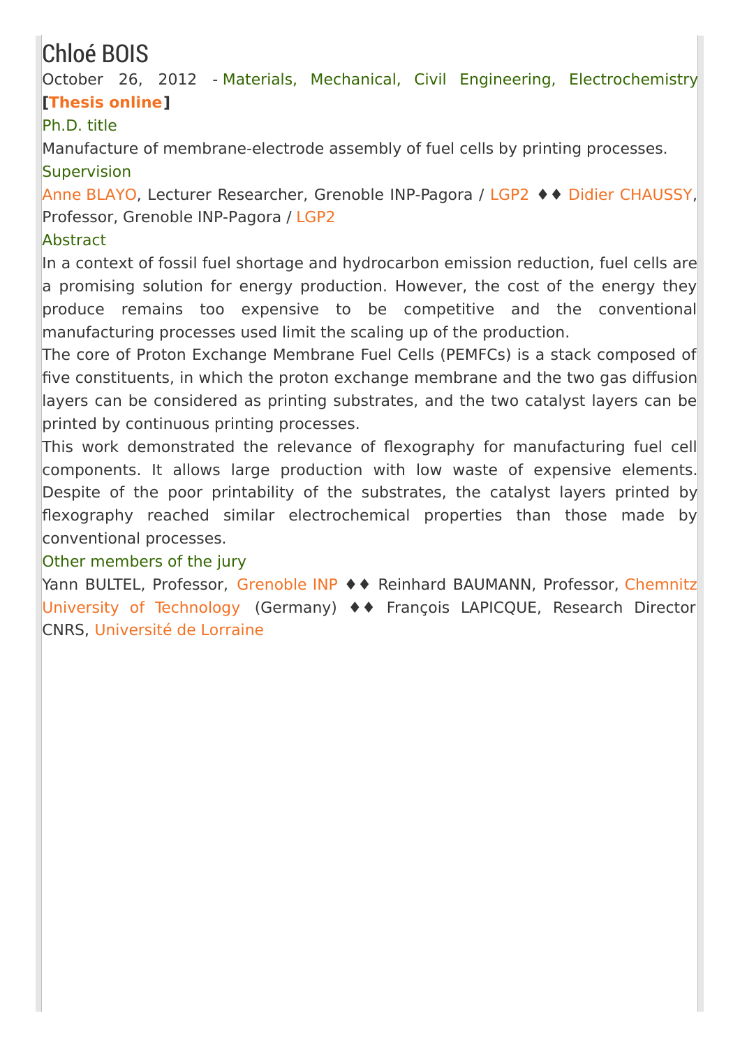# Chloé BOIS

October 26, 2012 - Materials, Mechanical, Civil Engineering, Electrochemistry **[Thesis online]**

### Ph.D. title

Manufacture of membrane-electrode assembly of fuel cells by printing processes.

### Supervision

Anne BLAYO, Lecturer Researcher, Grenoble INP-Pagora / LGP2 ♦♦ Didier CHAUSSY, Professor, Grenoble INP-Pagora / LGP2

### Abstract

In a context of fossil fuel shortage and hydrocarbon emission reduction, fuel cells are a promising solution for energy production. However, the cost of the energy they produce remains too expensive to be competitive and the conventional manufacturing processes used limit the scaling up of the production.

The core of Proton Exchange Membrane Fuel Cells (PEMFCs) is a stack composed of five constituents, in which the proton exchange membrane and the two gas diffusion layers can be considered as printing substrates, and the two catalyst layers can be printed by continuous printing processes.

This work demonstrated the relevance of flexography for manufacturing fuel cell components. It allows large production with low waste of expensive elements. Despite of the poor printability of the substrates, the catalyst layers printed by flexography reached similar electrochemical properties than those made by conventional processes.

### Other members of the jury

Yann BULTEL, Professor, Grenoble INP ♦♦ Reinhard BAUMANN, Professor, Chemnitz University of Technology (Germany) ♦♦ François LAPICQUE, Research Director CNRS, Université de Lorraine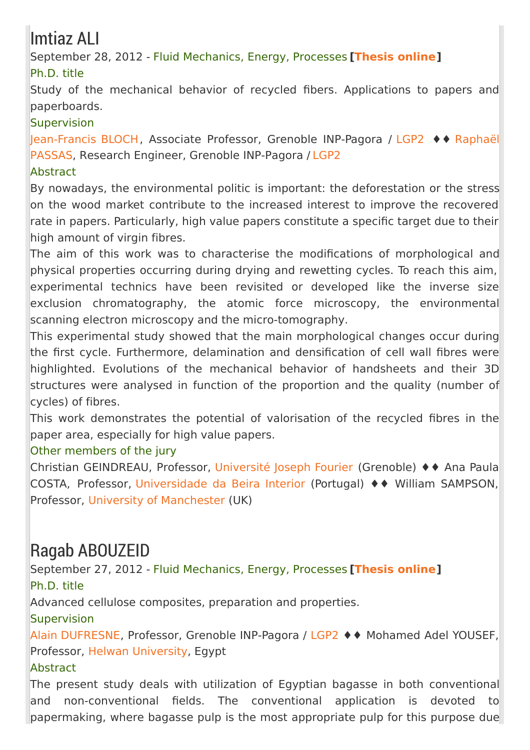# Imtiaz ALI

September 28, 2012 - Fluid Mechanics, Energy, Processes **[Thesis online]**

### Ph.D. title

Study of the mechanical behavior of recycled fibers. Applications to papers and paperboards.

### Supervision

Jean-Francis BLOCH, Associate Professor, Grenoble INP-Pagora / LGP2 ♦♦ Raphaël PASSAS, Research Engineer, Grenoble INP-Pagora / LGP2

### Abstract

By nowadays, the environmental politic is important: the deforestation or the stress on the wood market contribute to the increased interest to improve the recovered rate in papers. Particularly, high value papers constitute a specific target due to their high amount of virgin fibres.

The aim of this work was to characterise the modifications of morphological and physical properties occurring during drying and rewetting cycles. To reach this aim, experimental technics have been revisited or developed like the inverse size exclusion chromatography, the atomic force microscopy, the environmental scanning electron microscopy and the micro-tomography.

This experimental study showed that the main morphological changes occur during the first cycle. Furthermore, delamination and densification of cell wall fibres were highlighted. Evolutions of the mechanical behavior of handsheets and their 3D structures were analysed in function of the proportion and the quality (number of cycles) of fibres.

This work demonstrates the potential of valorisation of the recycled fibres in the paper area, especially for high value papers.

### Other members of the jury

Christian GEINDREAU, Professor, Université Joseph Fourier (Grenoble) ♦♦ Ana Paula COSTA, Professor, Universidade da Beira Interior (Portugal) ♦♦ William SAMPSON, Professor, University of Manchester (UK)

# Ragab ABOUZEID

September 27, 2012 - Fluid Mechanics, Energy, Processes **[Thesis online]**

### Ph.D. title

Advanced cellulose composites, preparation and properties.

### Supervision

Alain DUFRESNE, Professor, Grenoble INP-Pagora / LGP2 ♦♦ Mohamed Adel YOUSEF, Professor, Helwan University, Egypt

### Abstract

The present study deals with utilization of Egyptian bagasse in both conventional and non-conventional fields. The conventional application is devoted to papermaking, where bagasse pulp is the most appropriate pulp for this purpose due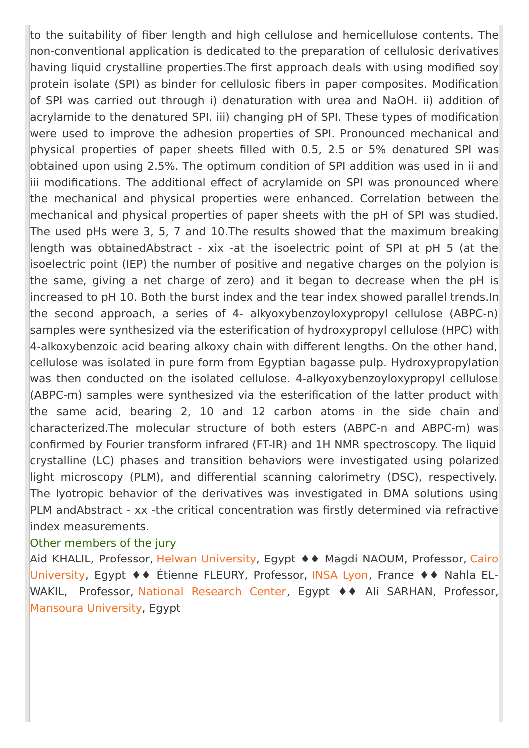to the suitability of fiber length and high cellulose and hemicellulose contents. The non-conventional application is dedicated to the preparation of cellulosic derivatives having liquid crystalline properties.The first approach deals with using modified soy protein isolate (SPI) as binder for cellulosic fibers in paper composites. Modification of SPI was carried out through i) denaturation with urea and NaOH. ii) addition of acrylamide to the denatured SPI. iii) changing pH of SPI. These types of modification were used to improve the adhesion properties of SPI. Pronounced mechanical and physical properties of paper sheets filled with 0.5, 2.5 or 5% denatured SPI was obtained upon using 2.5%. The optimum condition of SPI addition was used in ii and iii modifications. The additional effect of acrylamide on SPI was pronounced where the mechanical and physical properties were enhanced. Correlation between the mechanical and physical properties of paper sheets with the pH of SPI was studied. The used pHs were 3, 5, 7 and 10.The results showed that the maximum breaking length was obtainedAbstract - xix -at the isoelectric point of SPI at pH 5 (at the isoelectric point (IEP) the number of positive and negative charges on the polyion is the same, giving a net charge of zero) and it began to decrease when the pH is increased to pH 10. Both the burst index and the tear index showed parallel trends.In the second approach, a series of 4- alkyoxybenzoyloxypropyl cellulose (ABPC-n) samples were synthesized via the esterification of hydroxypropyl cellulose (HPC) with 4-alkoxybenzoic acid bearing alkoxy chain with different lengths. On the other hand, cellulose was isolated in pure form from Egyptian bagasse pulp. Hydroxypropylation was then conducted on the isolated cellulose. 4-alkyoxybenzoyloxypropyl cellulose (ABPC-m) samples were synthesized via the esterification of the latter product with the same acid, bearing 2, 10 and 12 carbon atoms in the side chain and characterized.The molecular structure of both esters (ABPC-n and ABPC-m) was confirmed by Fourier transform infrared (FT-IR) and 1H NMR spectroscopy. The liquid crystalline (LC) phases and transition behaviors were investigated using polarized light microscopy (PLM), and differential scanning calorimetry (DSC), respectively. The lyotropic behavior of the derivatives was investigated in DMA solutions using PLM andAbstract - xx -the critical concentration was firstly determined via refractive index measurements.

## Other members of the jury

Aid KHALIL, Professor, Helwan University, Egypt ♦♦ Magdi NAOUM, Professor, Cairo University, Egypt ♦♦ Étienne FLEURY, Professor, INSA Lyon, France ♦♦ Nahla EL-WAKIL, Professor, National Research Center, Egypt ♦♦ Ali SARHAN, Professor, Mansoura University, Egypt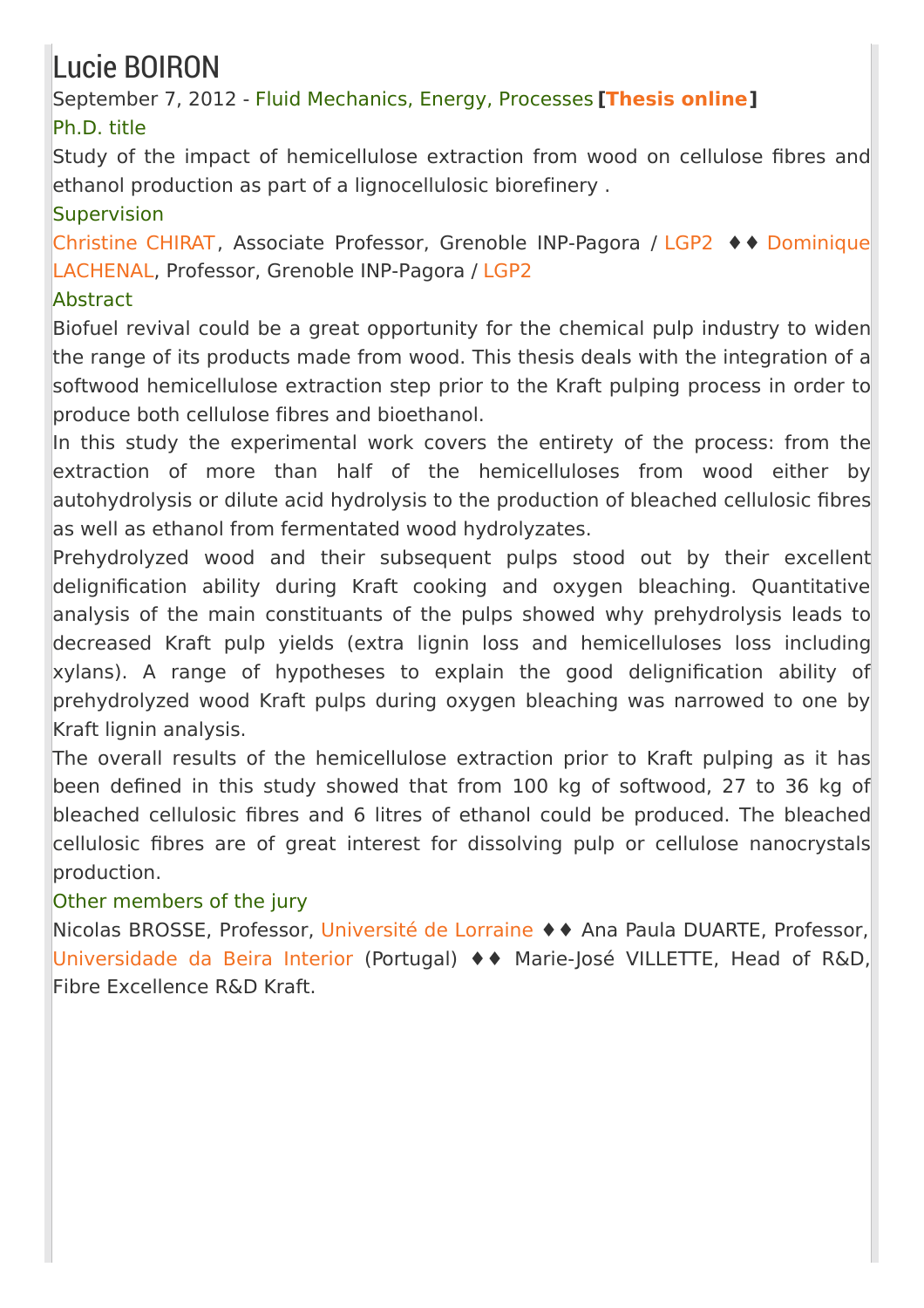# Lucie BOIRON

September 7, 2012 - Fluid Mechanics, Energy, Processes **[Thesis online]**

### Ph.D. title

Study of the impact of hemicellulose extraction from wood on cellulose fibres and ethanol production as part of a lignocellulosic biorefinery .

### Supervision

Christine CHIRAT, Associate Professor, Grenoble INP-Pagora / LGP2 ♦♦ Dominique LACHENAL, Professor, Grenoble INP-Pagora / LGP2

### Abstract

Biofuel revival could be a great opportunity for the chemical pulp industry to widen the range of its products made from wood. This thesis deals with the integration of a softwood hemicellulose extraction step prior to the Kraft pulping process in order to produce both cellulose fibres and bioethanol.

In this study the experimental work covers the entirety of the process: from the extraction of more than half of the hemicelluloses from wood either by autohydrolysis or dilute acid hydrolysis to the production of bleached cellulosic fibres as well as ethanol from fermentated wood hydrolyzates.

Prehydrolyzed wood and their subsequent pulps stood out by their excellent delignification ability during Kraft cooking and oxygen bleaching. Quantitative analysis of the main constituants of the pulps showed why prehydrolysis leads to decreased Kraft pulp yields (extra lignin loss and hemicelluloses loss including xylans). A range of hypotheses to explain the good delignification ability of prehydrolyzed wood Kraft pulps during oxygen bleaching was narrowed to one by Kraft lignin analysis.

The overall results of the hemicellulose extraction prior to Kraft pulping as it has been defined in this study showed that from 100 kg of softwood, 27 to 36 kg of bleached cellulosic fibres and 6 litres of ethanol could be produced. The bleached cellulosic fibres are of great interest for dissolving pulp or cellulose nanocrystals production.

### Other members of the jury

Nicolas BROSSE, Professor, Université de Lorraine ♦♦ Ana Paula DUARTE, Professor, Universidade da Beira Interior (Portugal) ♦♦ Marie-José VILLETTE, Head of R&D, Fibre Excellence R&D Kraft.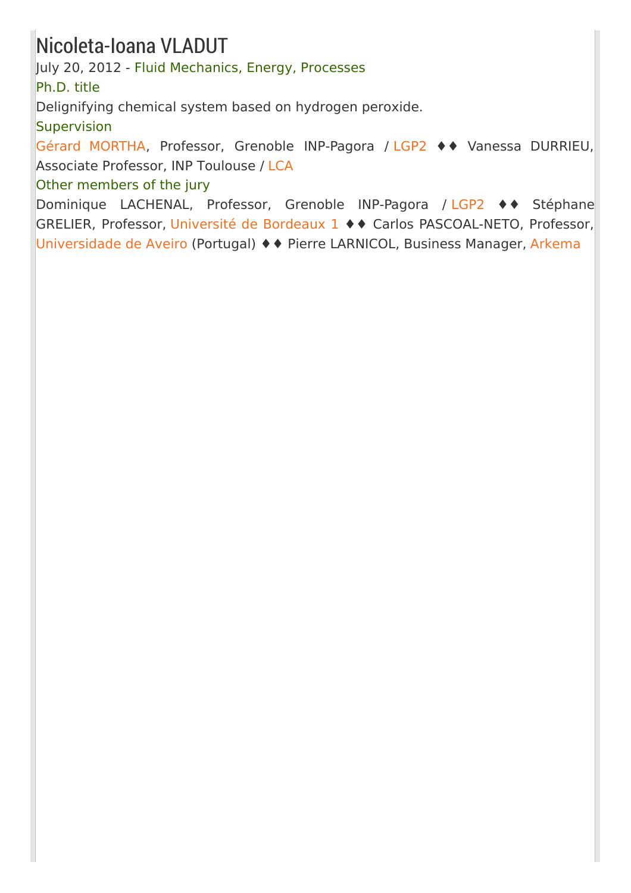# Nicoleta-Ioana VLADUT

July 20, 2012 - Fluid Mechanics, Energy, Processes

Ph.D. title

Delignifying chemical system based on hydrogen peroxide.

Supervision

Gérard MORTHA, Professor, Grenoble INP-Pagora / LGP2 ♦♦ Vanessa DURRIEU, Associate Professor, INP Toulouse / LCA

Other members of the jury

Dominique LACHENAL, Professor, Grenoble INP-Pagora / LGP2 ♦♦ Stéphane GRELIER, Professor, Université de Bordeaux 1 ♦♦ Carlos PASCOAL-NETO, Professor, Universidade de Aveiro (Portugal) ♦♦ Pierre LARNICOL, Business Manager, Arkema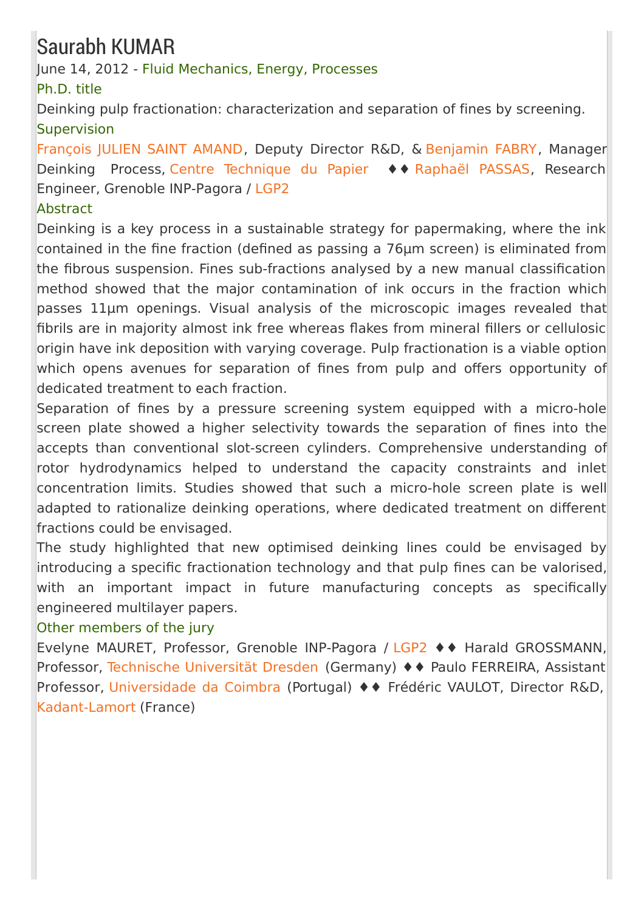# Saurabh KUMAR

June 14, 2012 - Fluid Mechanics, Energy, Processes

### Ph.D. title

Deinking pulp fractionation: characterization and separation of fines by screening.

### Supervision

François JULIEN SAINT AMAND, Deputy Director R&D, & Benjamin FABRY, Manager Deinking Process, Centre Technique du Papier ♦♦ Raphaël PASSAS, Research Engineer, Grenoble INP-Pagora / LGP2

### Abstract

Deinking is a key process in a sustainable strategy for papermaking, where the ink contained in the fine fraction (defined as passing a 76µm screen) is eliminated from the fibrous suspension. Fines sub-fractions analysed by a new manual classification method showed that the major contamination of ink occurs in the fraction which passes 11µm openings. Visual analysis of the microscopic images revealed that fibrils are in majority almost ink free whereas flakes from mineral fillers or cellulosic origin have ink deposition with varying coverage. Pulp fractionation is a viable option which opens avenues for separation of fines from pulp and offers opportunity of dedicated treatment to each fraction.

Separation of fines by a pressure screening system equipped with a micro-hole screen plate showed a higher selectivity towards the separation of fines into the accepts than conventional slot-screen cylinders. Comprehensive understanding of rotor hydrodynamics helped to understand the capacity constraints and inlet concentration limits. Studies showed that such a micro-hole screen plate is well adapted to rationalize deinking operations, where dedicated treatment on different fractions could be envisaged.

The study highlighted that new optimised deinking lines could be envisaged by introducing a specific fractionation technology and that pulp fines can be valorised, with an important impact in future manufacturing concepts as specifically engineered multilayer papers.

### Other members of the jury

Evelyne MAURET, Professor, Grenoble INP-Pagora / LGP2 ♦♦ Harald GROSSMANN, Professor, Technische Universität Dresden (Germany) ♦♦ Paulo FERREIRA, Assistant Professor, Universidade da Coimbra (Portugal) ♦♦ Frédéric VAULOT, Director R&D, Kadant-Lamort (France)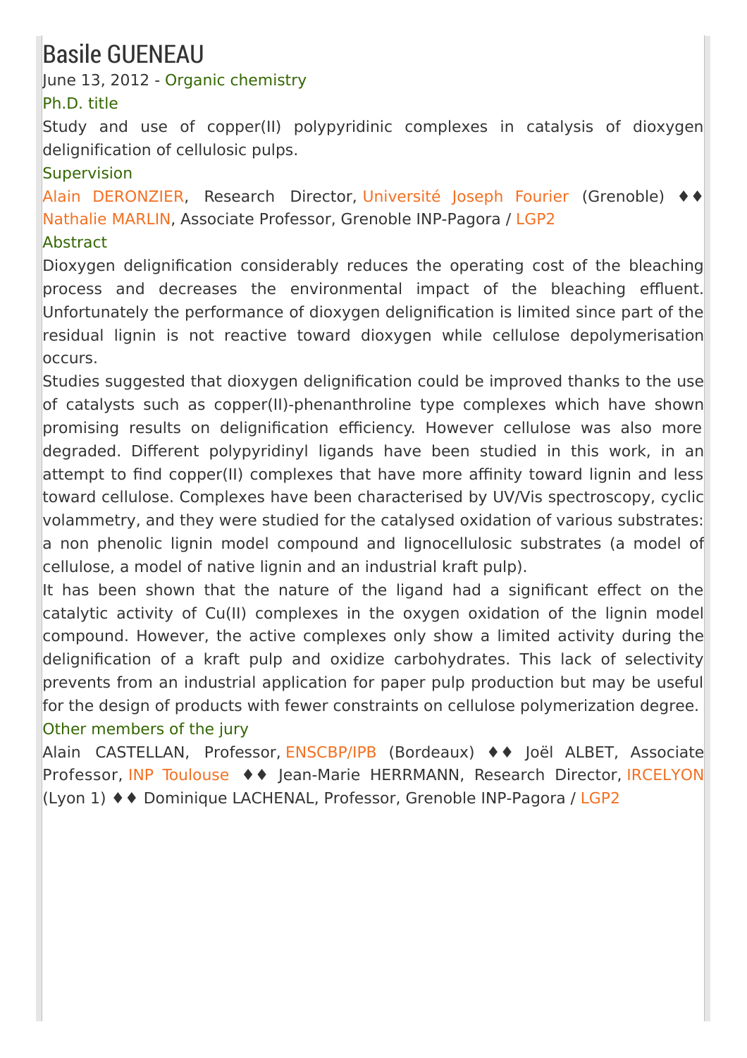# Basile GUENEAU

June 13, 2012 - Organic chemistry

### Ph.D. title

Study and use of copper(II) polypyridinic complexes in catalysis of dioxygen delignification of cellulosic pulps.

### Supervision

Alain DERONZIER, Research Director, Université Joseph Fourier (Grenoble) ♦♦ Nathalie MARLIN, Associate Professor, Grenoble INP-Pagora / LGP2

### Abstract

Dioxygen delignification considerably reduces the operating cost of the bleaching process and decreases the environmental impact of the bleaching effluent. Unfortunately the performance of dioxygen delignification is limited since part of the residual lignin is not reactive toward dioxygen while cellulose depolymerisation occurs.

Studies suggested that dioxygen delignification could be improved thanks to the use of catalysts such as copper(II)-phenanthroline type complexes which have shown promising results on delignification efficiency. However cellulose was also more degraded. Different polypyridinyl ligands have been studied in this work, in an attempt to find copper(II) complexes that have more affinity toward lignin and less toward cellulose. Complexes have been characterised by UV/Vis spectroscopy, cyclic volammetry, and they were studied for the catalysed oxidation of various substrates: a non phenolic lignin model compound and lignocellulosic substrates (a model of cellulose, a model of native lignin and an industrial kraft pulp).

It has been shown that the nature of the ligand had a significant effect on the catalytic activity of Cu(II) complexes in the oxygen oxidation of the lignin model compound. However, the active complexes only show a limited activity during the delignification of a kraft pulp and oxidize carbohydrates. This lack of selectivity prevents from an industrial application for paper pulp production but may be useful for the design of products with fewer constraints on cellulose polymerization degree.

### Other members of the jury

Alain CASTELLAN, Professor, ENSCBP/IPB (Bordeaux) ♦♦ Joël ALBET, Associate Professor, INP Toulouse ♦♦ Jean-Marie HERRMANN, Research Director, IRCELYON (Lyon 1) ♦♦ Dominique LACHENAL, Professor, Grenoble INP-Pagora / LGP2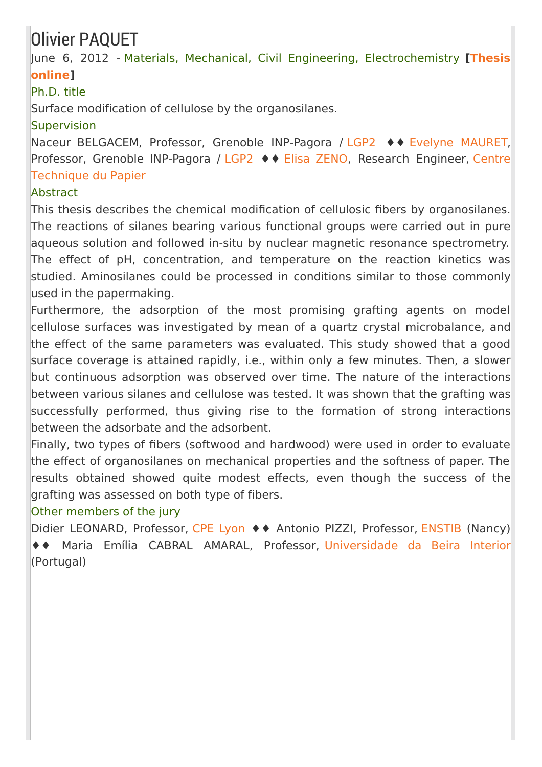# Olivier PAQUET

June 6, 2012 - Materials, Mechanical, Civil Engineering, Electrochemistry **[Thesis online]**

## Ph.D. title

Surface modification of cellulose by the organosilanes.

## Supervision

Naceur BELGACEM, Professor, Grenoble INP-Pagora / LGP2 ♦♦ Evelyne MAURET, Professor, Grenoble INP-Pagora / LGP2 ♦♦ Elisa ZENO, Research Engineer, Centre Technique du Papier

## Abstract

This thesis describes the chemical modification of cellulosic fibers by organosilanes. The reactions of silanes bearing various functional groups were carried out in pure aqueous solution and followed in-situ by nuclear magnetic resonance spectrometry. The effect of pH, concentration, and temperature on the reaction kinetics was studied. Aminosilanes could be processed in conditions similar to those commonly used in the papermaking.

Furthermore, the adsorption of the most promising grafting agents on model cellulose surfaces was investigated by mean of a quartz crystal microbalance, and the effect of the same parameters was evaluated. This study showed that a good surface coverage is attained rapidly, i.e., within only a few minutes. Then, a slower but continuous adsorption was observed over time. The nature of the interactions between various silanes and cellulose was tested. It was shown that the grafting was successfully performed, thus giving rise to the formation of strong interactions between the adsorbate and the adsorbent.

Finally, two types of fibers (softwood and hardwood) were used in order to evaluate the effect of organosilanes on mechanical properties and the softness of paper. The results obtained showed quite modest effects, even though the success of the grafting was assessed on both type of fibers.

## Other members of the jury

Didier LEONARD, Professor, CPE Lyon ♦♦ Antonio PIZZI, Professor, ENSTIB (Nancy) ♦♦ Maria Emília CABRAL AMARAL, Professor, Universidade da Beira Interior (Portugal)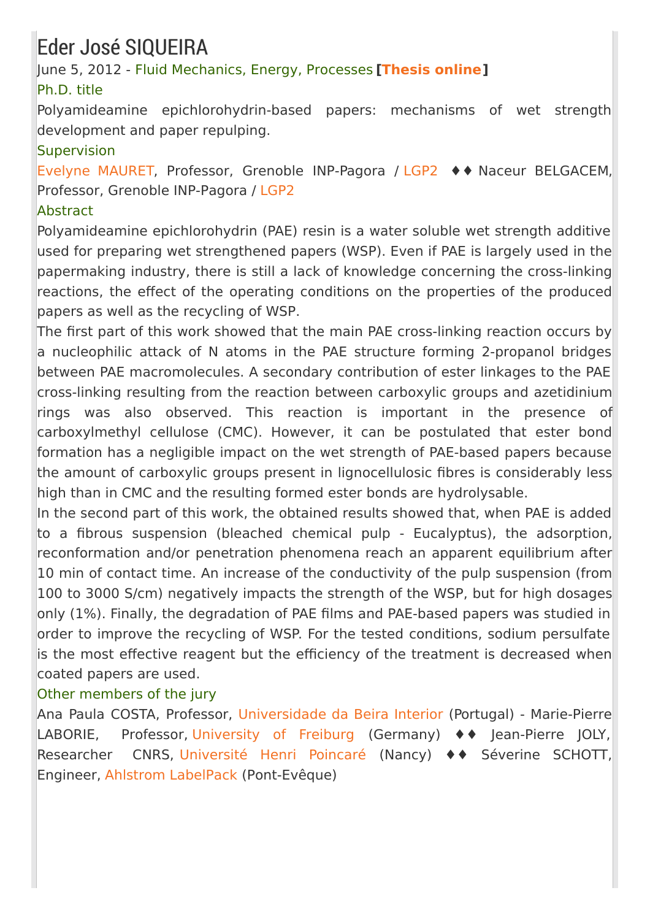# Eder José SIQUEIRA

June 5, 2012 - Fluid Mechanics, Energy, Processes **[Thesis online]**

### Ph.D. title

Polyamideamine epichlorohydrin-based papers: mechanisms of wet strength development and paper repulping.

### Supervision

Evelyne MAURET, Professor, Grenoble INP-Pagora / LGP2 ♦♦ Naceur BELGACEM, Professor, Grenoble INP-Pagora / LGP2

### Abstract

Polyamideamine epichlorohydrin (PAE) resin is a water soluble wet strength additive used for preparing wet strengthened papers (WSP). Even if PAE is largely used in the papermaking industry, there is still a lack of knowledge concerning the cross-linking reactions, the effect of the operating conditions on the properties of the produced papers as well as the recycling of WSP.

The first part of this work showed that the main PAE cross-linking reaction occurs by a nucleophilic attack of N atoms in the PAE structure forming 2-propanol bridges between PAE macromolecules. A secondary contribution of ester linkages to the PAE cross-linking resulting from the reaction between carboxylic groups and azetidinium rings was also observed. This reaction is important in the presence of carboxylmethyl cellulose (CMC). However, it can be postulated that ester bond formation has a negligible impact on the wet strength of PAE-based papers because the amount of carboxylic groups present in lignocellulosic fibres is considerably less high than in CMC and the resulting formed ester bonds are hydrolysable.

In the second part of this work, the obtained results showed that, when PAE is added to a fibrous suspension (bleached chemical pulp - Eucalyptus), the adsorption, reconformation and/or penetration phenomena reach an apparent equilibrium after 10 min of contact time. An increase of the conductivity of the pulp suspension (from 100 to 3000 S/cm) negatively impacts the strength of the WSP, but for high dosages only (1%). Finally, the degradation of PAE films and PAE-based papers was studied in order to improve the recycling of WSP. For the tested conditions, sodium persulfate is the most effective reagent but the efficiency of the treatment is decreased when coated papers are used.

### Other members of the jury

Ana Paula COSTA, Professor, Universidade da Beira Interior (Portugal) - Marie-Pierre LABORIE, Professor, University of Freiburg (Germany) ♦♦ Jean-Pierre JOLY, Researcher CNRS, Université Henri Poincaré (Nancy) ♦♦ Séverine SCHOTT, Engineer, Ahlstrom LabelPack (Pont-Evêque)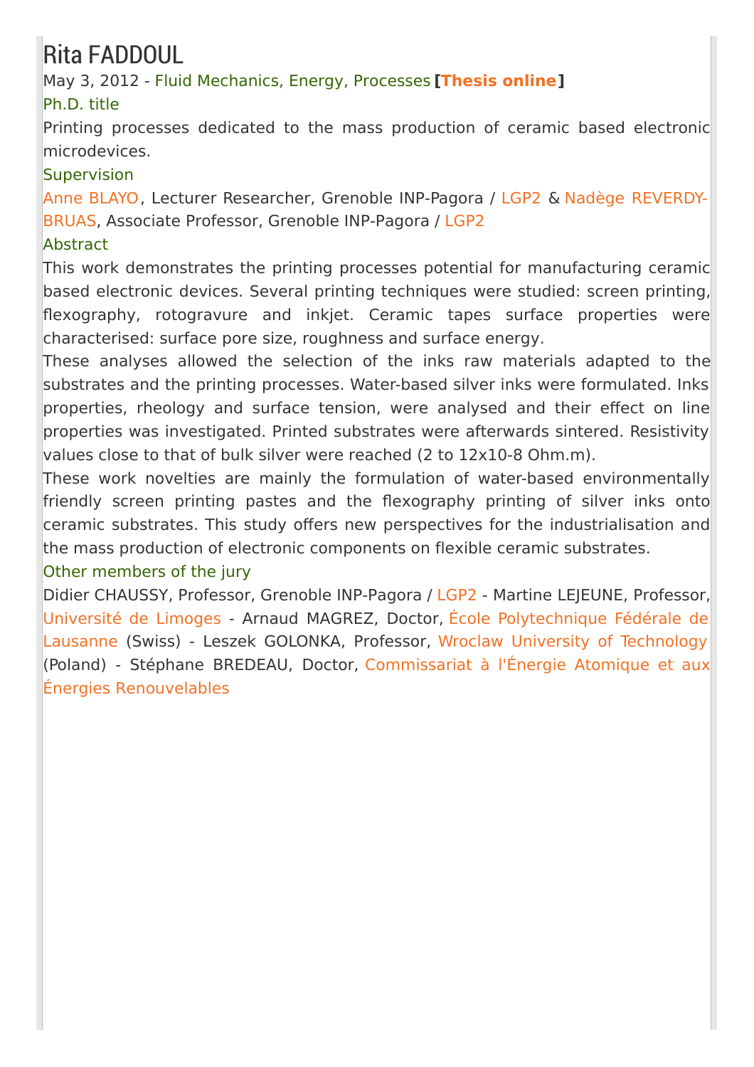# Rita FADDOUL

May 3, 2012 - Fluid Mechanics, Energy, Processes **[Thesis online]**

### Ph.D. title

Printing processes dedicated to the mass production of ceramic based electronic microdevices.

### Supervision

Anne BLAYO, Lecturer Researcher, Grenoble INP-Pagora / LGP2 & Nadège REVERDY-BRUAS, Associate Professor, Grenoble INP-Pagora / LGP2

### Abstract

This work demonstrates the printing processes potential for manufacturing ceramic based electronic devices. Several printing techniques were studied: screen printing, flexography, rotogravure and inkjet. Ceramic tapes surface properties were characterised: surface pore size, roughness and surface energy.

These analyses allowed the selection of the inks raw materials adapted to the substrates and the printing processes. Water-based silver inks were formulated. Inks properties, rheology and surface tension, were analysed and their effect on line properties was investigated. Printed substrates were afterwards sintered. Resistivity values close to that of bulk silver were reached (2 to 12x10-8 Ohm.m).

These work novelties are mainly the formulation of water-based environmentally friendly screen printing pastes and the flexography printing of silver inks onto ceramic substrates. This study offers new perspectives for the industrialisation and the mass production of electronic components on flexible ceramic substrates.

### Other members of the jury

Didier CHAUSSY, Professor, Grenoble INP-Pagora / LGP2 - Martine LEJEUNE, Professor, Université de Limoges - Arnaud MAGREZ, Doctor, École Polytechnique Fédérale de Lausanne (Swiss) - Leszek GOLONKA, Professor, Wroclaw University of Technology (Poland) - Stéphane BREDEAU, Doctor, Commissariat à l'Énergie Atomique et aux Énergies Renouvelables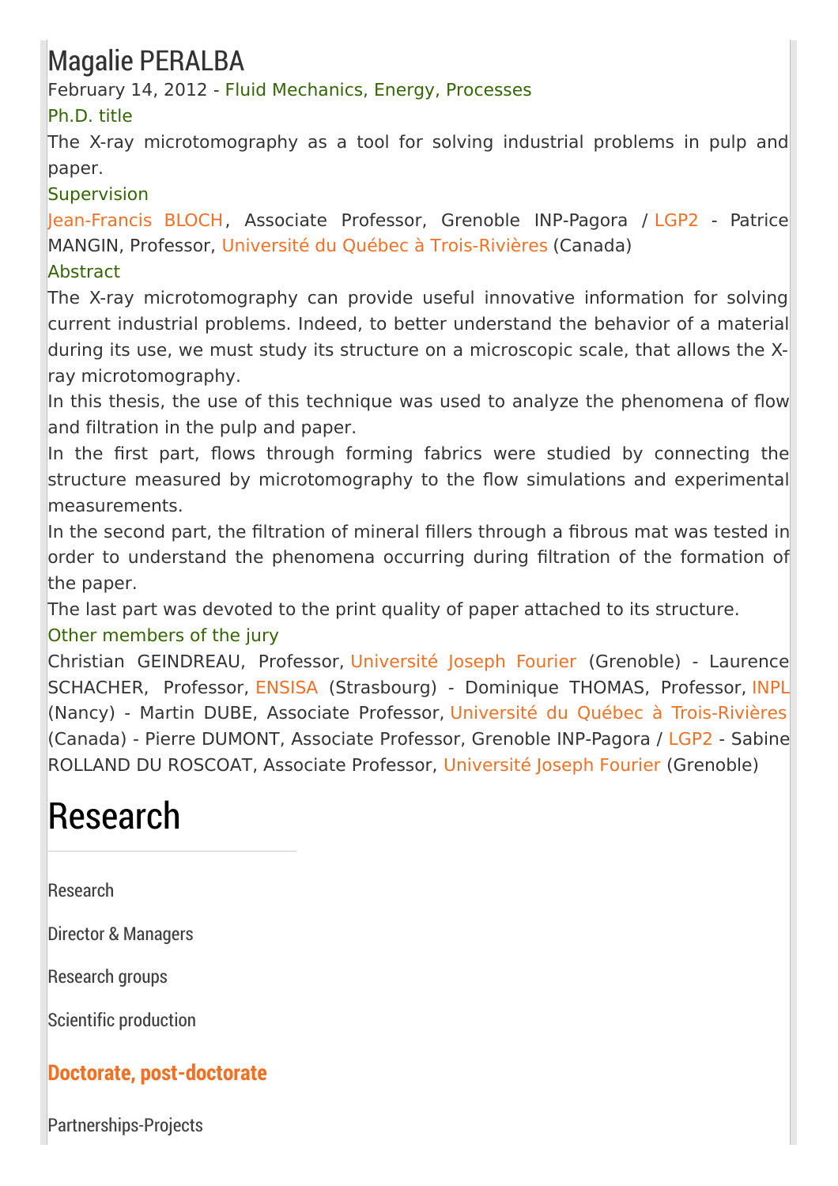# Magalie PERALBA

February 14, 2012 - Fluid Mechanics, Energy, Processes

Ph.D. title

The X-ray microtomography as a tool for solving industrial problems in pulp and paper.

Supervision

Jean-Francis BLOCH, Associate Professor, Grenoble INP-Pagora / LGP2 - Patrice MANGIN, Professor, Université du Québec à Trois-Rivières (Canada)

Abstract

The X-ray microtomography can provide useful innovative information for solving current industrial problems. Indeed, to better understand the behavior of a material during its use, we must study its structure on a microscopic scale, that allows the X-ray microtomography.

In this thesis, the use of this technique was used to analyze the phenomena of flow and filtration in the pulp and paper.

In the first part, flows through forming fabrics were studied by connecting the structure measured by microtomography to the flow simulations and experimental measurements.

In the second part, the filtration of mineral fillers through a fibrous mat was tested in order to understand the phenomena occurring during filtration of the formation of the paper.

The last part was devoted to the print quality of paper attached to its structure.

Other members of the jury

Christian GEINDREAU, Professor, Université Joseph Fourier (Grenoble) - Laurence SCHACHER, Professor, ENSISA (Strasbourg) - Dominique THOMAS, Professor, INPL (Nancy) - Martin DUBE, Associate Professor, Université du Québec à Trois-Rivières (Canada) - Pierre DUMONT, Associate Professor, Grenoble INP-Pagora / LGP2 - Sabine ROLLAND DU ROSCOAT, Associate Professor, Université Joseph Fourier (Grenoble)

# Research

Research

Director & Managers

Research groups

Scientific production

**Doctorate, post-doctorate**

Partnerships-Projects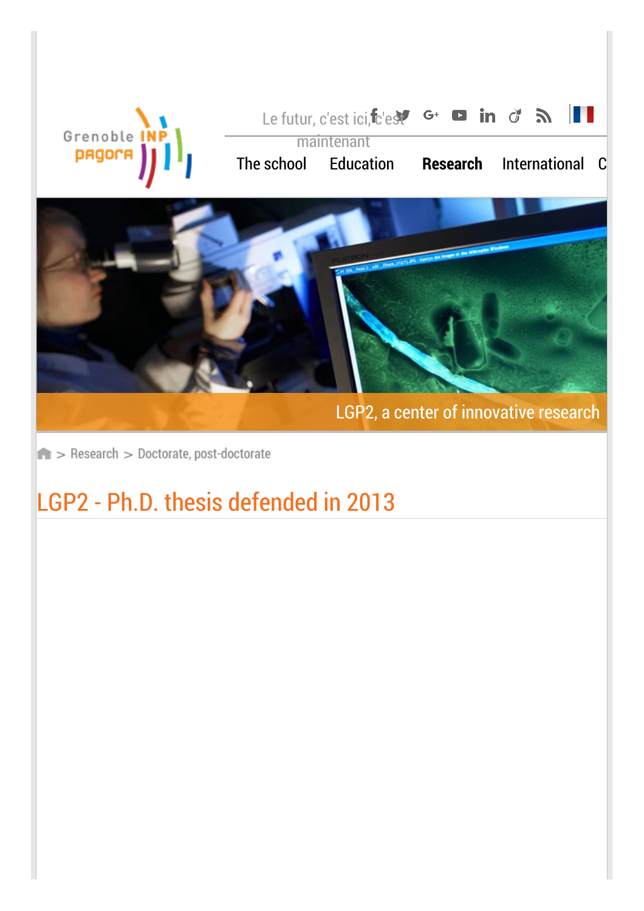Le futur, c'est ici, c'est maintenant

The school Education **Research** International C

LGP2, a center of innovative research

> Research > Doctorate, post-doctorate

# LGP2 - Ph.D. thesis defended in 2013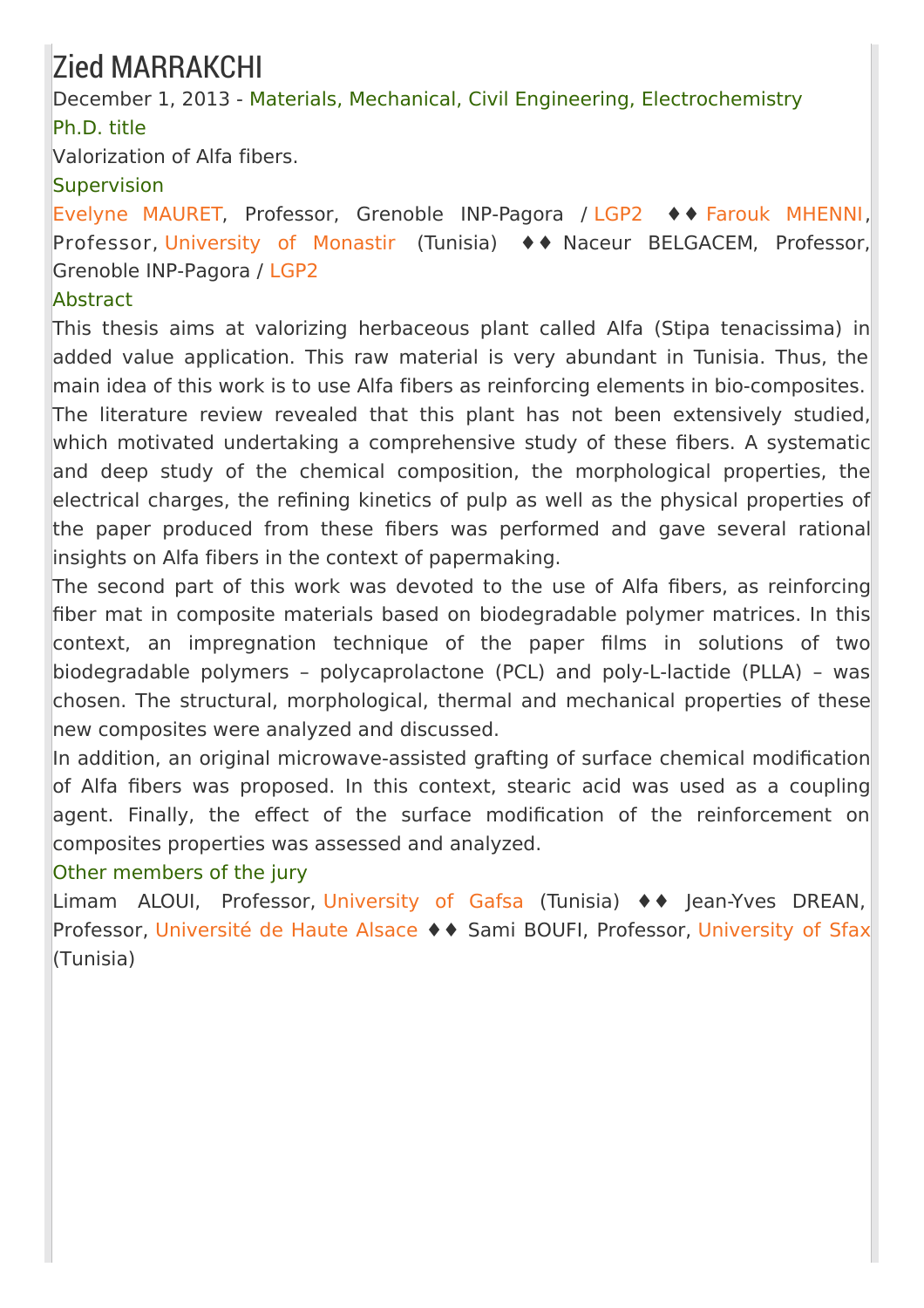# Zied MARRAKCHI

December 1, 2013 - Materials, Mechanical, Civil Engineering, Electrochemistry

## Ph.D. title

Valorization of Alfa fibers.

## Supervision

Evelyne MAURET, Professor, Grenoble INP-Pagora / LGP2 ♦♦ Farouk MHENNI, Professor, University of Monastir (Tunisia) ♦♦ Naceur BELGACEM, Professor, Grenoble INP-Pagora / LGP2

## Abstract

This thesis aims at valorizing herbaceous plant called Alfa (Stipa tenacissima) in added value application. This raw material is very abundant in Tunisia. Thus, the main idea of this work is to use Alfa fibers as reinforcing elements in bio-composites. The literature review revealed that this plant has not been extensively studied, which motivated undertaking a comprehensive study of these fibers. A systematic and deep study of the chemical composition, the morphological properties, the electrical charges, the refining kinetics of pulp as well as the physical properties of the paper produced from these fibers was performed and gave several rational insights on Alfa fibers in the context of papermaking.

The second part of this work was devoted to the use of Alfa fibers, as reinforcing fiber mat in composite materials based on biodegradable polymer matrices. In this context, an impregnation technique of the paper films in solutions of two biodegradable polymers – polycaprolactone (PCL) and poly-L-lactide (PLLA) – was chosen. The structural, morphological, thermal and mechanical properties of these new composites were analyzed and discussed.

In addition, an original microwave-assisted grafting of surface chemical modification of Alfa fibers was proposed. In this context, stearic acid was used as a coupling agent. Finally, the effect of the surface modification of the reinforcement on composites properties was assessed and analyzed.

## Other members of the jury

Limam ALOUI, Professor, University of Gafsa (Tunisia) ♦♦ Jean-Yves DREAN, Professor, Université de Haute Alsace ♦♦ Sami BOUFI, Professor, University of Sfax (Tunisia)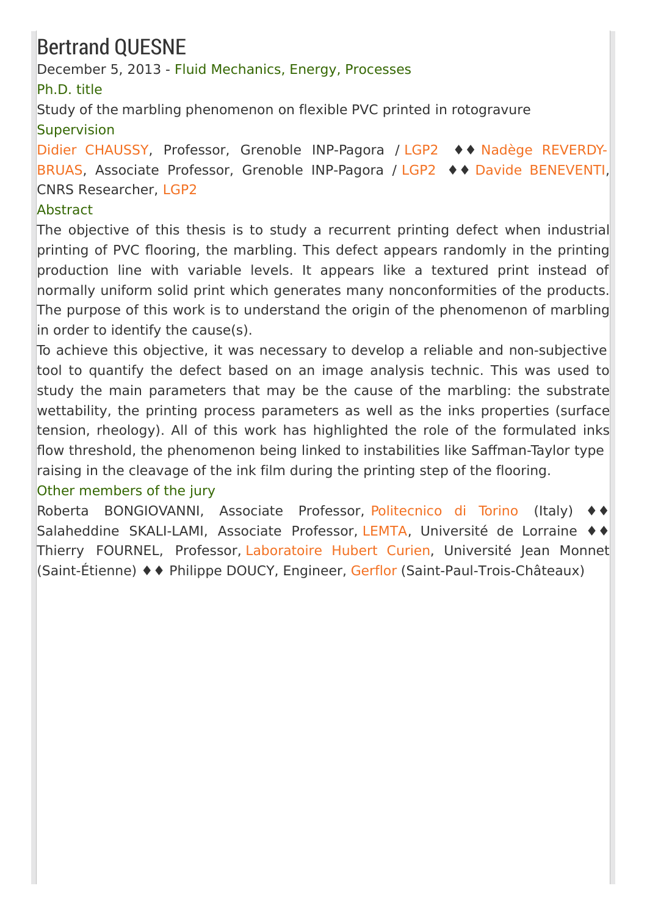# Bertrand QUESNE

December 5, 2013 - Fluid Mechanics, Energy, Processes

### Ph.D. title

Study of the marbling phenomenon on flexible PVC printed in rotogravure

### Supervision

Didier CHAUSSY, Professor, Grenoble INP-Pagora / LGP2 ♦♦ Nadège REVERDY-BRUAS, Associate Professor, Grenoble INP-Pagora / LGP2 ♦♦ Davide BENEVENTI, CNRS Researcher, LGP2

### Abstract

The objective of this thesis is to study a recurrent printing defect when industrial printing of PVC flooring, the marbling. This defect appears randomly in the printing production line with variable levels. It appears like a textured print instead of normally uniform solid print which generates many nonconformities of the products. The purpose of this work is to understand the origin of the phenomenon of marbling in order to identify the cause(s).

To achieve this objective, it was necessary to develop a reliable and non-subjective tool to quantify the defect based on an image analysis technic. This was used to study the main parameters that may be the cause of the marbling: the substrate wettability, the printing process parameters as well as the inks properties (surface tension, rheology). All of this work has highlighted the role of the formulated inks flow threshold, the phenomenon being linked to instabilities like Saffman-Taylor type raising in the cleavage of the ink film during the printing step of the flooring.

### Other members of the jury

Roberta BONGIOVANNI, Associate Professor, Politecnico di Torino (Italy) ♦♦ Salaheddine SKALI-LAMI, Associate Professor, LEMTA, Université de Lorraine ♦♦ Thierry FOURNEL, Professor, Laboratoire Hubert Curien, Université Jean Monnet (Saint-Étienne) ♦♦ Philippe DOUCY, Engineer, Gerflor (Saint-Paul-Trois-Châteaux)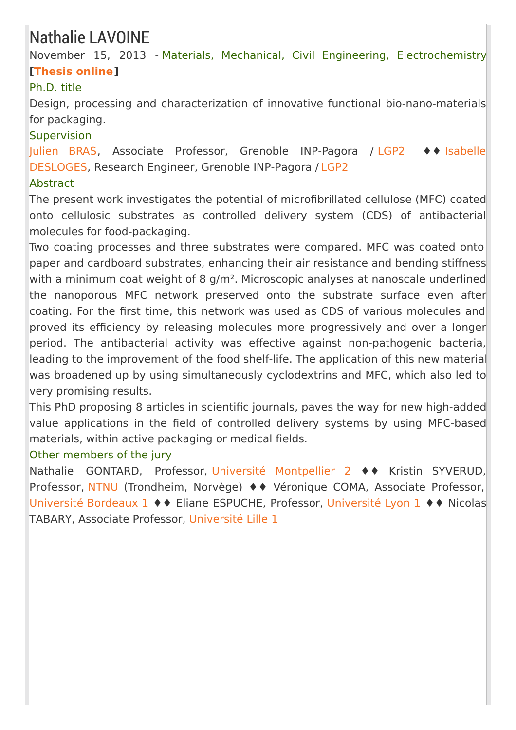# Nathalie LAVOINE

November 15, 2013 - Materials, Mechanical, Civil Engineering, Electrochemistry **[Thesis online]**

Ph.D. title

Design, processing and characterization of innovative functional bio-nano-materials for packaging.

Supervision

Julien BRAS, Associate Professor, Grenoble INP-Pagora / LGP2 ♦♦ Isabelle DESLOGES, Research Engineer, Grenoble INP-Pagora / LGP2

Abstract

The present work investigates the potential of microfibrillated cellulose (MFC) coated onto cellulosic substrates as controlled delivery system (CDS) of antibacterial molecules for food-packaging.

Two coating processes and three substrates were compared. MFC was coated onto paper and cardboard substrates, enhancing their air resistance and bending stiffness with a minimum coat weight of 8 g/m². Microscopic analyses at nanoscale underlined the nanoporous MFC network preserved onto the substrate surface even after coating. For the first time, this network was used as CDS of various molecules and proved its efficiency by releasing molecules more progressively and over a longer period. The antibacterial activity was effective against non-pathogenic bacteria, leading to the improvement of the food shelf-life. The application of this new material was broadened up by using simultaneously cyclodextrins and MFC, which also led to very promising results.

This PhD proposing 8 articles in scientific journals, paves the way for new high-added value applications in the field of controlled delivery systems by using MFC-based materials, within active packaging or medical fields.

Other members of the jury

Nathalie GONTARD, Professor, Université Montpellier 2 ♦♦ Kristin SYVERUD, Professor, NTNU (Trondheim, Norvège) ♦♦ Véronique COMA, Associate Professor, Université Bordeaux 1 ♦♦ Eliane ESPUCHE, Professor, Université Lyon 1 ♦♦ Nicolas TABARY, Associate Professor, Université Lille 1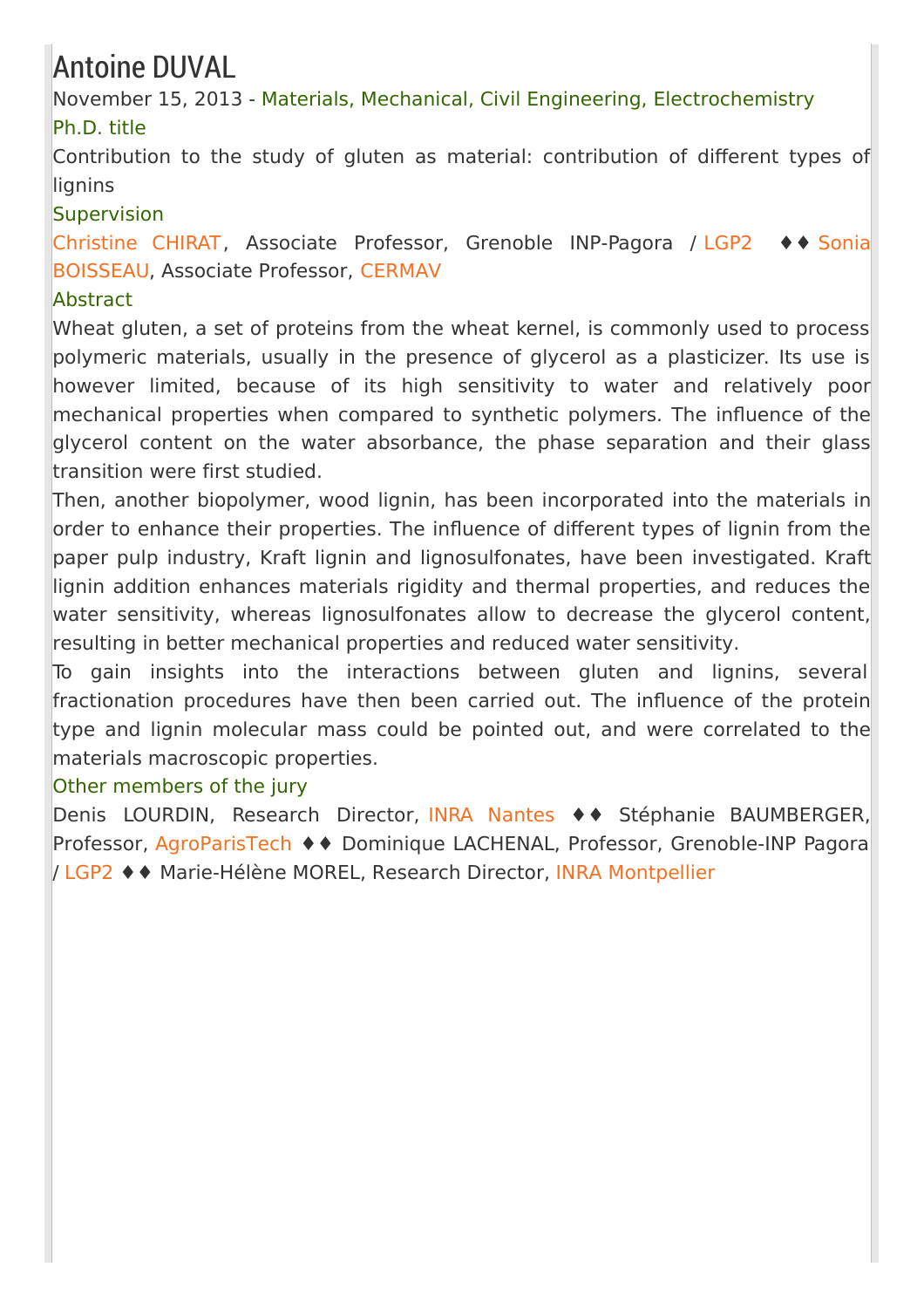# Antoine DUVAL

November 15, 2013 - Materials, Mechanical, Civil Engineering, Electrochemistry

### Ph.D. title

Contribution to the study of gluten as material: contribution of different types of lignins

### Supervision

Christine CHIRAT, Associate Professor, Grenoble INP-Pagora / LGP2 ♦♦ Sonia BOISSEAU, Associate Professor, CERMAV

### Abstract

Wheat gluten, a set of proteins from the wheat kernel, is commonly used to process polymeric materials, usually in the presence of glycerol as a plasticizer. Its use is however limited, because of its high sensitivity to water and relatively poor mechanical properties when compared to synthetic polymers. The influence of the glycerol content on the water absorbance, the phase separation and their glass transition were first studied.

Then, another biopolymer, wood lignin, has been incorporated into the materials in order to enhance their properties. The influence of different types of lignin from the paper pulp industry, Kraft lignin and lignosulfonates, have been investigated. Kraft lignin addition enhances materials rigidity and thermal properties, and reduces the water sensitivity, whereas lignosulfonates allow to decrease the glycerol content, resulting in better mechanical properties and reduced water sensitivity.

To gain insights into the interactions between gluten and lignins, several fractionation procedures have then been carried out. The influence of the protein type and lignin molecular mass could be pointed out, and were correlated to the materials macroscopic properties.

### Other members of the jury

Denis LOURDIN, Research Director, INRA Nantes ♦♦ Stéphanie BAUMBERGER, Professor, AgroParisTech ♦♦ Dominique LACHENAL, Professor, Grenoble-INP Pagora / LGP2 ♦♦ Marie-Hélène MOREL, Research Director, INRA Montpellier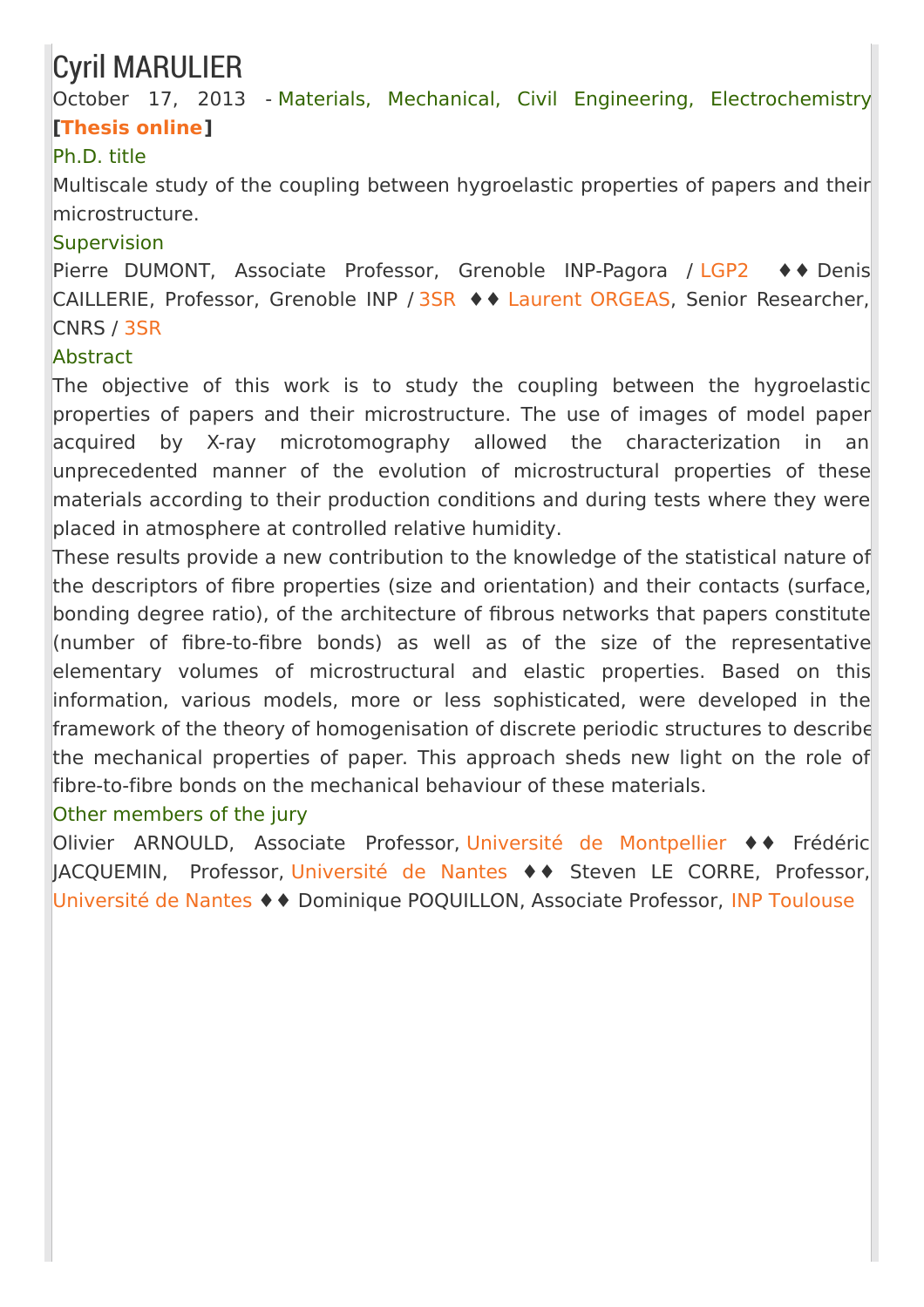# Cyril MARULIER

October 17, 2013 - Materials, Mechanical, Civil Engineering, Electrochemistry **[Thesis online]**

## Ph.D. title

Multiscale study of the coupling between hygroelastic properties of papers and their microstructure.

## Supervision

Pierre DUMONT, Associate Professor, Grenoble INP-Pagora / LGP2 ♦♦ Denis CAILLERIE, Professor, Grenoble INP / 3SR ♦♦ Laurent ORGEAS, Senior Researcher, CNRS / 3SR

## Abstract

The objective of this work is to study the coupling between the hygroelastic properties of papers and their microstructure. The use of images of model paper acquired by X-ray microtomography allowed the characterization in an unprecedented manner of the evolution of microstructural properties of these materials according to their production conditions and during tests where they were placed in atmosphere at controlled relative humidity.

These results provide a new contribution to the knowledge of the statistical nature of the descriptors of fibre properties (size and orientation) and their contacts (surface, bonding degree ratio), of the architecture of fibrous networks that papers constitute (number of fibre-to-fibre bonds) as well as of the size of the representative elementary volumes of microstructural and elastic properties. Based on this information, various models, more or less sophisticated, were developed in the framework of the theory of homogenisation of discrete periodic structures to describe the mechanical properties of paper. This approach sheds new light on the role of fibre-to-fibre bonds on the mechanical behaviour of these materials.

## Other members of the jury

Olivier ARNOULD, Associate Professor, Université de Montpellier ♦♦ Frédéric JACQUEMIN, Professor, Université de Nantes ♦♦ Steven LE CORRE, Professor, Université de Nantes ♦♦ Dominique POQUILLON, Associate Professor, INP Toulouse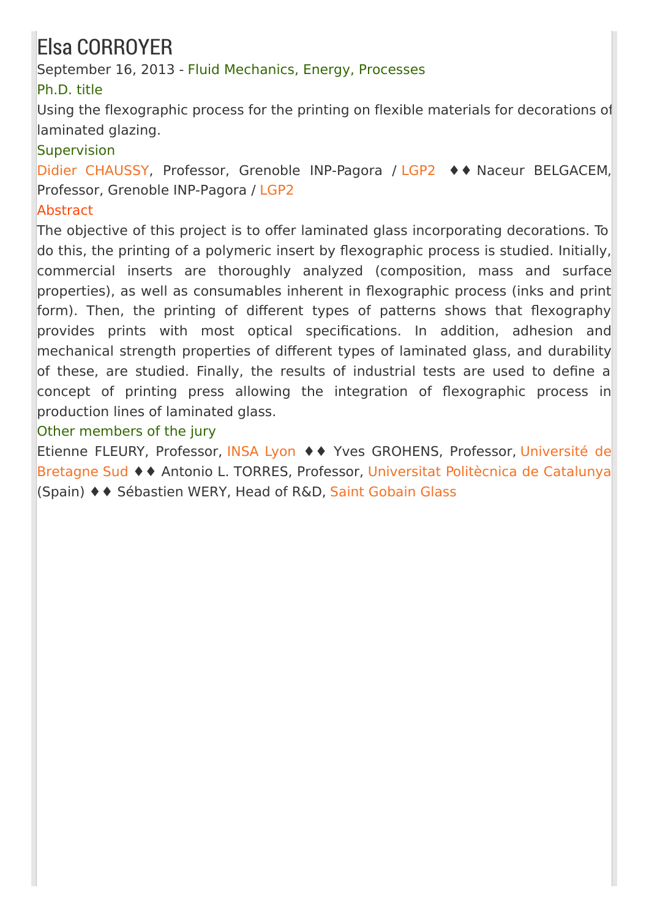# Elsa CORROYER

September 16, 2013 - Fluid Mechanics, Energy, Processes

### Ph.D. title

Using the flexographic process for the printing on flexible materials for decorations of laminated glazing.

### Supervision

Didier CHAUSSY, Professor, Grenoble INP-Pagora / LGP2 ♦♦ Naceur BELGACEM, Professor, Grenoble INP-Pagora / LGP2

### Abstract

The objective of this project is to offer laminated glass incorporating decorations. To do this, the printing of a polymeric insert by flexographic process is studied. Initially, commercial inserts are thoroughly analyzed (composition, mass and surface properties), as well as consumables inherent in flexographic process (inks and print form). Then, the printing of different types of patterns shows that flexography provides prints with most optical specifications. In addition, adhesion and mechanical strength properties of different types of laminated glass, and durability of these, are studied. Finally, the results of industrial tests are used to define a concept of printing press allowing the integration of flexographic process in production lines of laminated glass.

### Other members of the jury

Etienne FLEURY, Professor, INSA Lyon ♦♦ Yves GROHENS, Professor, Université de Bretagne Sud ♦♦ Antonio L. TORRES, Professor, Universitat Politècnica de Catalunya (Spain) ♦♦ Sébastien WERY, Head of R&D, Saint Gobain Glass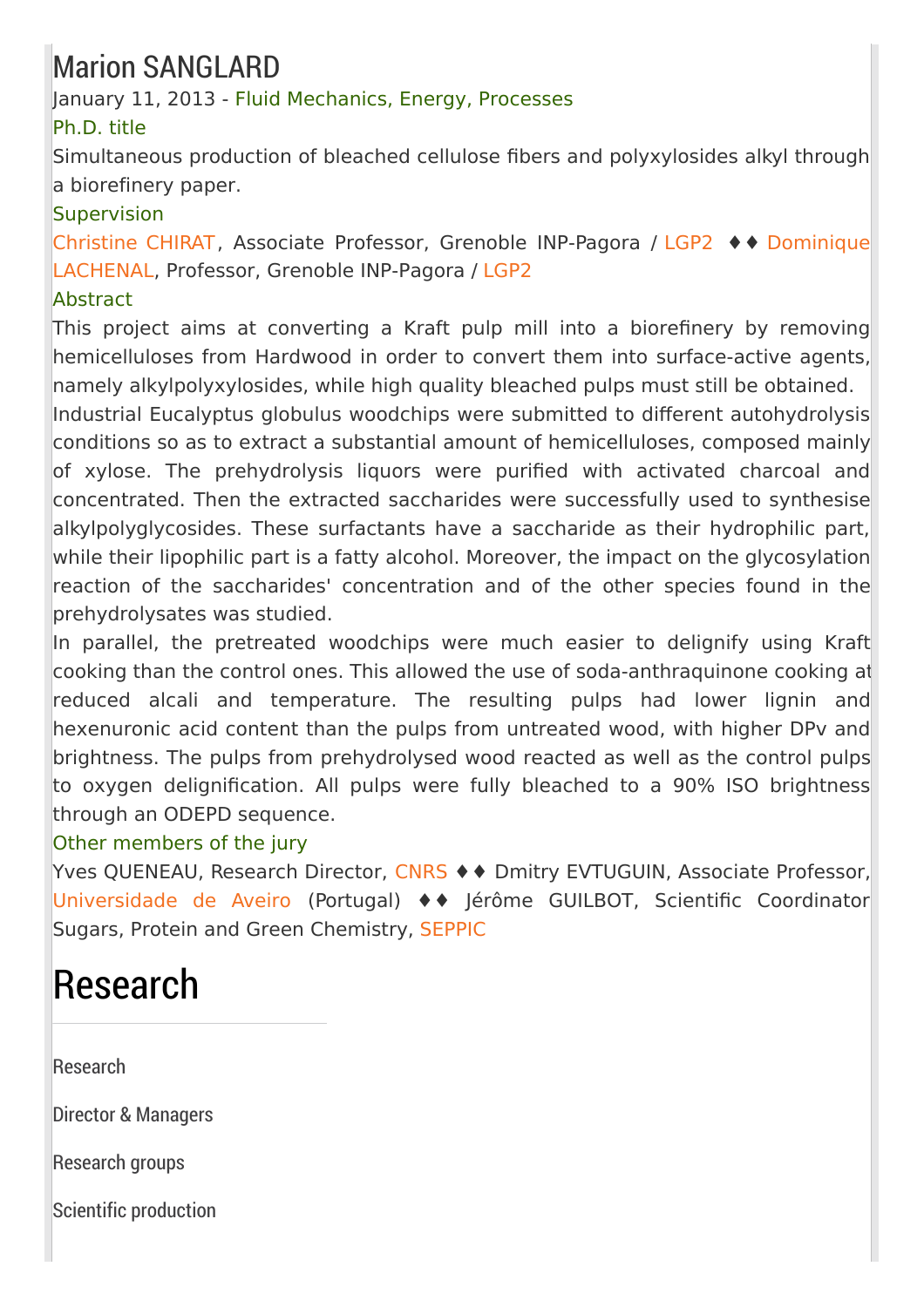# Marion SANGLARD

January 11, 2013 - Fluid Mechanics, Energy, Processes

### Ph.D. title

Simultaneous production of bleached cellulose fibers and polyxylosides alkyl through a biorefinery paper.

### Supervision

Christine CHIRAT, Associate Professor, Grenoble INP-Pagora / LGP2 ♦♦ Dominique LACHENAL, Professor, Grenoble INP-Pagora / LGP2

### Abstract

This project aims at converting a Kraft pulp mill into a biorefinery by removing hemicelluloses from Hardwood in order to convert them into surface-active agents, namely alkylpolyxylosides, while high quality bleached pulps must still be obtained.

Industrial Eucalyptus globulus woodchips were submitted to different autohydrolysis conditions so as to extract a substantial amount of hemicelluloses, composed mainly of xylose. The prehydrolysis liquors were purified with activated charcoal and concentrated. Then the extracted saccharides were successfully used to synthesise alkylpolyglycosides. These surfactants have a saccharide as their hydrophilic part, while their lipophilic part is a fatty alcohol. Moreover, the impact on the glycosylation reaction of the saccharides' concentration and of the other species found in the prehydrolysates was studied.

In parallel, the pretreated woodchips were much easier to delignify using Kraft cooking than the control ones. This allowed the use of soda-anthraquinone cooking at reduced alkali and temperature. The resulting pulps had lower lignin and hexenuronic acid content than the pulps from untreated wood, with higher DPv and brightness. The pulps from prehydrolysed wood reacted as well as the control pulps to oxygen delignification. All pulps were fully bleached to a 90% ISO brightness through an ODEPD sequence.

### Other members of the jury

Yves QUENEAU, Research Director, CNRS ♦♦ Dmitry EVTUGUIN, Associate Professor, Universidade de Aveiro (Portugal) ♦♦ Jérôme GUILBOT, Scientific Coordinator Sugars, Protein and Green Chemistry, SEPPIC

# Research

Research

Director & Managers

Research groups

Scientific production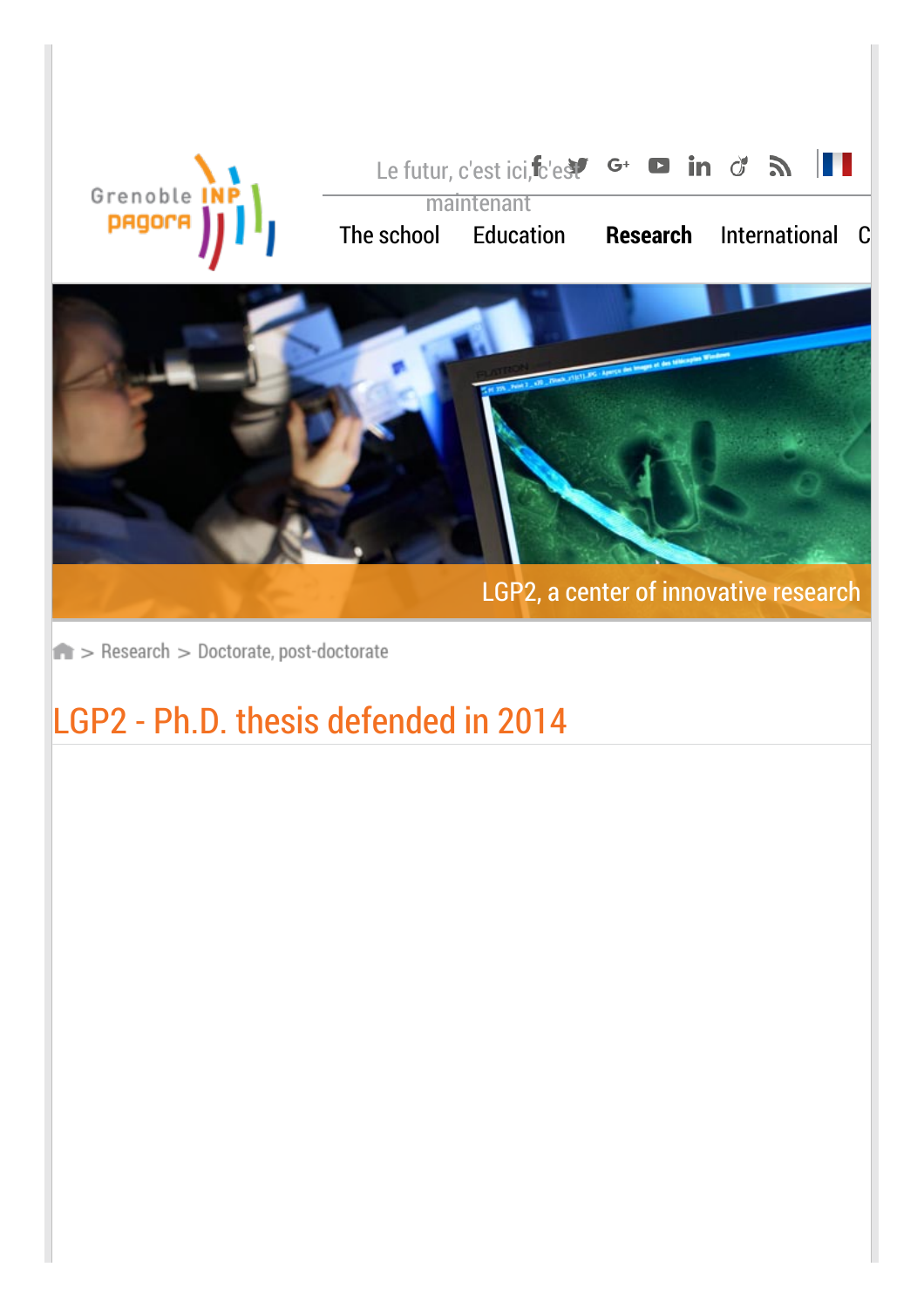Le futur, c'est ici, c'est maintenant

The school Education **Research** International C

LGP2, a center of innovative research

> Research > Doctorate, post-doctorate

# LGP2 - Ph.D. thesis defended in 2014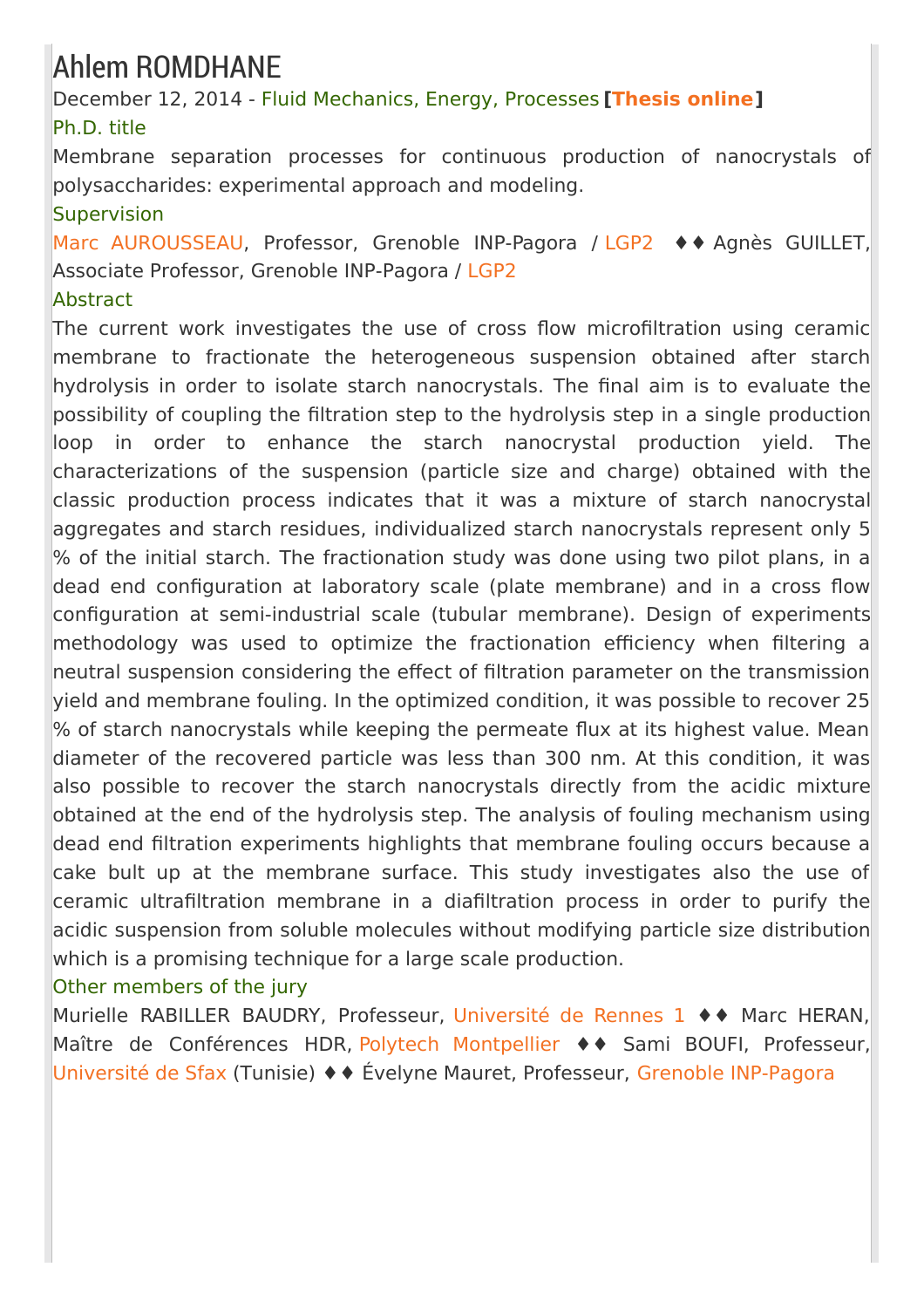# Ahlem ROMDHANE

December 12, 2014 - Fluid Mechanics, Energy, Processes **[Thesis online]**

### Ph.D. title

Membrane separation processes for continuous production of nanocrystals of polysaccharides: experimental approach and modeling.

### Supervision

Marc AUROUSSEAU, Professor, Grenoble INP-Pagora / LGP2 ♦♦ Agnès GUILLET, Associate Professor, Grenoble INP-Pagora / LGP2

### Abstract

The current work investigates the use of cross flow microfiltration using ceramic membrane to fractionate the heterogeneous suspension obtained after starch hydrolysis in order to isolate starch nanocrystals. The final aim is to evaluate the possibility of coupling the filtration step to the hydrolysis step in a single production loop in order to enhance the starch nanocrystal production yield. The characterizations of the suspension (particle size and charge) obtained with the classic production process indicates that it was a mixture of starch nanocrystal aggregates and starch residues, individualized starch nanocrystals represent only 5 % of the initial starch. The fractionation study was done using two pilot plans, in a dead end configuration at laboratory scale (plate membrane) and in a cross flow configuration at semi-industrial scale (tubular membrane). Design of experiments methodology was used to optimize the fractionation efficiency when filtering a neutral suspension considering the effect of filtration parameter on the transmission yield and membrane fouling. In the optimized condition, it was possible to recover 25 % of starch nanocrystals while keeping the permeate flux at its highest value. Mean diameter of the recovered particle was less than 300 nm. At this condition, it was also possible to recover the starch nanocrystals directly from the acidic mixture obtained at the end of the hydrolysis step. The analysis of fouling mechanism using dead end filtration experiments highlights that membrane fouling occurs because a cake bult up at the membrane surface. This study investigates also the use of ceramic ultrafiltration membrane in a diafiltration process in order to purify the acidic suspension from soluble molecules without modifying particle size distribution which is a promising technique for a large scale production.

### Other members of the jury

Murielle RABILLER BAUDRY, Professeur, Université de Rennes 1 ♦♦ Marc HERAN, Maître de Conférences HDR, Polytech Montpellier ♦♦ Sami BOUFI, Professeur, Université de Sfax (Tunisie) ♦♦ Évelyne Mauret, Professeur, Grenoble INP-Pagora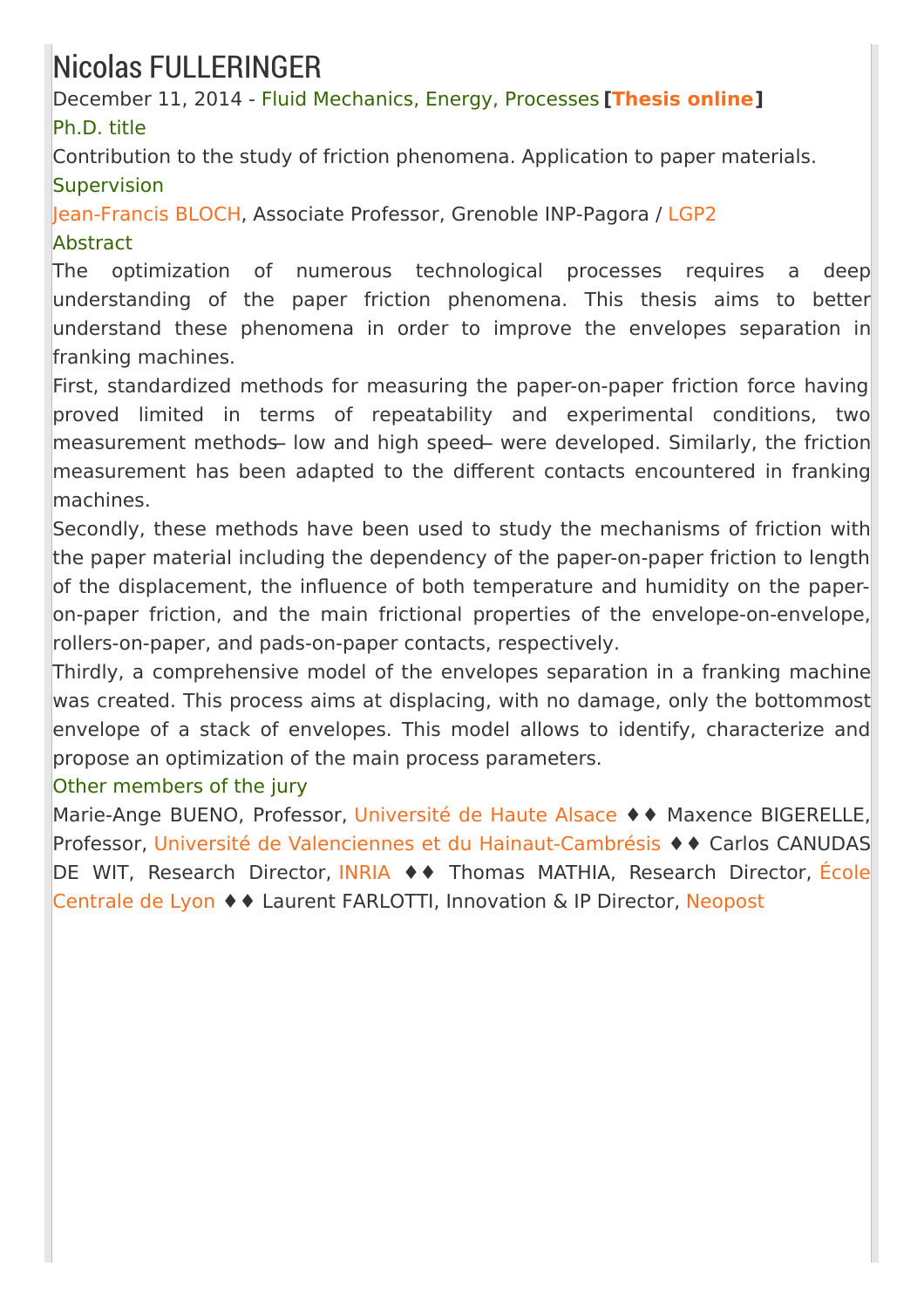# Nicolas FULLERINGER

December 11, 2014 - Fluid Mechanics, Energy, Processes **[Thesis online]**

### Ph.D. title

Contribution to the study of friction phenomena. Application to paper materials.

### Supervision

Jean-Francis BLOCH, Associate Professor, Grenoble INP-Pagora / LGP2

### Abstract

The optimization of numerous technological processes requires a deep understanding of the paper friction phenomena. This thesis aims to better understand these phenomena in order to improve the envelopes separation in franking machines.

First, standardized methods for measuring the paper-on-paper friction force having proved limited in terms of repeatability and experimental conditions, two measurement methods – low and high speed – were developed. Similarly, the friction measurement has been adapted to the different contacts encountered in franking machines.

Secondly, these methods have been used to study the mechanisms of friction with the paper material including the dependency of the paper-on-paper friction to length of the displacement, the influence of both temperature and humidity on the paper-on-paper friction, and the main frictional properties of the envelope-on-envelope, rollers-on-paper, and pads-on-paper contacts, respectively.

Thirdly, a comprehensive model of the envelopes separation in a franking machine was created. This process aims at displacing, with no damage, only the bottommost envelope of a stack of envelopes. This model allows to identify, characterize and propose an optimization of the main process parameters.

### Other members of the jury

Marie-Ange BUENO, Professor, Université de Haute Alsace ♦♦ Maxence BIGERELLE, Professor, Université de Valenciennes et du Hainaut-Cambrésis ♦♦ Carlos CANUDAS DE WIT, Research Director, INRIA ♦♦ Thomas MATHIA, Research Director, École Centrale de Lyon ♦♦ Laurent FARLOTTI, Innovation & IP Director, Neopost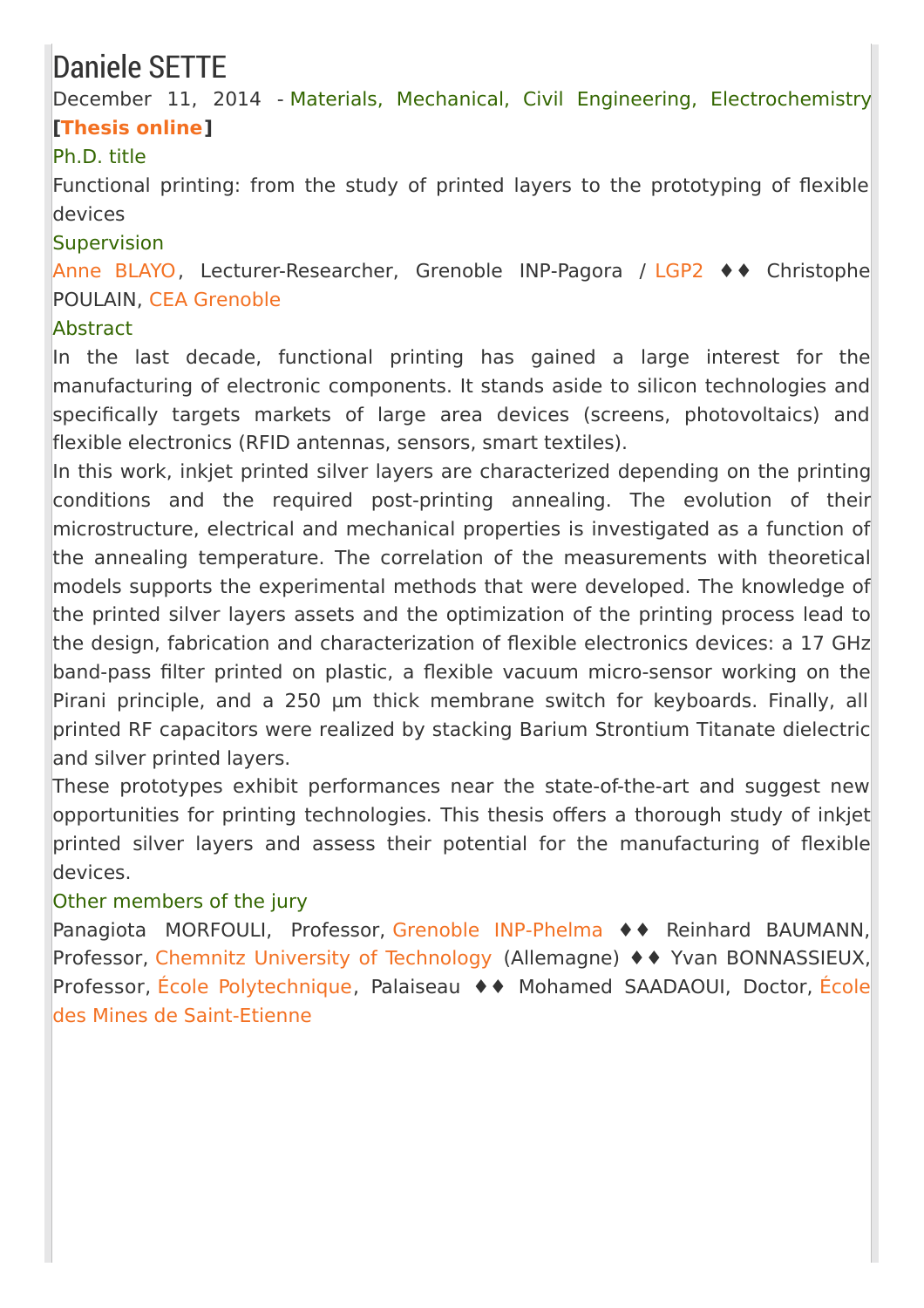# Daniele SETTE

December 11, 2014 - Materials, Mechanical, Civil Engineering, Electrochemistry

[**Thesis online**]

### Ph.D. title

Functional printing: from the study of printed layers to the prototyping of flexible devices

### Supervision

Anne BLAYO, Lecturer-Researcher, Grenoble INP-Pagora / LGP2 ♦♦ Christophe POULAIN, CEA Grenoble

### Abstract

In the last decade, functional printing has gained a large interest for the manufacturing of electronic components. It stands aside to silicon technologies and specifically targets markets of large area devices (screens, photovoltaics) and flexible electronics (RFID antennas, sensors, smart textiles).

In this work, inkjet printed silver layers are characterized depending on the printing conditions and the required post-printing annealing. The evolution of their microstructure, electrical and mechanical properties is investigated as a function of the annealing temperature. The correlation of the measurements with theoretical models supports the experimental methods that were developed. The knowledge of the printed silver layers assets and the optimization of the printing process lead to the design, fabrication and characterization of flexible electronics devices: a 17 GHz band-pass filter printed on plastic, a flexible vacuum micro-sensor working on the Pirani principle, and a 250 µm thick membrane switch for keyboards. Finally, all printed RF capacitors were realized by stacking Barium Strontium Titanate dielectric and silver printed layers.

These prototypes exhibit performances near the state-of-the-art and suggest new opportunities for printing technologies. This thesis offers a thorough study of inkjet printed silver layers and assess their potential for the manufacturing of flexible devices.

### Other members of the jury

Panagiota MORFOULI, Professor, Grenoble INP-Phelma ♦♦ Reinhard BAUMANN, Professor, Chemnitz University of Technology (Allemagne) ♦♦ Yvan BONNASSIEUX, Professor, École Polytechnique, Palaiseau ♦♦ Mohamed SAADAOUI, Doctor, École des Mines de Saint-Etienne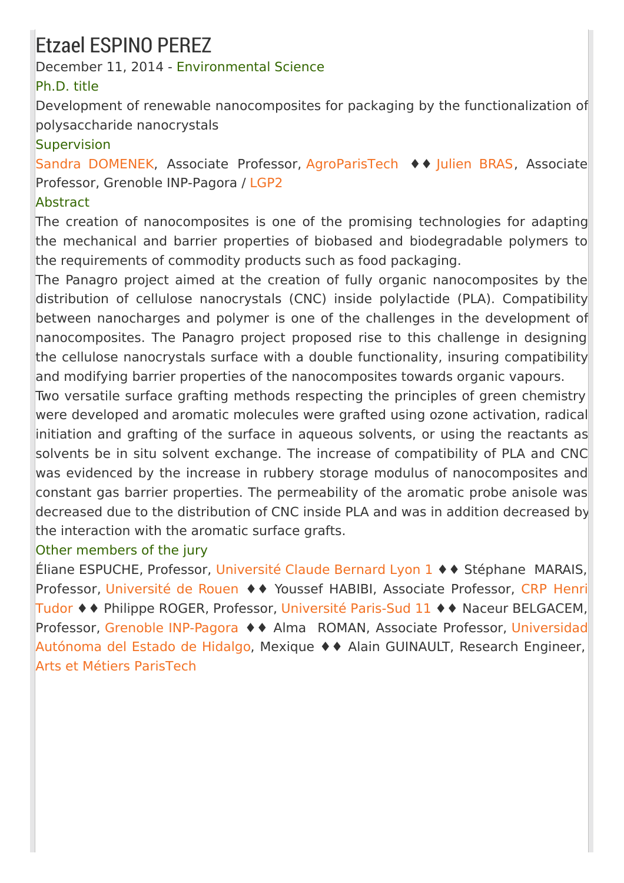# Etzael ESPINO PEREZ

December 11, 2014 - Environmental Science

### Ph.D. title

Development of renewable nanocomposites for packaging by the functionalization of polysaccharide nanocrystals

### Supervision

Sandra DOMENEK, Associate Professor, AgroParisTech ♦♦ Julien BRAS, Associate Professor, Grenoble INP-Pagora / LGP2

### Abstract

The creation of nanocomposites is one of the promising technologies for adapting the mechanical and barrier properties of biobased and biodegradable polymers to the requirements of commodity products such as food packaging.

The Panagro project aimed at the creation of fully organic nanocomposites by the distribution of cellulose nanocrystals (CNC) inside polylactide (PLA). Compatibility between nanocharges and polymer is one of the challenges in the development of nanocomposites. The Panagro project proposed rise to this challenge in designing the cellulose nanocrystals surface with a double functionality, insuring compatibility and modifying barrier properties of the nanocomposites towards organic vapours.

Two versatile surface grafting methods respecting the principles of green chemistry were developed and aromatic molecules were grafted using ozone activation, radical initiation and grafting of the surface in aqueous solvents, or using the reactants as solvents be in situ solvent exchange. The increase of compatibility of PLA and CNC was evidenced by the increase in rubbery storage modulus of nanocomposites and constant gas barrier properties. The permeability of the aromatic probe anisole was decreased due to the distribution of CNC inside PLA and was in addition decreased by the interaction with the aromatic surface grafts.

### Other members of the jury

Éliane ESPUCHE, Professor, Université Claude Bernard Lyon 1 ♦♦ Stéphane MARAIS, Professor, Université de Rouen ♦♦ Youssef HABIBI, Associate Professor, CRP Henri Tudor ♦♦ Philippe ROGER, Professor, Université Paris-Sud 11 ♦♦ Naceur BELGACEM, Professor, Grenoble INP-Pagora ♦♦ Alma ROMAN, Associate Professor, Universidad Autónoma del Estado de Hidalgo, Mexique ♦♦ Alain GUINAULT, Research Engineer, Arts et Métiers ParisTech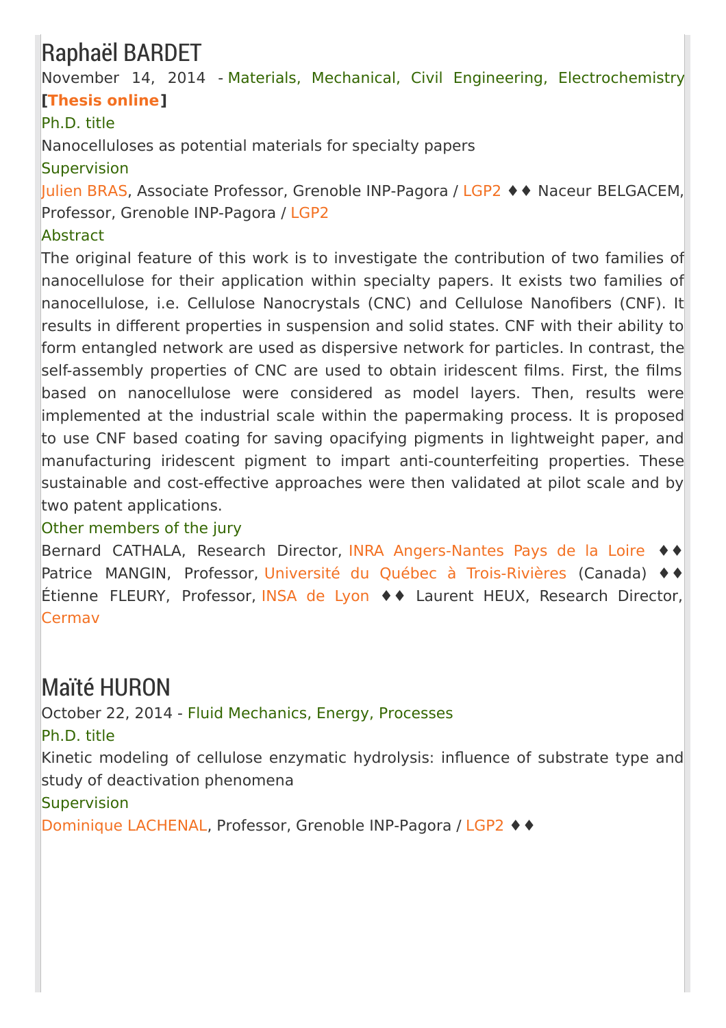# Raphaël BARDET

November 14, 2014 - Materials, Mechanical, Civil Engineering, Electrochemistry **[Thesis online]**

### Ph.D. title

Nanocelluloses as potential materials for specialty papers

### Supervision

Julien BRAS, Associate Professor, Grenoble INP-Pagora / LGP2 ♦♦ Naceur BELGACEM, Professor, Grenoble INP-Pagora / LGP2

### Abstract

The original feature of this work is to investigate the contribution of two families of nanocellulose for their application within specialty papers. It exists two families of nanocellulose, i.e. Cellulose Nanocrystals (CNC) and Cellulose Nanofibers (CNF). It results in different properties in suspension and solid states. CNF with their ability to form entangled network are used as dispersive network for particles. In contrast, the self-assembly properties of CNC are used to obtain iridescent films. First, the films based on nanocellulose were considered as model layers. Then, results were implemented at the industrial scale within the papermaking process. It is proposed to use CNF based coating for saving opacifying pigments in lightweight paper, and manufacturing iridescent pigment to impart anti-counterfeiting properties. These sustainable and cost-effective approaches were then validated at pilot scale and by two patent applications.

### Other members of the jury

Bernard CATHALA, Research Director, INRA Angers-Nantes Pays de la Loire ♦♦ Patrice MANGIN, Professor, Université du Québec à Trois-Rivières (Canada) ♦♦ Étienne FLEURY, Professor, INSA de Lyon ♦♦ Laurent HEUX, Research Director, Cermav

# Maïté HURON

October 22, 2014 - Fluid Mechanics, Energy, Processes

### Ph.D. title

Kinetic modeling of cellulose enzymatic hydrolysis: influence of substrate type and study of deactivation phenomena

### Supervision

Dominique LACHENAL, Professor, Grenoble INP-Pagora / LGP2 ♦♦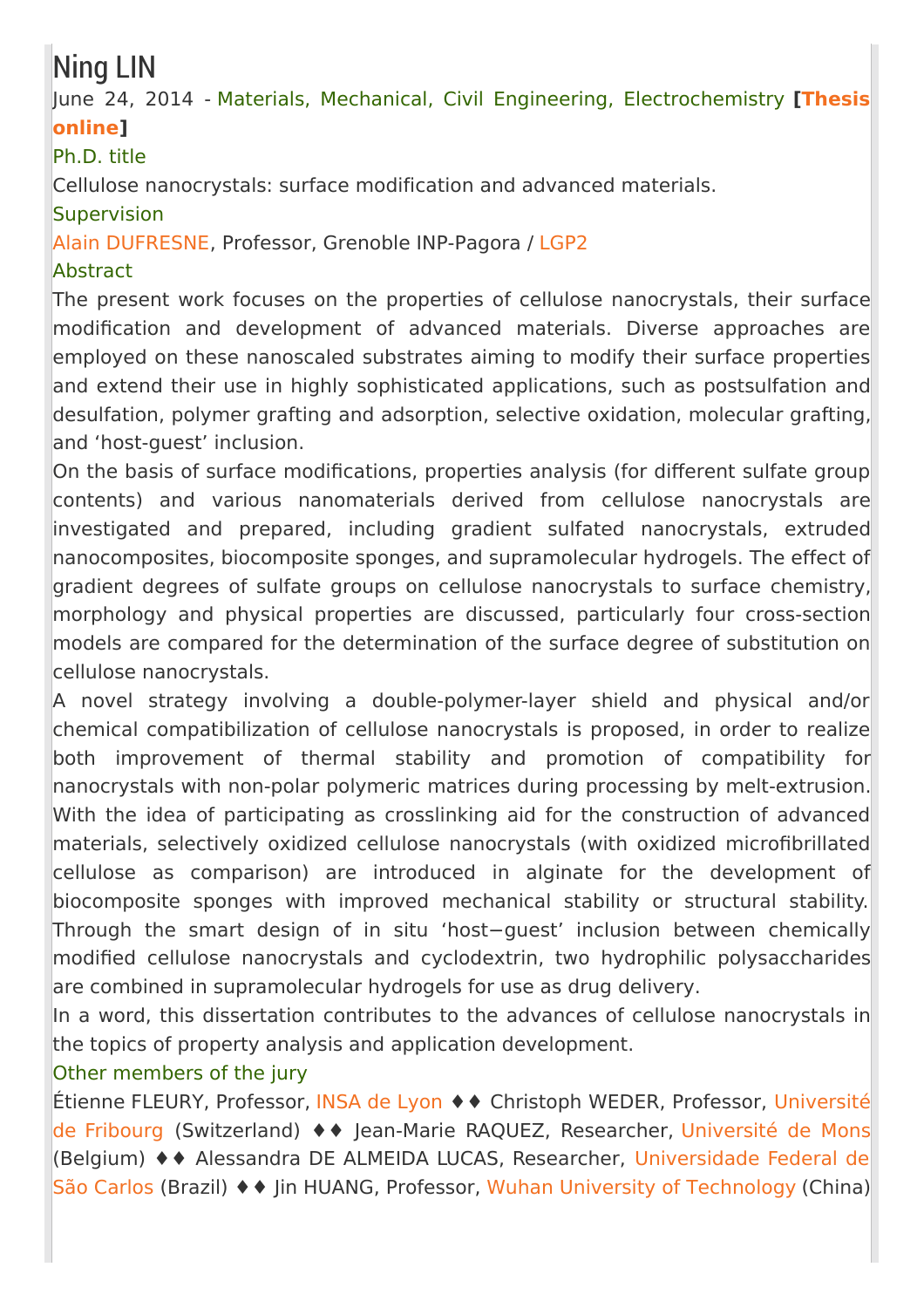# Ning LIN

June 24, 2014 - Materials, Mechanical, Civil Engineering, Electrochemistry **[Thesis online]**

## Ph.D. title

Cellulose nanocrystals: surface modification and advanced materials.

## Supervision

Alain DUFRESNE, Professor, Grenoble INP-Pagora / LGP2

## Abstract

The present work focuses on the properties of cellulose nanocrystals, their surface modification and development of advanced materials. Diverse approaches are employed on these nanoscaled substrates aiming to modify their surface properties and extend their use in highly sophisticated applications, such as postsulfation and desulfation, polymer grafting and adsorption, selective oxidation, molecular grafting, and 'host-guest' inclusion.

On the basis of surface modifications, properties analysis (for different sulfate group contents) and various nanomaterials derived from cellulose nanocrystals are investigated and prepared, including gradient sulfated nanocrystals, extruded nanocomposites, biocomposite sponges, and supramolecular hydrogels. The effect of gradient degrees of sulfate groups on cellulose nanocrystals to surface chemistry, morphology and physical properties are discussed, particularly four cross-section models are compared for the determination of the surface degree of substitution on cellulose nanocrystals.

A novel strategy involving a double-polymer-layer shield and physical and/or chemical compatibilization of cellulose nanocrystals is proposed, in order to realize both improvement of thermal stability and promotion of compatibility for nanocrystals with non-polar polymeric matrices during processing by melt-extrusion. With the idea of participating as crosslinking aid for the construction of advanced materials, selectively oxidized cellulose nanocrystals (with oxidized microfibrillated cellulose as comparison) are introduced in alginate for the development of biocomposite sponges with improved mechanical stability or structural stability. Through the smart design of in situ 'host−guest' inclusion between chemically modified cellulose nanocrystals and cyclodextrin, two hydrophilic polysaccharides are combined in supramolecular hydrogels for use as drug delivery.

In a word, this dissertation contributes to the advances of cellulose nanocrystals in the topics of property analysis and application development.

## Other members of the jury

Étienne FLEURY, Professor, INSA de Lyon ♦♦ Christoph WEDER, Professor, Université de Fribourg (Switzerland) ♦♦ Jean-Marie RAQUEZ, Researcher, Université de Mons (Belgium) ♦♦ Alessandra DE ALMEIDA LUCAS, Researcher, Universidade Federal de São Carlos (Brazil) ♦♦ Jin HUANG, Professor, Wuhan University of Technology (China)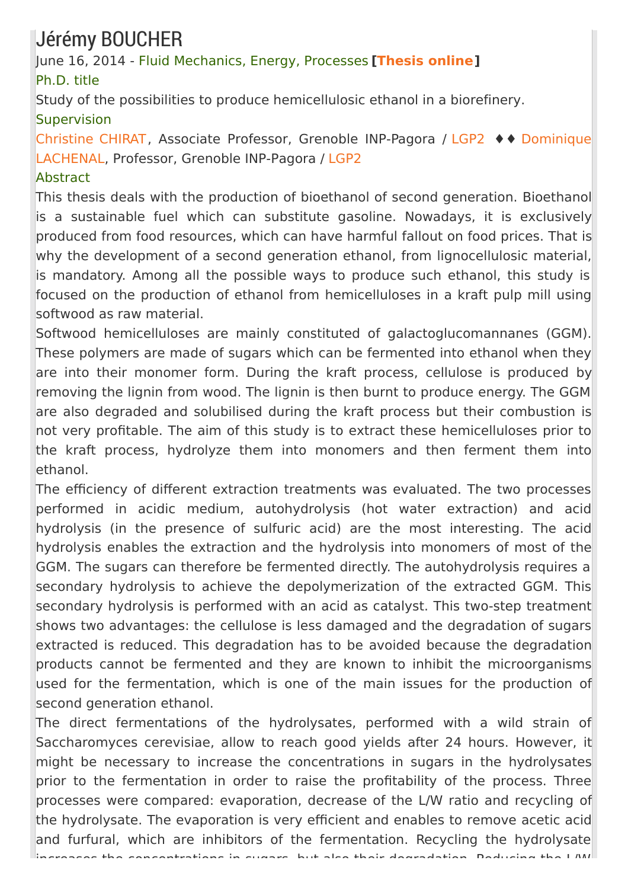# Jérémy BOUCHER

June 16, 2014 - Fluid Mechanics, Energy, Processes **[Thesis online]**

### Ph.D. title

Study of the possibilities to produce hemicellulosic ethanol in a biorefinery.

### Supervision

Christine CHIRAT, Associate Professor, Grenoble INP-Pagora / LGP2 ♦♦ Dominique LACHENAL, Professor, Grenoble INP-Pagora / LGP2

### Abstract

This thesis deals with the production of bioethanol of second generation. Bioethanol is a sustainable fuel which can substitute gasoline. Nowadays, it is exclusively produced from food resources, which can have harmful fallout on food prices. That is why the development of a second generation ethanol, from lignocellulosic material, is mandatory. Among all the possible ways to produce such ethanol, this study is focused on the production of ethanol from hemicelluloses in a kraft pulp mill using softwood as raw material.

Softwood hemicelluloses are mainly constituted of galactoglucomannanes (GGM). These polymers are made of sugars which can be fermented into ethanol when they are into their monomer form. During the kraft process, cellulose is produced by removing the lignin from wood. The lignin is then burnt to produce energy. The GGM are also degraded and solubilised during the kraft process but their combustion is not very profitable. The aim of this study is to extract these hemicelluloses prior to the kraft process, hydrolyze them into monomers and then ferment them into ethanol.

The efficiency of different extraction treatments was evaluated. The two processes performed in acidic medium, autohydrolysis (hot water extraction) and acid hydrolysis (in the presence of sulfuric acid) are the most interesting. The acid hydrolysis enables the extraction and the hydrolysis into monomers of most of the GGM. The sugars can therefore be fermented directly. The autohydrolysis requires a secondary hydrolysis to achieve the depolymerization of the extracted GGM. This secondary hydrolysis is performed with an acid as catalyst. This two-step treatment shows two advantages: the cellulose is less damaged and the degradation of sugars extracted is reduced. This degradation has to be avoided because the degradation products cannot be fermented and they are known to inhibit the microorganisms used for the fermentation, which is one of the main issues for the production of second generation ethanol.

The direct fermentations of the hydrolysates, performed with a wild strain of Saccharomyces cerevisiae, allow to reach good yields after 24 hours. However, it might be necessary to increase the concentrations in sugars in the hydrolysates prior to the fermentation in order to raise the profitability of the process. Three processes were compared: evaporation, decrease of the L/W ratio and recycling of the hydrolysate. The evaporation is very efficient and enables to remove acetic acid and furfural, which are inhibitors of the fermentation. Recycling the hydrolysate increases the concentrations in sugars, but also their degradation. Reducing the L/W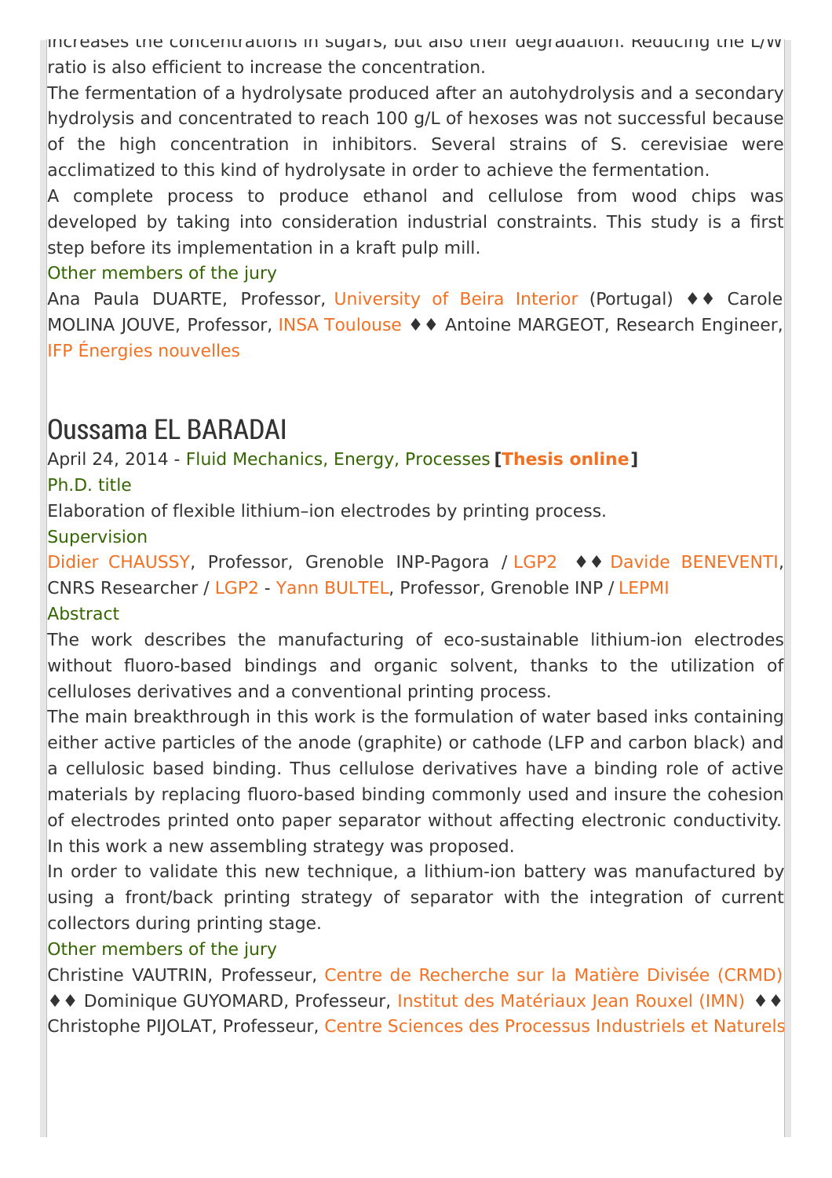increases the concentrations in sugars, but also their degradation. Reducing the L/W ratio is also efficient to increase the concentration.

The fermentation of a hydrolysate produced after an autohydrolysis and a secondary hydrolysis and concentrated to reach 100 g/L of hexoses was not successful because of the high concentration in inhibitors. Several strains of S. cerevisiae were acclimatized to this kind of hydrolysate in order to achieve the fermentation.

A complete process to produce ethanol and cellulose from wood chips was developed by taking into consideration industrial constraints. This study is a first step before its implementation in a kraft pulp mill.

Other members of the jury

Ana Paula DUARTE, Professor, University of Beira Interior (Portugal) ♦♦ Carole MOLINA JOUVE, Professor, INSA Toulouse ♦♦ Antoine MARGEOT, Research Engineer, IFP Énergies nouvelles

## Oussama EL BARADAI

April 24, 2014 - Fluid Mechanics, Energy, Processes **[Thesis online]**

Ph.D. title

Elaboration of flexible lithium–ion electrodes by printing process.

Supervision

Didier CHAUSSY, Professor, Grenoble INP-Pagora / LGP2 ♦♦ Davide BENEVENTI, CNRS Researcher / LGP2 - Yann BULTEL, Professor, Grenoble INP / LEPMI

Abstract

The work describes the manufacturing of eco-sustainable lithium-ion electrodes without fluoro-based bindings and organic solvent, thanks to the utilization of celluloses derivatives and a conventional printing process.

The main breakthrough in this work is the formulation of water based inks containing either active particles of the anode (graphite) or cathode (LFP and carbon black) and a cellulosic based binding. Thus cellulose derivatives have a binding role of active materials by replacing fluoro-based binding commonly used and insure the cohesion of electrodes printed onto paper separator without affecting electronic conductivity. In this work a new assembling strategy was proposed.

In order to validate this new technique, a lithium-ion battery was manufactured by using a front/back printing strategy of separator with the integration of current collectors during printing stage.

Other members of the jury

Christine VAUTRIN, Professeur, Centre de Recherche sur la Matière Divisée (CRMD) ♦♦ Dominique GUYOMARD, Professeur, Institut des Matériaux Jean Rouxel (IMN) ♦♦ Christophe PIJOLAT, Professeur, Centre Sciences des Processus Industriels et Naturels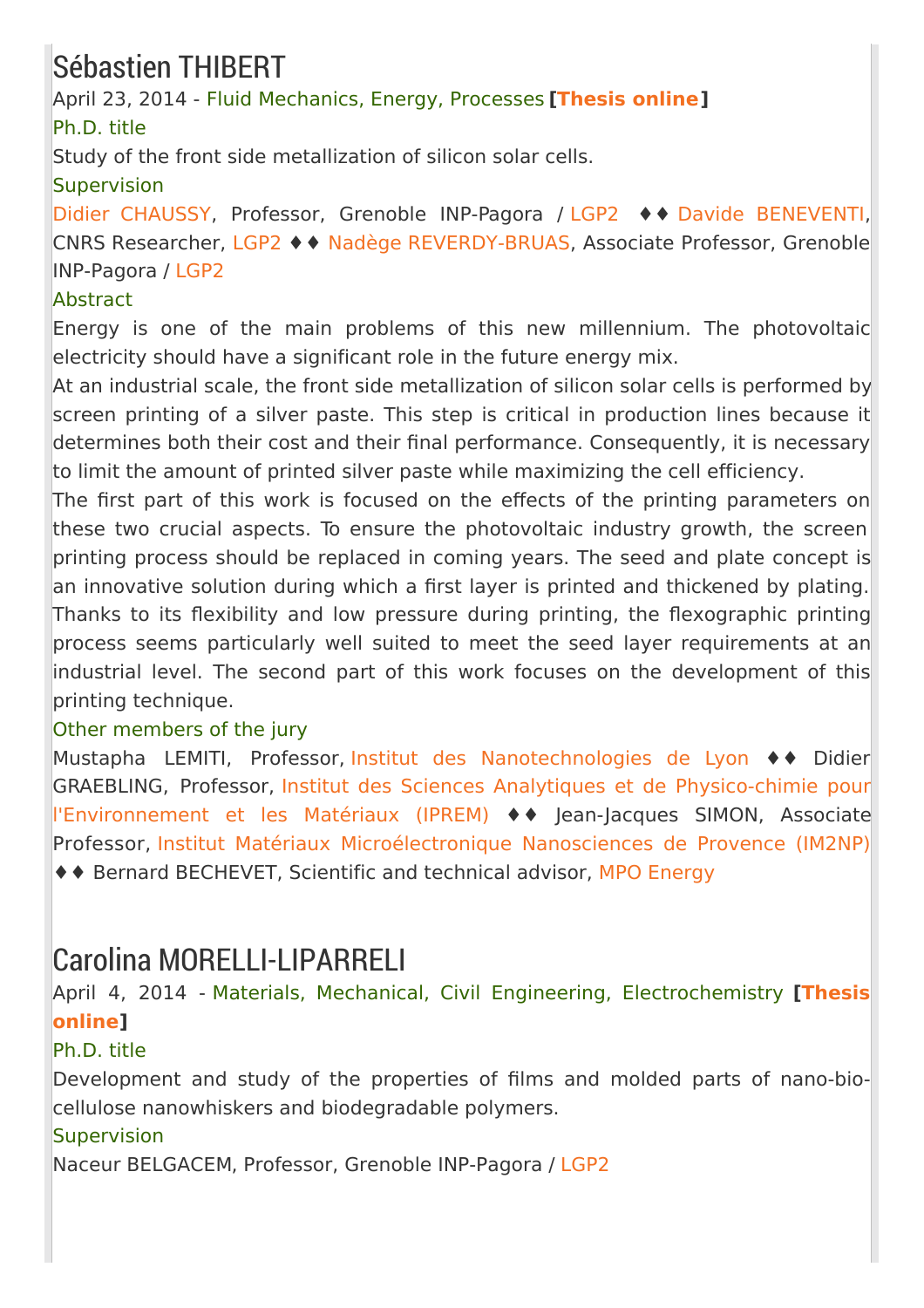# Sébastien THIBERT

April 23, 2014 - Fluid Mechanics, Energy, Processes **[Thesis online]**

Ph.D. title

Study of the front side metallization of silicon solar cells.

Supervision

Didier CHAUSSY, Professor, Grenoble INP-Pagora / LGP2 ♦♦ Davide BENEVENTI, CNRS Researcher, LGP2 ♦♦ Nadège REVERDY-BRUAS, Associate Professor, Grenoble INP-Pagora / LGP2

Abstract

Energy is one of the main problems of this new millennium. The photovoltaic electricity should have a significant role in the future energy mix.

At an industrial scale, the front side metallization of silicon solar cells is performed by screen printing of a silver paste. This step is critical in production lines because it determines both their cost and their final performance. Consequently, it is necessary to limit the amount of printed silver paste while maximizing the cell efficiency.

The first part of this work is focused on the effects of the printing parameters on these two crucial aspects. To ensure the photovoltaic industry growth, the screen printing process should be replaced in coming years. The seed and plate concept is an innovative solution during which a first layer is printed and thickened by plating. Thanks to its flexibility and low pressure during printing, the flexographic printing process seems particularly well suited to meet the seed layer requirements at an industrial level. The second part of this work focuses on the development of this printing technique.

Other members of the jury

Mustapha LEMITI, Professor, Institut des Nanotechnologies de Lyon ♦♦ Didier GRAEBLING, Professor, Institut des Sciences Analytiques et de Physico-chimie pour l'Environnement et les Matériaux (IPREM) ♦♦ Jean-Jacques SIMON, Associate Professor, Institut Matériaux Microélectronique Nanosciences de Provence (IM2NP) ♦♦ Bernard BECHEVET, Scientific and technical advisor, MPO Energy

# Carolina MORELLI-LIPARRELI

April 4, 2014 - Materials, Mechanical, Civil Engineering, Electrochemistry **[Thesis online]**

Ph.D. title

Development and study of the properties of films and molded parts of nano-bio-cellulose nanowhiskers and biodegradable polymers.

Supervision

Naceur BELGACEM, Professor, Grenoble INP-Pagora / LGP2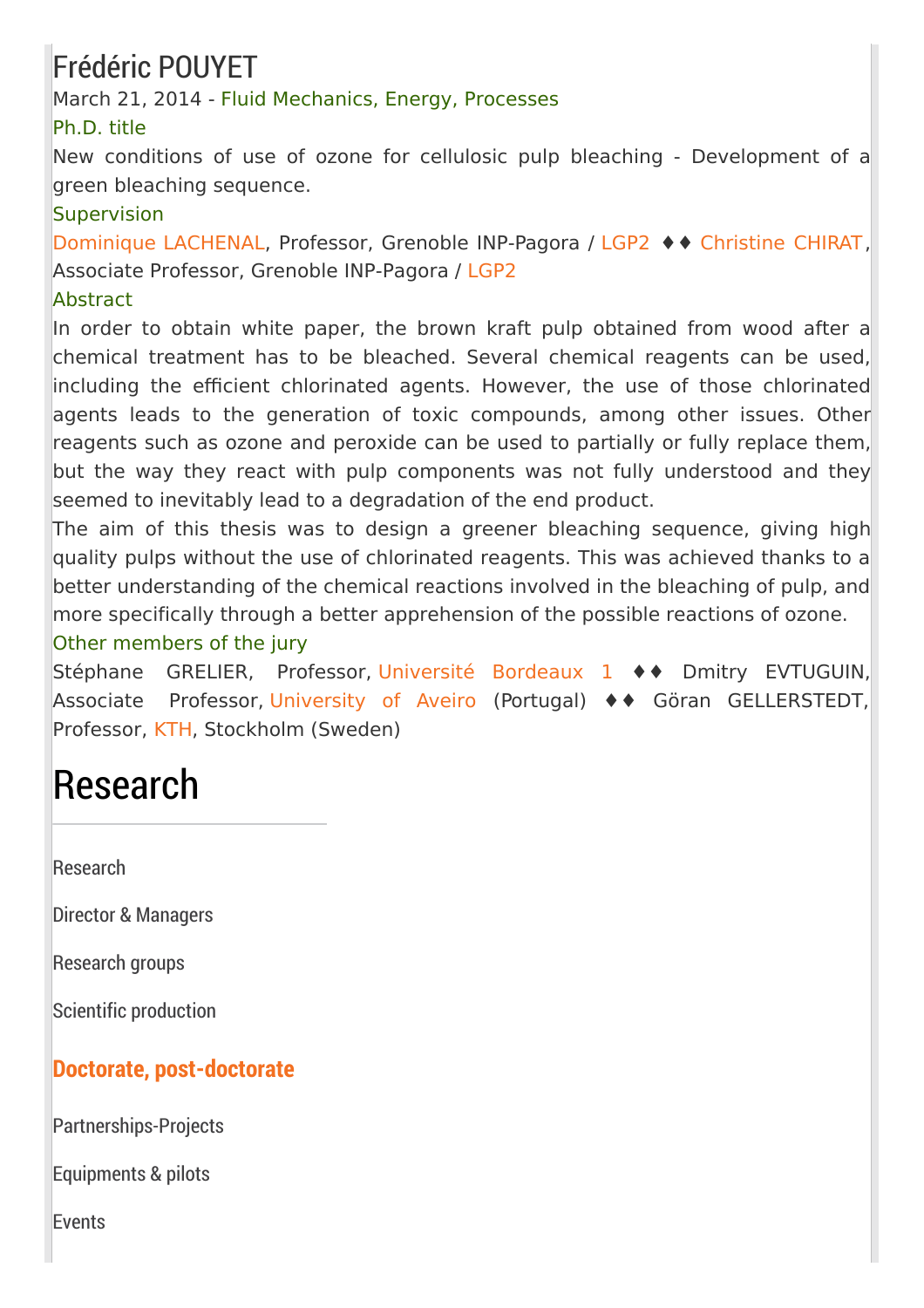# Frédéric POUYET

March 21, 2014 - Fluid Mechanics, Energy, Processes

### Ph.D. title

New conditions of use of ozone for cellulosic pulp bleaching - Development of a green bleaching sequence.

### Supervision

Dominique LACHENAL, Professor, Grenoble INP-Pagora / LGP2 ♦♦ Christine CHIRAT, Associate Professor, Grenoble INP-Pagora / LGP2

### Abstract

In order to obtain white paper, the brown kraft pulp obtained from wood after a chemical treatment has to be bleached. Several chemical reagents can be used, including the efficient chlorinated agents. However, the use of those chlorinated agents leads to the generation of toxic compounds, among other issues. Other reagents such as ozone and peroxide can be used to partially or fully replace them, but the way they react with pulp components was not fully understood and they seemed to inevitably lead to a degradation of the end product.

The aim of this thesis was to design a greener bleaching sequence, giving high quality pulps without the use of chlorinated reagents. This was achieved thanks to a better understanding of the chemical reactions involved in the bleaching of pulp, and more specifically through a better apprehension of the possible reactions of ozone.

### Other members of the jury

Stéphane GRELIER, Professor, Université Bordeaux 1 ♦♦ Dmitry EVTUGUIN, Associate Professor, University of Aveiro (Portugal) ♦♦ Göran GELLERSTEDT, Professor, KTH, Stockholm (Sweden)

# Research

Research

Director & Managers

Research groups

Scientific production

**Doctorate, post-doctorate**

Partnerships-Projects

Equipments & pilots

Events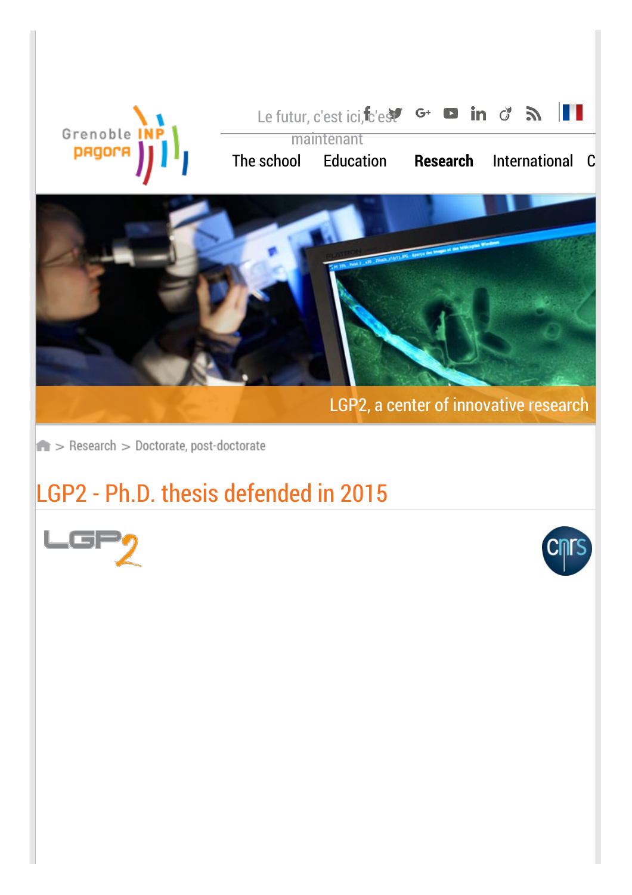Le futur, c'est ici, c'est maintenant

The school Education **Research** International C

LGP2, a center of innovative research

> Research > Doctorate, post-doctorate

# LGP2 - Ph.D. thesis defended in 2015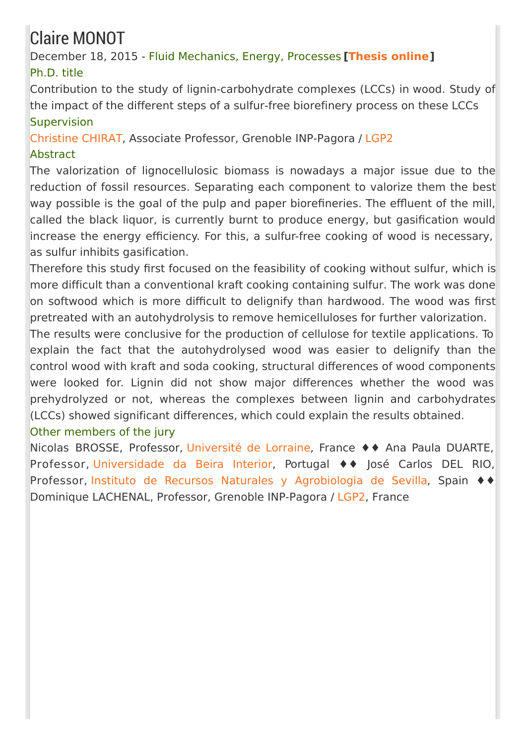# Claire MONOT

December 18, 2015 - Fluid Mechanics, Energy, Processes **[Thesis online]**

### Ph.D. title

Contribution to the study of lignin-carbohydrate complexes (LCCs) in wood. Study of the impact of the different steps of a sulfur-free biorefinery process on these LCCs

### Supervision

Christine CHIRAT, Associate Professor, Grenoble INP-Pagora / LGP2

### Abstract

The valorization of lignocellulosic biomass is nowadays a major issue due to the reduction of fossil resources. Separating each component to valorize them the best way possible is the goal of the pulp and paper biorefineries. The effluent of the mill, called the black liquor, is currently burnt to produce energy, but gasification would increase the energy efficiency. For this, a sulfur-free cooking of wood is necessary, as sulfur inhibits gasification.

Therefore this study first focused on the feasibility of cooking without sulfur, which is more difficult than a conventional kraft cooking containing sulfur. The work was done on softwood which is more difficult to delignify than hardwood. The wood was first pretreated with an autohydrolysis to remove hemicelluloses for further valorization.

The results were conclusive for the production of cellulose for textile applications. To explain the fact that the autohydrolysed wood was easier to delignify than the control wood with kraft and soda cooking, structural differences of wood components were looked for. Lignin did not show major differences whether the wood was prehydrolyzed or not, whereas the complexes between lignin and carbohydrates (LCCs) showed significant differences, which could explain the results obtained.

### Other members of the jury

Nicolas BROSSE, Professor, Université de Lorraine, France ♦♦ Ana Paula DUARTE, Professor, Universidade da Beira Interior, Portugal ♦♦ José Carlos DEL RIO, Professor, Instituto de Recursos Naturales y Agrobiologia de Sevilla, Spain ♦♦ Dominique LACHENAL, Professor, Grenoble INP-Pagora / LGP2, France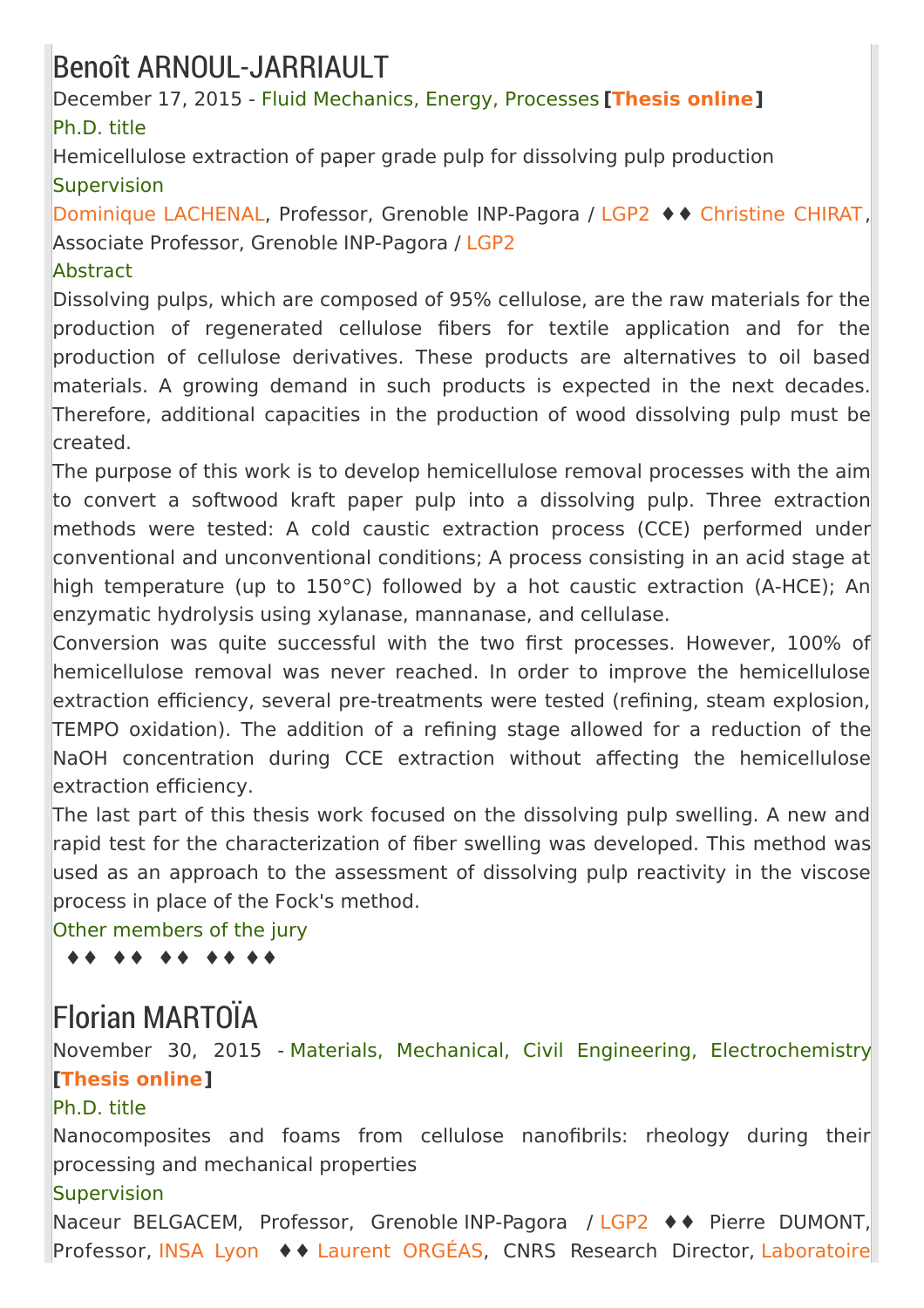## Benoît ARNOUL-JARRIAULT

December 17, 2015 - Fluid Mechanics, Energy, Processes **[Thesis online]**

Ph.D. title

Hemicellulose extraction of paper grade pulp for dissolving pulp production

Supervision

Dominique LACHENAL, Professor, Grenoble INP-Pagora / LGP2 ♦♦ Christine CHIRAT, Associate Professor, Grenoble INP-Pagora / LGP2

Abstract

Dissolving pulps, which are composed of 95% cellulose, are the raw materials for the production of regenerated cellulose fibers for textile application and for the production of cellulose derivatives. These products are alternatives to oil based materials. A growing demand in such products is expected in the next decades. Therefore, additional capacities in the production of wood dissolving pulp must be created.

The purpose of this work is to develop hemicellulose removal processes with the aim to convert a softwood kraft paper pulp into a dissolving pulp. Three extraction methods were tested: A cold caustic extraction process (CCE) performed under conventional and unconventional conditions; A process consisting in an acid stage at high temperature (up to 150°C) followed by a hot caustic extraction (A-HCE); An enzymatic hydrolysis using xylanase, mannanase, and cellulase.

Conversion was quite successful with the two first processes. However, 100% of hemicellulose removal was never reached. In order to improve the hemicellulose extraction efficiency, several pre-treatments were tested (refining, steam explosion, TEMPO oxidation). The addition of a refining stage allowed for a reduction of the NaOH concentration during CCE extraction without affecting the hemicellulose extraction efficiency.

The last part of this thesis work focused on the dissolving pulp swelling. A new and rapid test for the characterization of fiber swelling was developed. This method was used as an approach to the assessment of dissolving pulp reactivity in the viscose process in place of the Fock's method.

Other members of the jury

♦♦ ♦♦ ♦♦ ♦♦ ♦♦

## Florian MARTOÏA

November 30, 2015 - Materials, Mechanical, Civil Engineering, Electrochemistry **[Thesis online]**

Ph.D. title

Nanocomposites and foams from cellulose nanofibrils: rheology during their processing and mechanical properties

Supervision

Naceur BELGACEM, Professor, Grenoble INP-Pagora / LGP2 ♦♦ Pierre DUMONT, Professor, INSA Lyon ♦♦ Laurent ORGÉAS, CNRS Research Director, Laboratoire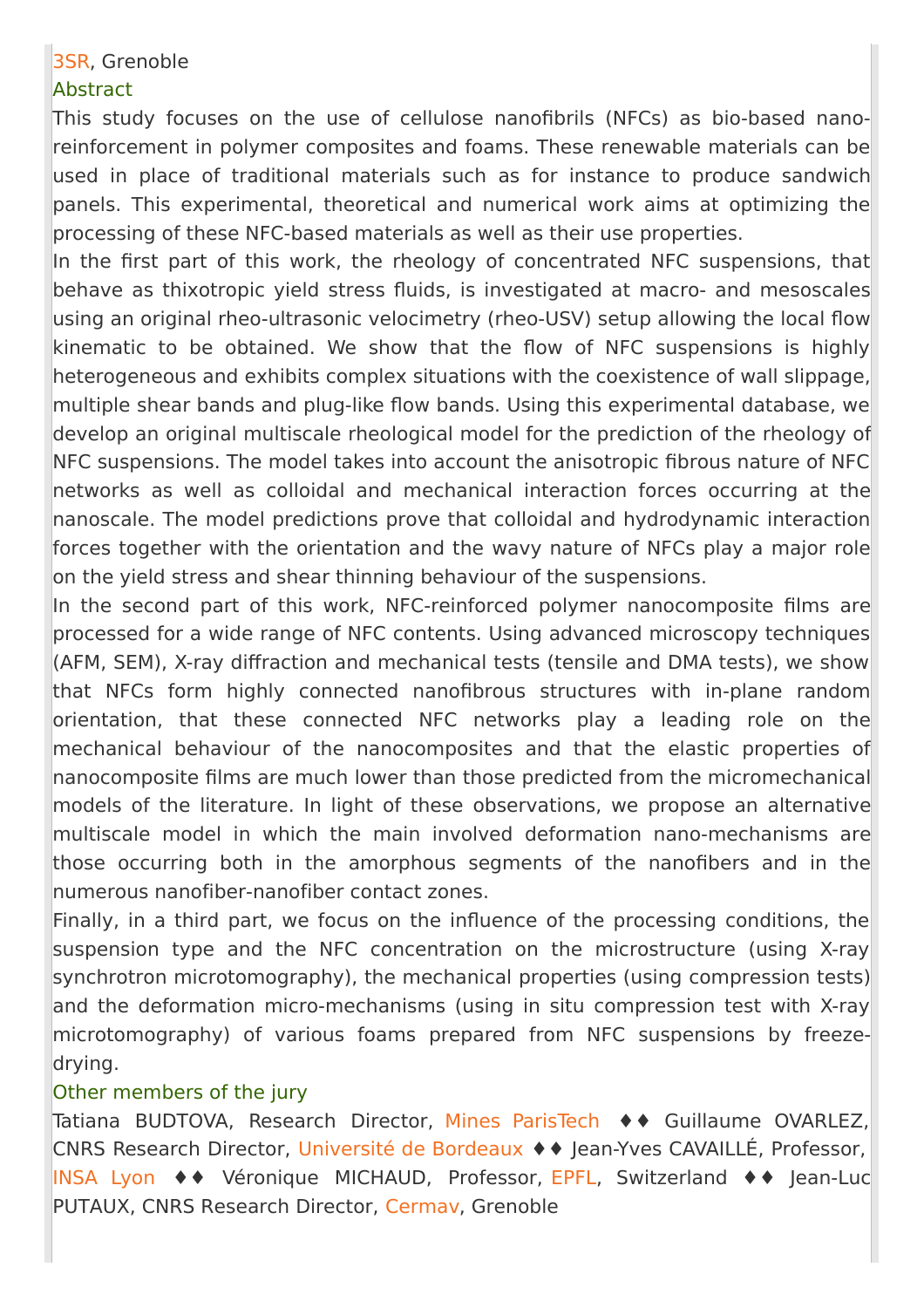3SR, Grenoble

### Abstract

This study focuses on the use of cellulose nanofibrils (NFCs) as bio-based nano-reinforcement in polymer composites and foams. These renewable materials can be used in place of traditional materials such as for instance to produce sandwich panels. This experimental, theoretical and numerical work aims at optimizing the processing of these NFC-based materials as well as their use properties.

In the first part of this work, the rheology of concentrated NFC suspensions, that behave as thixotropic yield stress fluids, is investigated at macro- and mesoscales using an original rheo-ultrasonic velocimetry (rheo-USV) setup allowing the local flow kinematic to be obtained. We show that the flow of NFC suspensions is highly heterogeneous and exhibits complex situations with the coexistence of wall slippage, multiple shear bands and plug-like flow bands. Using this experimental database, we develop an original multiscale rheological model for the prediction of the rheology of NFC suspensions. The model takes into account the anisotropic fibrous nature of NFC networks as well as colloidal and mechanical interaction forces occurring at the nanoscale. The model predictions prove that colloidal and hydrodynamic interaction forces together with the orientation and the wavy nature of NFCs play a major role on the yield stress and shear thinning behaviour of the suspensions.

In the second part of this work, NFC-reinforced polymer nanocomposite films are processed for a wide range of NFC contents. Using advanced microscopy techniques (AFM, SEM), X-ray diffraction and mechanical tests (tensile and DMA tests), we show that NFCs form highly connected nanofibrous structures with in-plane random orientation, that these connected NFC networks play a leading role on the mechanical behaviour of the nanocomposites and that the elastic properties of nanocomposite films are much lower than those predicted from the micromechanical models of the literature. In light of these observations, we propose an alternative multiscale model in which the main involved deformation nano-mechanisms are those occurring both in the amorphous segments of the nanofibers and in the numerous nanofiber-nanofiber contact zones.

Finally, in a third part, we focus on the influence of the processing conditions, the suspension type and the NFC concentration on the microstructure (using X-ray synchrotron microtomography), the mechanical properties (using compression tests) and the deformation micro-mechanisms (using in situ compression test with X-ray microtomography) of various foams prepared from NFC suspensions by freeze-drying.

### Other members of the jury

Tatiana BUDTOVA, Research Director, Mines ParisTech ♦♦ Guillaume OVARLEZ, CNRS Research Director, Université de Bordeaux ♦♦ Jean-Yves CAVAILLÉ, Professor, INSA Lyon ♦♦ Véronique MICHAUD, Professor, EPFL, Switzerland ♦♦ Jean-Luc PUTAUX, CNRS Research Director, Cermav, Grenoble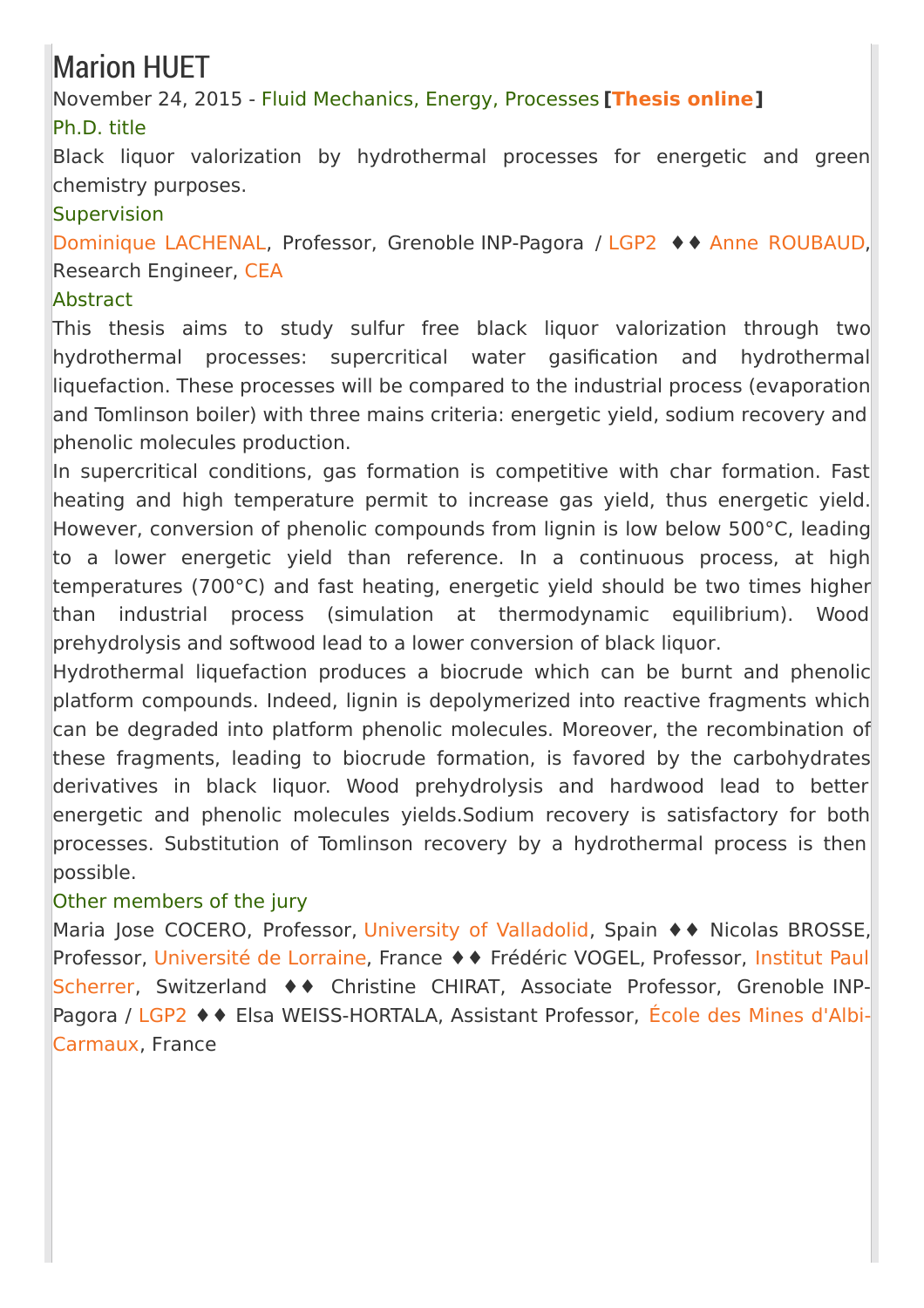# Marion HUET

November 24, 2015 - Fluid Mechanics, Energy, Processes **[Thesis online]**

### Ph.D. title

Black liquor valorization by hydrothermal processes for energetic and green chemistry purposes.

### Supervision

Dominique LACHENAL, Professor, Grenoble INP-Pagora / LGP2 ♦♦ Anne ROUBAUD, Research Engineer, CEA

### Abstract

This thesis aims to study sulfur free black liquor valorization through two hydrothermal processes: supercritical water gasification and hydrothermal liquefaction. These processes will be compared to the industrial process (evaporation and Tomlinson boiler) with three mains criteria: energetic yield, sodium recovery and phenolic molecules production.

In supercritical conditions, gas formation is competitive with char formation. Fast heating and high temperature permit to increase gas yield, thus energetic yield. However, conversion of phenolic compounds from lignin is low below 500°C, leading to a lower energetic yield than reference. In a continuous process, at high temperatures (700°C) and fast heating, energetic yield should be two times higher than industrial process (simulation at thermodynamic equilibrium). Wood prehydrolysis and softwood lead to a lower conversion of black liquor.

Hydrothermal liquefaction produces a biocrude which can be burnt and phenolic platform compounds. Indeed, lignin is depolymerized into reactive fragments which can be degraded into platform phenolic molecules. Moreover, the recombination of these fragments, leading to biocrude formation, is favored by the carbohydrates derivatives in black liquor. Wood prehydrolysis and hardwood lead to better energetic and phenolic molecules yields.Sodium recovery is satisfactory for both processes. Substitution of Tomlinson recovery by a hydrothermal process is then possible.

### Other members of the jury

Maria Jose COCERO, Professor, University of Valladolid, Spain ♦♦ Nicolas BROSSE, Professor, Université de Lorraine, France ♦♦ Frédéric VOGEL, Professor, Institut Paul Scherrer, Switzerland ♦♦ Christine CHIRAT, Associate Professor, Grenoble INP-Pagora / LGP2 ♦♦ Elsa WEISS-HORTALA, Assistant Professor, École des Mines d'Albi-Carmaux, France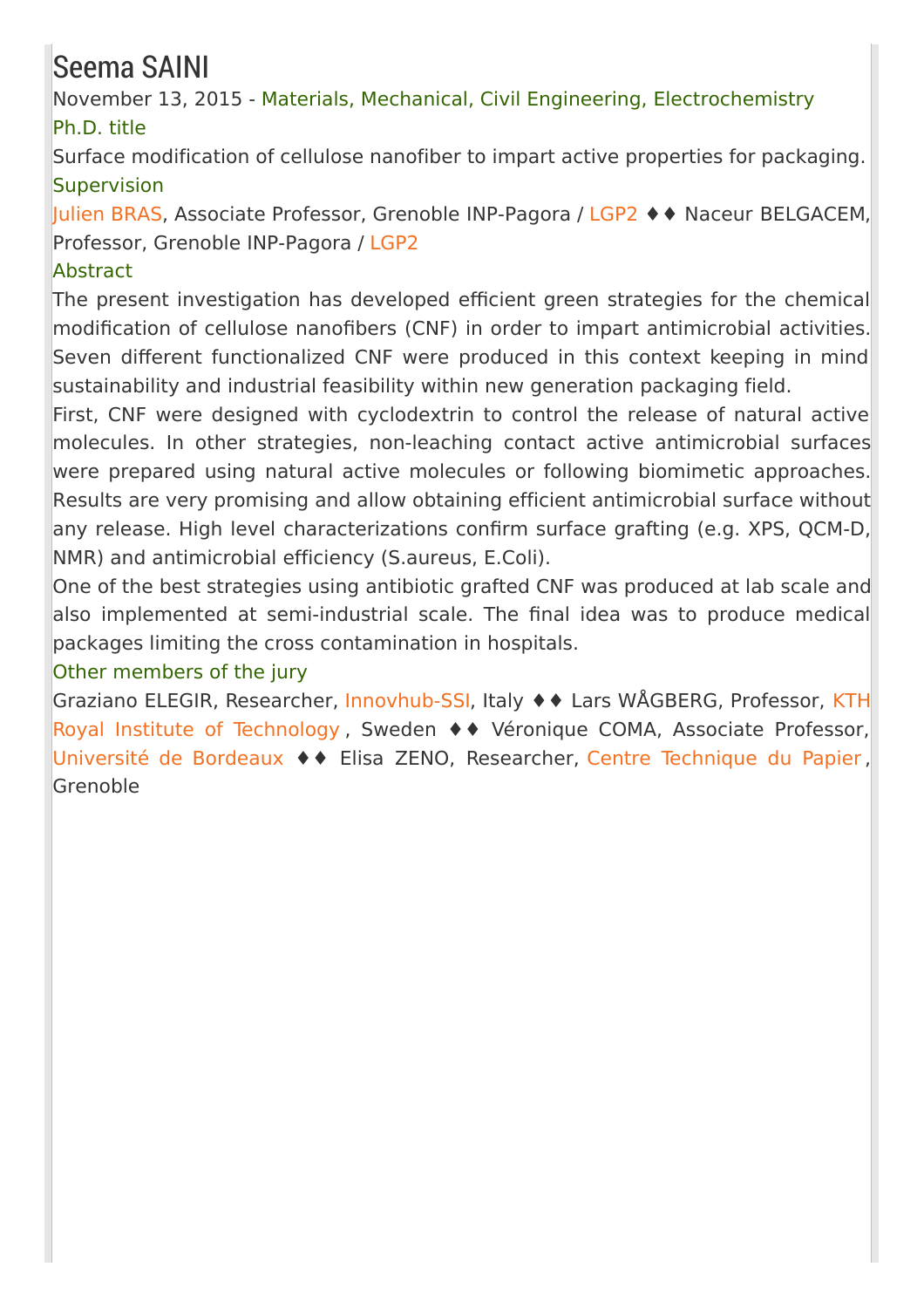# Seema SAINI

November 13, 2015 - Materials, Mechanical, Civil Engineering, Electrochemistry

### Ph.D. title

Surface modification of cellulose nanofiber to impart active properties for packaging.

### Supervision

Julien BRAS, Associate Professor, Grenoble INP-Pagora / LGP2 ♦♦ Naceur BELGACEM, Professor, Grenoble INP-Pagora / LGP2

### Abstract

The present investigation has developed efficient green strategies for the chemical modification of cellulose nanofibers (CNF) in order to impart antimicrobial activities. Seven different functionalized CNF were produced in this context keeping in mind sustainability and industrial feasibility within new generation packaging field.

First, CNF were designed with cyclodextrin to control the release of natural active molecules. In other strategies, non-leaching contact active antimicrobial surfaces were prepared using natural active molecules or following biomimetic approaches. Results are very promising and allow obtaining efficient antimicrobial surface without any release. High level characterizations confirm surface grafting (e.g. XPS, QCM-D, NMR) and antimicrobial efficiency (S.aureus, E.Coli).

One of the best strategies using antibiotic grafted CNF was produced at lab scale and also implemented at semi-industrial scale. The final idea was to produce medical packages limiting the cross contamination in hospitals.

### Other members of the jury

Graziano ELEGIR, Researcher, Innovhub-SSI, Italy ♦♦ Lars WÅGBERG, Professor, KTH Royal Institute of Technology, Sweden ♦♦ Véronique COMA, Associate Professor, Université de Bordeaux ♦♦ Elisa ZENO, Researcher, Centre Technique du Papier, Grenoble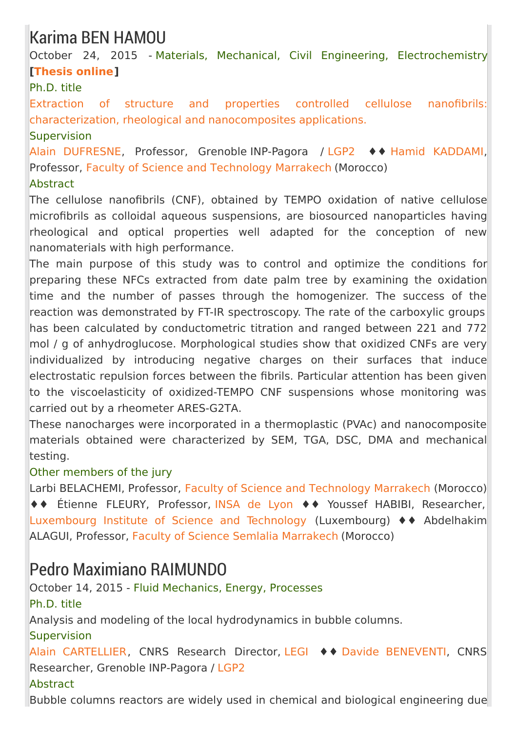## Karima BEN HAMOU

October 24, 2015 - Materials, Mechanical, Civil Engineering, Electrochemistry **[Thesis online]**

Ph.D. title

Extraction of structure and properties controlled cellulose nanofibrils: characterization, rheological and nanocomposites applications.

Supervision

Alain DUFRESNE, Professor, Grenoble INP-Pagora / LGP2 ♦♦ Hamid KADDAMI, Professor, Faculty of Science and Technology Marrakech (Morocco)

Abstract

The cellulose nanofibrils (CNF), obtained by TEMPO oxidation of native cellulose microfibrils as colloidal aqueous suspensions, are biosourced nanoparticles having rheological and optical properties well adapted for the conception of new nanomaterials with high performance.

The main purpose of this study was to control and optimize the conditions for preparing these NFCs extracted from date palm tree by examining the oxidation time and the number of passes through the homogenizer. The success of the reaction was demonstrated by FT-IR spectroscopy. The rate of the carboxylic groups has been calculated by conductometric titration and ranged between 221 and 772 mol / g of anhydroglucose. Morphological studies show that oxidized CNFs are very individualized by introducing negative charges on their surfaces that induce electrostatic repulsion forces between the fibrils. Particular attention has been given to the viscoelasticity of oxidized-TEMPO CNF suspensions whose monitoring was carried out by a rheometer ARES-G2TA.

These nanocharges were incorporated in a thermoplastic (PVAc) and nanocomposite materials obtained were characterized by SEM, TGA, DSC, DMA and mechanical testing.

Other members of the jury

Larbi BELACHEMI, Professor, Faculty of Science and Technology Marrakech (Morocco) ♦♦ Étienne FLEURY, Professor, INSA de Lyon ♦♦ Youssef HABIBI, Researcher, Luxembourg Institute of Science and Technology (Luxembourg) ♦♦ Abdelhakim ALAGUI, Professor, Faculty of Science Semlalia Marrakech (Morocco)

## Pedro Maximiano RAIMUNDO

October 14, 2015 - Fluid Mechanics, Energy, Processes

Ph.D. title

Analysis and modeling of the local hydrodynamics in bubble columns.

Supervision

Alain CARTELLIER, CNRS Research Director, LEGI ♦♦ Davide BENEVENTI, CNRS Researcher, Grenoble INP-Pagora / LGP2

Abstract

Bubble columns reactors are widely used in chemical and biological engineering due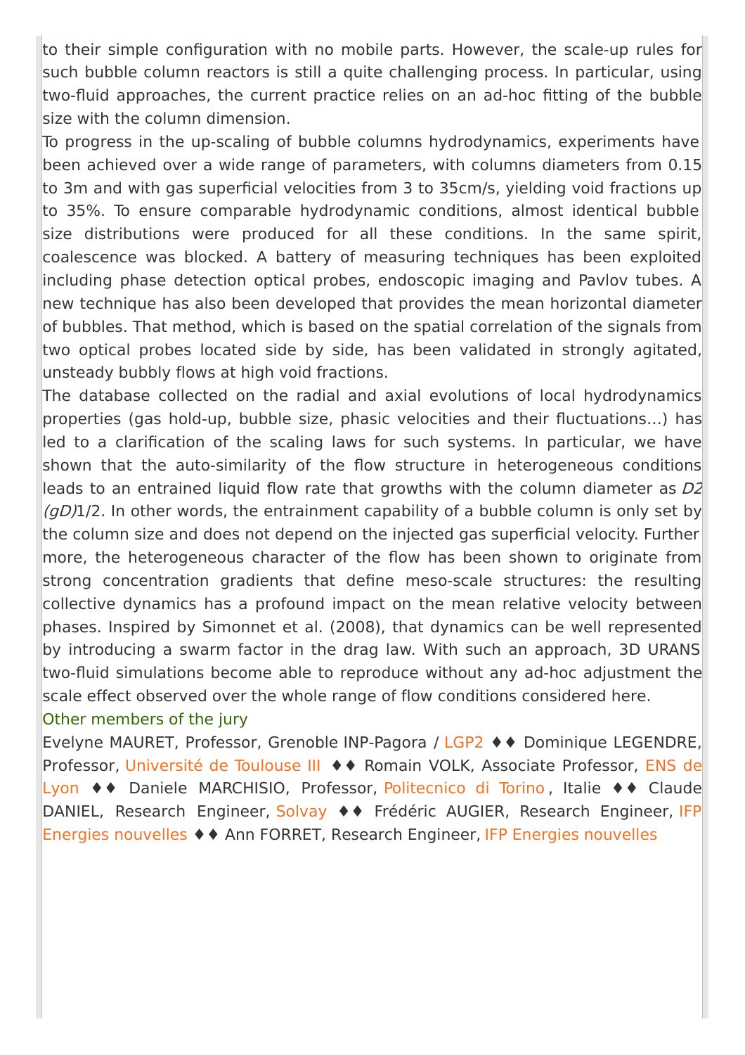to their simple configuration with no mobile parts. However, the scale-up rules for such bubble column reactors is still a quite challenging process. In particular, using two-fluid approaches, the current practice relies on an ad-hoc fitting of the bubble size with the column dimension.

To progress in the up-scaling of bubble columns hydrodynamics, experiments have been achieved over a wide range of parameters, with columns diameters from 0.15 to 3m and with gas superficial velocities from 3 to 35cm/s, yielding void fractions up to 35%. To ensure comparable hydrodynamic conditions, almost identical bubble size distributions were produced for all these conditions. In the same spirit, coalescence was blocked. A battery of measuring techniques has been exploited including phase detection optical probes, endoscopic imaging and Pavlov tubes. A new technique has also been developed that provides the mean horizontal diameter of bubbles. That method, which is based on the spatial correlation of the signals from two optical probes located side by side, has been validated in strongly agitated, unsteady bubbly flows at high void fractions.

The database collected on the radial and axial evolutions of local hydrodynamics properties (gas hold-up, bubble size, phasic velocities and their fluctuations...) has led to a clarification of the scaling laws for such systems. In particular, we have shown that the auto-similarity of the flow structure in heterogeneous conditions leads to an entrained liquid flow rate that growths with the column diameter as *D2 (gD)*1/2. In other words, the entrainment capability of a bubble column is only set by the column size and does not depend on the injected gas superficial velocity. Further more, the heterogeneous character of the flow has been shown to originate from strong concentration gradients that define meso-scale structures: the resulting collective dynamics has a profound impact on the mean relative velocity between phases. Inspired by Simonnet et al. (2008), that dynamics can be well represented by introducing a swarm factor in the drag law. With such an approach, 3D URANS two-fluid simulations become able to reproduce without any ad-hoc adjustment the scale effect observed over the whole range of flow conditions considered here.

Other members of the jury

Evelyne MAURET, Professor, Grenoble INP-Pagora / LGP2 ♦♦ Dominique LEGENDRE, Professor, Université de Toulouse III ♦♦ Romain VOLK, Associate Professor, ENS de Lyon ♦♦ Daniele MARCHISIO, Professor, Politecnico di Torino, Italie ♦♦ Claude DANIEL, Research Engineer, Solvay ♦♦ Frédéric AUGIER, Research Engineer, IFP Energies nouvelles ♦♦ Ann FORRET, Research Engineer, IFP Energies nouvelles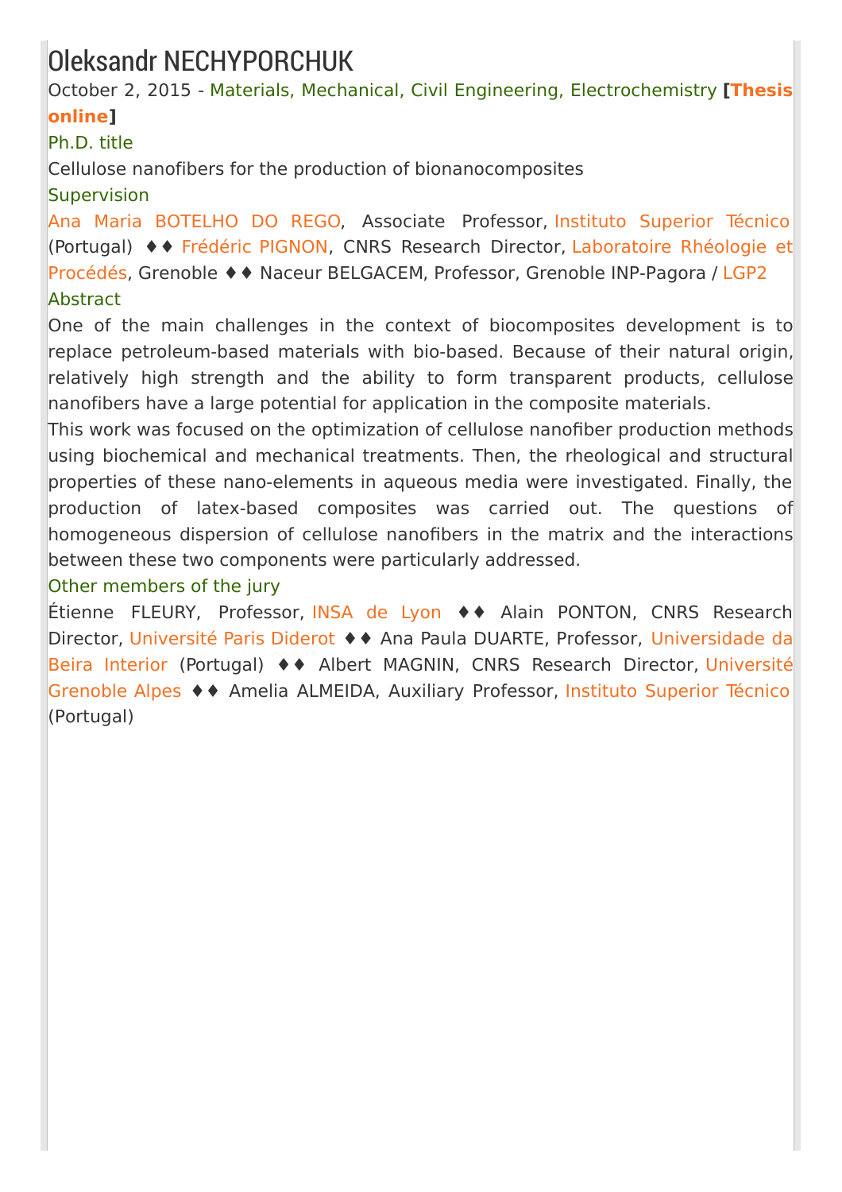# Oleksandr NECHYPORCHUK

October 2, 2015 - Materials, Mechanical, Civil Engineering, Electrochemistry **[Thesis online]**

### Ph.D. title

Cellulose nanofibers for the production of bionanocomposites

### Supervision

Ana Maria BOTELHO DO REGO, Associate Professor, Instituto Superior Técnico (Portugal) ♦♦ Frédéric PIGNON, CNRS Research Director, Laboratoire Rhéologie et Procédés, Grenoble ♦♦ Naceur BELGACEM, Professor, Grenoble INP-Pagora / LGP2

### Abstract

One of the main challenges in the context of biocomposites development is to replace petroleum-based materials with bio-based. Because of their natural origin, relatively high strength and the ability to form transparent products, cellulose nanofibers have a large potential for application in the composite materials.

This work was focused on the optimization of cellulose nanofiber production methods using biochemical and mechanical treatments. Then, the rheological and structural properties of these nano-elements in aqueous media were investigated. Finally, the production of latex-based composites was carried out. The questions of homogeneous dispersion of cellulose nanofibers in the matrix and the interactions between these two components were particularly addressed.

### Other members of the jury

Étienne FLEURY, Professor, INSA de Lyon ♦♦ Alain PONTON, CNRS Research Director, Université Paris Diderot ♦♦ Ana Paula DUARTE, Professor, Universidade da Beira Interior (Portugal) ♦♦ Albert MAGNIN, CNRS Research Director, Université Grenoble Alpes ♦♦ Amelia ALMEIDA, Auxiliary Professor, Instituto Superior Técnico (Portugal)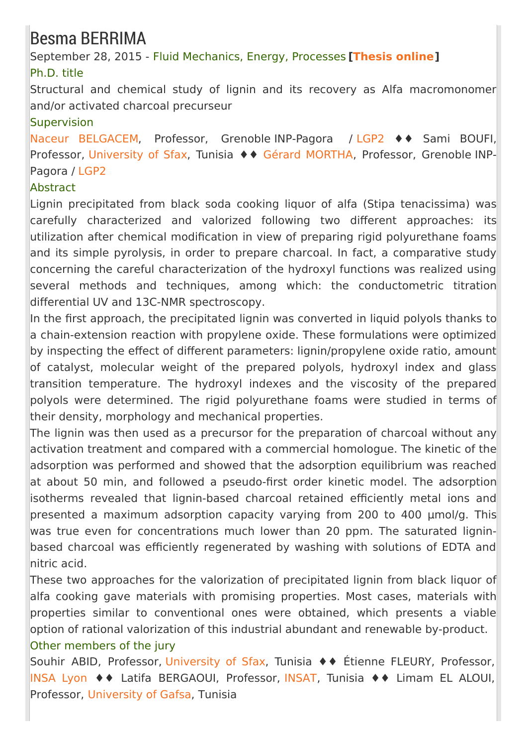# Besma BERRIMA

September 28, 2015 - Fluid Mechanics, Energy, Processes **[Thesis online]**

### Ph.D. title

Structural and chemical study of lignin and its recovery as Alfa macromonomer and/or activated charcoal precurseur

### Supervision

Naceur BELGACEM, Professor, Grenoble INP-Pagora / LGP2 ♦♦ Sami BOUFI, Professor, University of Sfax, Tunisia ♦♦ Gérard MORTHA, Professor, Grenoble INP-Pagora / LGP2

### Abstract

Lignin precipitated from black soda cooking liquor of alfa (Stipa tenacissima) was carefully characterized and valorized following two different approaches: its utilization after chemical modification in view of preparing rigid polyurethane foams and its simple pyrolysis, in order to prepare charcoal. In fact, a comparative study concerning the careful characterization of the hydroxyl functions was realized using several methods and techniques, among which: the conductometric titration differential UV and 13C-NMR spectroscopy.

In the first approach, the precipitated lignin was converted in liquid polyols thanks to a chain-extension reaction with propylene oxide. These formulations were optimized by inspecting the effect of different parameters: lignin/propylene oxide ratio, amount of catalyst, molecular weight of the prepared polyols, hydroxyl index and glass transition temperature. The hydroxyl indexes and the viscosity of the prepared polyols were determined. The rigid polyurethane foams were studied in terms of their density, morphology and mechanical properties.

The lignin was then used as a precursor for the preparation of charcoal without any activation treatment and compared with a commercial homologue. The kinetic of the adsorption was performed and showed that the adsorption equilibrium was reached at about 50 min, and followed a pseudo-first order kinetic model. The adsorption isotherms revealed that lignin-based charcoal retained efficiently metal ions and presented a maximum adsorption capacity varying from 200 to 400 µmol/g. This was true even for concentrations much lower than 20 ppm. The saturated lignin-based charcoal was efficiently regenerated by washing with solutions of EDTA and nitric acid.

These two approaches for the valorization of precipitated lignin from black liquor of alfa cooking gave materials with promising properties. Most cases, materials with properties similar to conventional ones were obtained, which presents a viable option of rational valorization of this industrial abundant and renewable by-product.

### Other members of the jury

Souhir ABID, Professor, University of Sfax, Tunisia ♦♦ Étienne FLEURY, Professor, INSA Lyon ♦♦ Latifa BERGAOUI, Professor, INSAT, Tunisia ♦♦ Limam EL ALOUI, Professor, University of Gafsa, Tunisia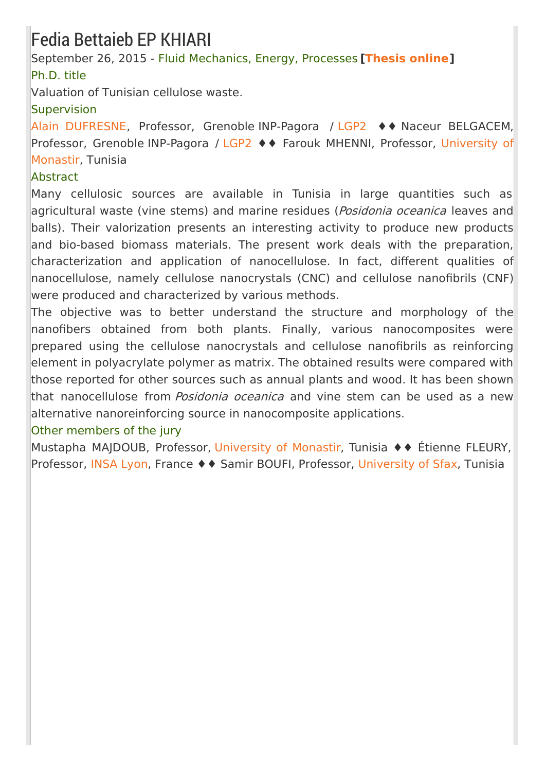# Fedia Bettaieb EP KHIARI

September 26, 2015 - Fluid Mechanics, Energy, Processes **[Thesis online]**

### Ph.D. title

Valuation of Tunisian cellulose waste.

### Supervision

Alain DUFRESNE, Professor, Grenoble INP-Pagora / LGP2 ♦♦ Naceur BELGACEM, Professor, Grenoble INP-Pagora / LGP2 ♦♦ Farouk MHENNI, Professor, University of Monastir, Tunisia

### Abstract

Many cellulosic sources are available in Tunisia in large quantities such as agricultural waste (vine stems) and marine residues (*Posidonia oceanica* leaves and balls). Their valorization presents an interesting activity to produce new products and bio-based biomass materials. The present work deals with the preparation, characterization and application of nanocellulose. In fact, different qualities of nanocellulose, namely cellulose nanocrystals (CNC) and cellulose nanofibrils (CNF) were produced and characterized by various methods.

The objective was to better understand the structure and morphology of the nanofibers obtained from both plants. Finally, various nanocomposites were prepared using the cellulose nanocrystals and cellulose nanofibrils as reinforcing element in polyacrylate polymer as matrix. The obtained results were compared with those reported for other sources such as annual plants and wood. It has been shown that nanocellulose from *Posidonia oceanica* and vine stem can be used as a new alternative nanoreinforcing source in nanocomposite applications.

### Other members of the jury

Mustapha MAJDOUB, Professor, University of Monastir, Tunisia ♦♦ Étienne FLEURY, Professor, INSA Lyon, France ♦♦ Samir BOUFI, Professor, University of Sfax, Tunisia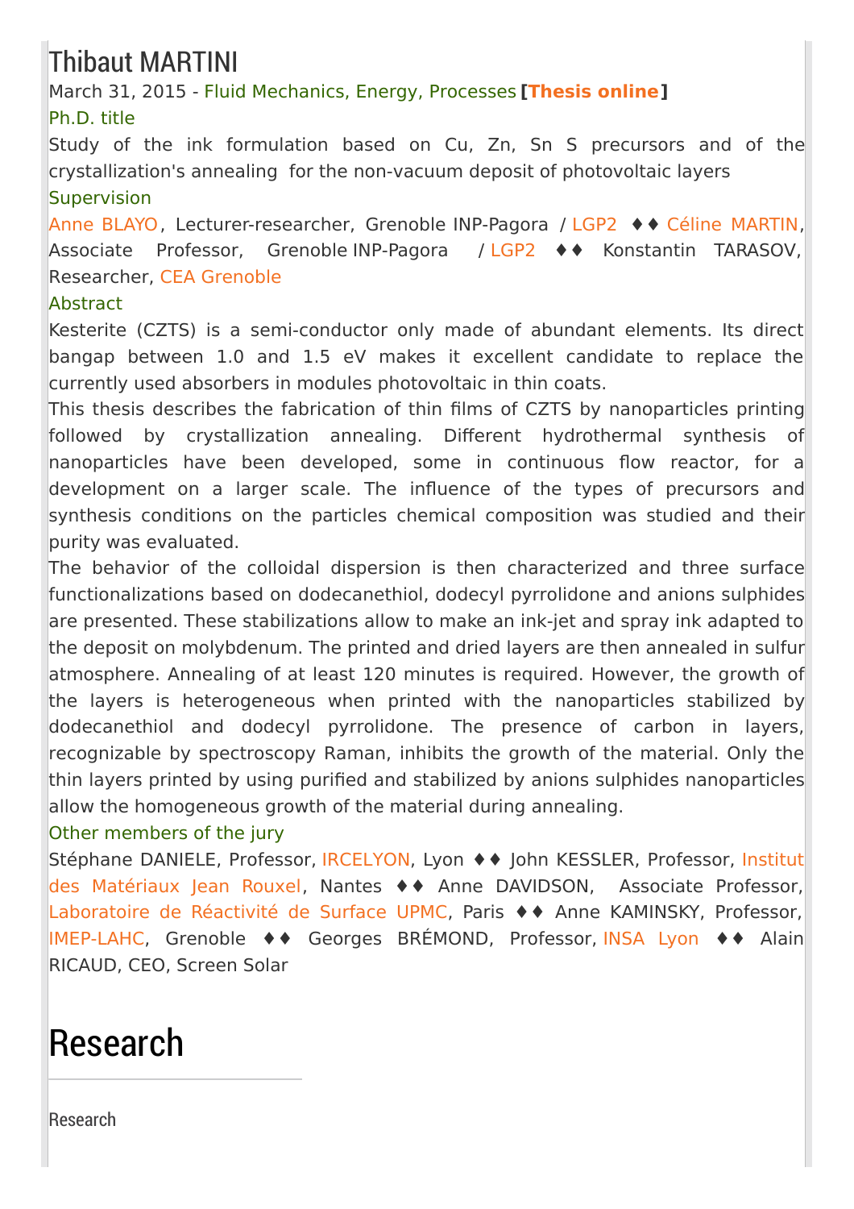# Thibaut MARTINI

March 31, 2015 - Fluid Mechanics, Energy, Processes **[Thesis online]**

### Ph.D. title

Study of the ink formulation based on Cu, Zn, Sn S precursors and of the crystallization's annealing for the non-vacuum deposit of photovoltaic layers

### Supervision

Anne BLAYO, Lecturer-researcher, Grenoble INP-Pagora / LGP2 ♦♦ Céline MARTIN, Associate Professor, Grenoble INP-Pagora / LGP2 ♦♦ Konstantin TARASOV, Researcher, CEA Grenoble

### Abstract

Kesterite (CZTS) is a semi-conductor only made of abundant elements. Its direct bangap between 1.0 and 1.5 eV makes it excellent candidate to replace the currently used absorbers in modules photovoltaic in thin coats.

This thesis describes the fabrication of thin films of CZTS by nanoparticles printing followed by crystallization annealing. Different hydrothermal synthesis of nanoparticles have been developed, some in continuous flow reactor, for a development on a larger scale. The influence of the types of precursors and synthesis conditions on the particles chemical composition was studied and their purity was evaluated.

The behavior of the colloidal dispersion is then characterized and three surface functionalizations based on dodecanethiol, dodecyl pyrrolidone and anions sulphides are presented. These stabilizations allow to make an ink-jet and spray ink adapted to the deposit on molybdenum. The printed and dried layers are then annealed in sulfur atmosphere. Annealing of at least 120 minutes is required. However, the growth of the layers is heterogeneous when printed with the nanoparticles stabilized by dodecanethiol and dodecyl pyrrolidone. The presence of carbon in layers, recognizable by spectroscopy Raman, inhibits the growth of the material. Only the thin layers printed by using purified and stabilized by anions sulphides nanoparticles allow the homogeneous growth of the material during annealing.

### Other members of the jury

Stéphane DANIELE, Professor, IRCELYON, Lyon ♦♦ John KESSLER, Professor, Institut des Matériaux Jean Rouxel, Nantes ♦♦ Anne DAVIDSON, Associate Professor, Laboratoire de Réactivité de Surface UPMC, Paris ♦♦ Anne KAMINSKY, Professor, IMEP-LAHC, Grenoble ♦♦ Georges BRÉMOND, Professor, INSA Lyon ♦♦ Alain RICAUD, CEO, Screen Solar

# Research

Research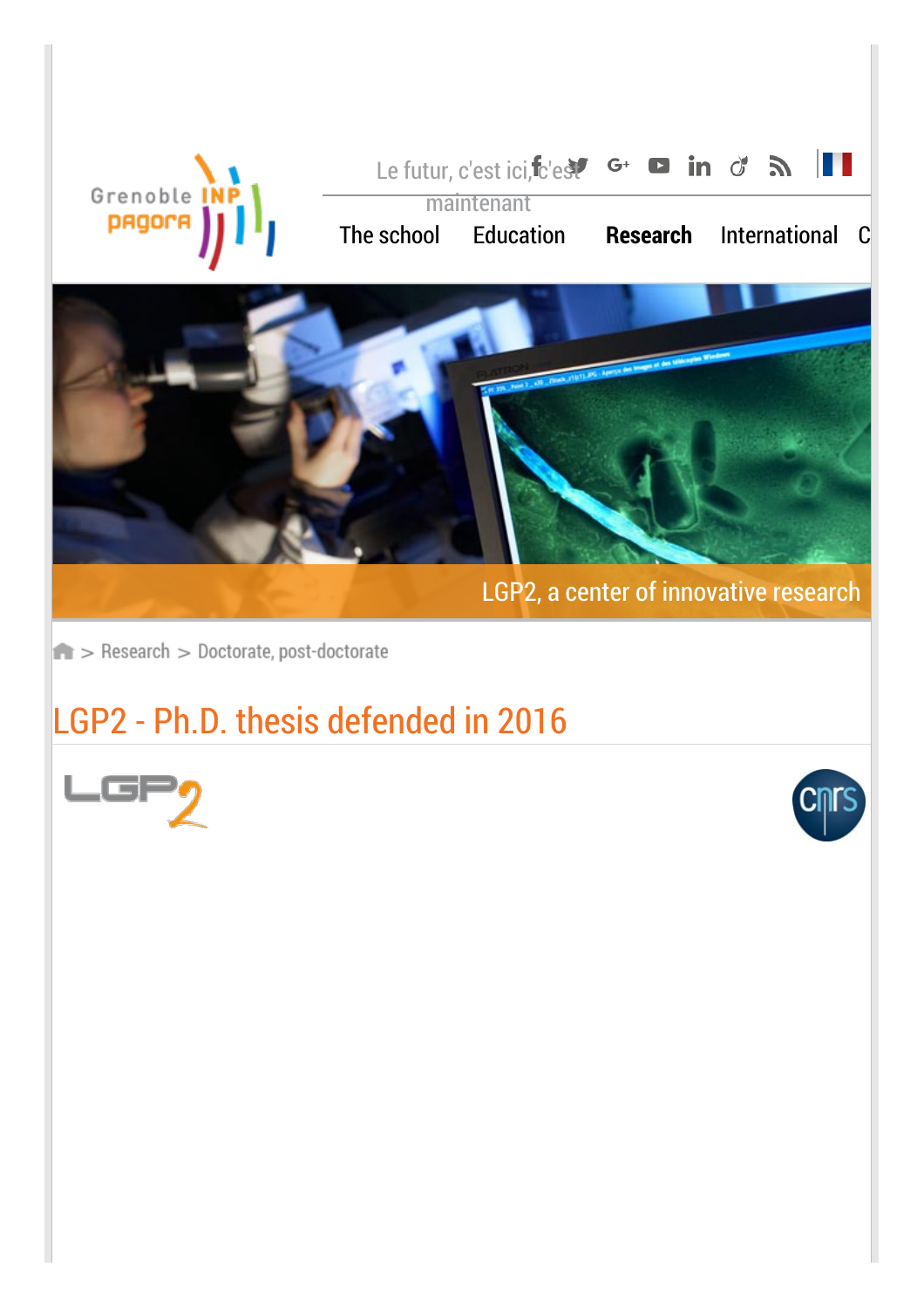Le futur, c'est ici, c'est maintenant

The school Education **Research** International C

LGP2, a center of innovative research

> Research > Doctorate, post-doctorate

# LGP2 - Ph.D. thesis defended in 2016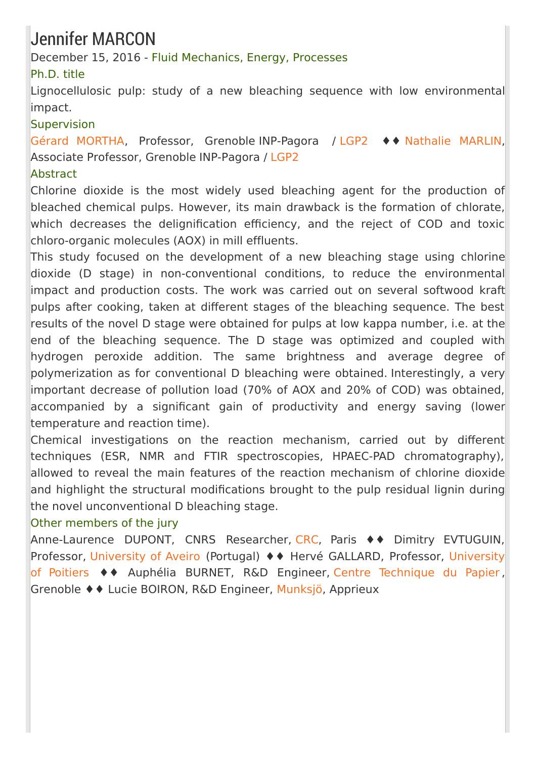# Jennifer MARCON

December 15, 2016 - Fluid Mechanics, Energy, Processes

### Ph.D. title

Lignocellulosic pulp: study of a new bleaching sequence with low environmental impact.

### Supervision

Gérard MORTHA, Professor, Grenoble INP-Pagora / LGP2 ♦♦ Nathalie MARLIN, Associate Professor, Grenoble INP-Pagora / LGP2

### Abstract

Chlorine dioxide is the most widely used bleaching agent for the production of bleached chemical pulps. However, its main drawback is the formation of chlorate, which decreases the delignification efficiency, and the reject of COD and toxic chloro-organic molecules (AOX) in mill effluents.

This study focused on the development of a new bleaching stage using chlorine dioxide (D stage) in non-conventional conditions, to reduce the environmental impact and production costs. The work was carried out on several softwood kraft pulps after cooking, taken at different stages of the bleaching sequence. The best results of the novel D stage were obtained for pulps at low kappa number, i.e. at the end of the bleaching sequence. The D stage was optimized and coupled with hydrogen peroxide addition. The same brightness and average degree of polymerization as for conventional D bleaching were obtained. Interestingly, a very important decrease of pollution load (70% of AOX and 20% of COD) was obtained, accompanied by a significant gain of productivity and energy saving (lower temperature and reaction time).

Chemical investigations on the reaction mechanism, carried out by different techniques (ESR, NMR and FTIR spectroscopies, HPAEC-PAD chromatography), allowed to reveal the main features of the reaction mechanism of chlorine dioxide and highlight the structural modifications brought to the pulp residual lignin during the novel unconventional D bleaching stage.

### Other members of the jury

Anne-Laurence DUPONT, CNRS Researcher, CRC, Paris ♦♦ Dimitry EVTUGUIN, Professor, University of Aveiro (Portugal) ♦♦ Hervé GALLARD, Professor, University of Poitiers ♦♦ Auphélia BURNET, R&D Engineer, Centre Technique du Papier, Grenoble ♦♦ Lucie BOIRON, R&D Engineer, Munksjö, Apprieux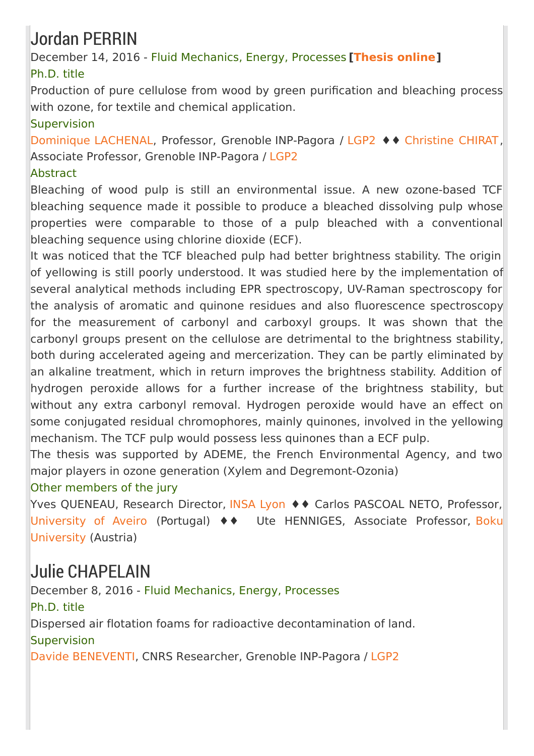# Jordan PERRIN

December 14, 2016 - Fluid Mechanics, Energy, Processes **[Thesis online]**

### Ph.D. title

Production of pure cellulose from wood by green purification and bleaching process with ozone, for textile and chemical application.

### Supervision

Dominique LACHENAL, Professor, Grenoble INP-Pagora / LGP2 ♦♦ Christine CHIRAT, Associate Professor, Grenoble INP-Pagora / LGP2

### Abstract

Bleaching of wood pulp is still an environmental issue. A new ozone-based TCF bleaching sequence made it possible to produce a bleached dissolving pulp whose properties were comparable to those of a pulp bleached with a conventional bleaching sequence using chlorine dioxide (ECF).

It was noticed that the TCF bleached pulp had better brightness stability. The origin of yellowing is still poorly understood. It was studied here by the implementation of several analytical methods including EPR spectroscopy, UV-Raman spectroscopy for the analysis of aromatic and quinone residues and also fluorescence spectroscopy for the measurement of carbonyl and carboxyl groups. It was shown that the carbonyl groups present on the cellulose are detrimental to the brightness stability, both during accelerated ageing and mercerization. They can be partly eliminated by an alkaline treatment, which in return improves the brightness stability. Addition of hydrogen peroxide allows for a further increase of the brightness stability, but without any extra carbonyl removal. Hydrogen peroxide would have an effect on some conjugated residual chromophores, mainly quinones, involved in the yellowing mechanism. The TCF pulp would possess less quinones than a ECF pulp.

The thesis was supported by ADEME, the French Environmental Agency, and two major players in ozone generation (Xylem and Degremont-Ozonia)

### Other members of the jury

Yves QUENEAU, Research Director, INSA Lyon ♦♦ Carlos PASCOAL NETO, Professor, University of Aveiro (Portugal) ♦♦ Ute HENNIGES, Associate Professor, Boku University (Austria)

# Julie CHAPELAIN

December 8, 2016 - Fluid Mechanics, Energy, Processes

### Ph.D. title

Dispersed air flotation foams for radioactive decontamination of land.

### Supervision

Davide BENEVENTI, CNRS Researcher, Grenoble INP-Pagora / LGP2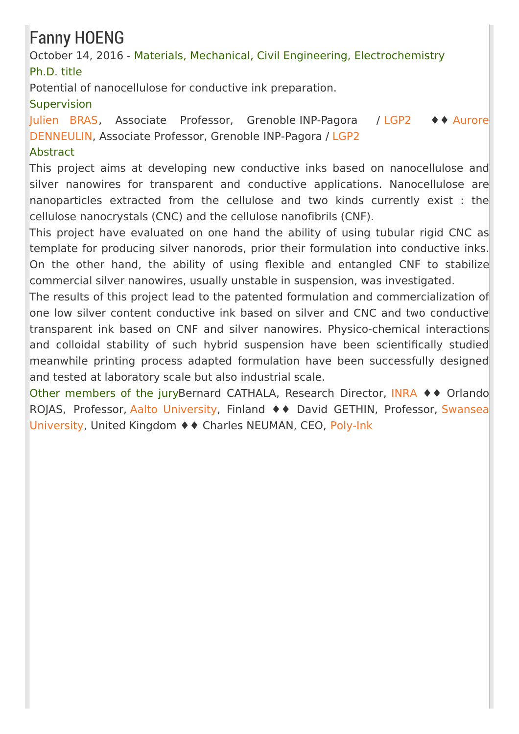# Fanny HOENG

October 14, 2016 - Materials, Mechanical, Civil Engineering, Electrochemistry

### Ph.D. title

Potential of nanocellulose for conductive ink preparation.

### Supervision

Julien BRAS, Associate Professor, Grenoble INP-Pagora / LGP2 ♦♦ Aurore DENNEULIN, Associate Professor, Grenoble INP-Pagora / LGP2

### Abstract

This project aims at developing new conductive inks based on nanocellulose and silver nanowires for transparent and conductive applications. Nanocellulose are nanoparticles extracted from the cellulose and two kinds currently exist : the cellulose nanocrystals (CNC) and the cellulose nanofibrils (CNF).

This project have evaluated on one hand the ability of using tubular rigid CNC as template for producing silver nanorods, prior their formulation into conductive inks. On the other hand, the ability of using flexible and entangled CNF to stabilize commercial silver nanowires, usually unstable in suspension, was investigated.

The results of this project lead to the patented formulation and commercialization of one low silver content conductive ink based on silver and CNC and two conductive transparent ink based on CNF and silver nanowires. Physico-chemical interactions and colloidal stability of such hybrid suspension have been scientifically studied meanwhile printing process adapted formulation have been successfully designed and tested at laboratory scale but also industrial scale.

### Other members of the jury

Bernard CATHALA, Research Director, INRA ♦♦ Orlando ROJAS, Professor, Aalto University, Finland ♦♦ David GETHIN, Professor, Swansea University, United Kingdom ♦♦ Charles NEUMAN, CEO, Poly-Ink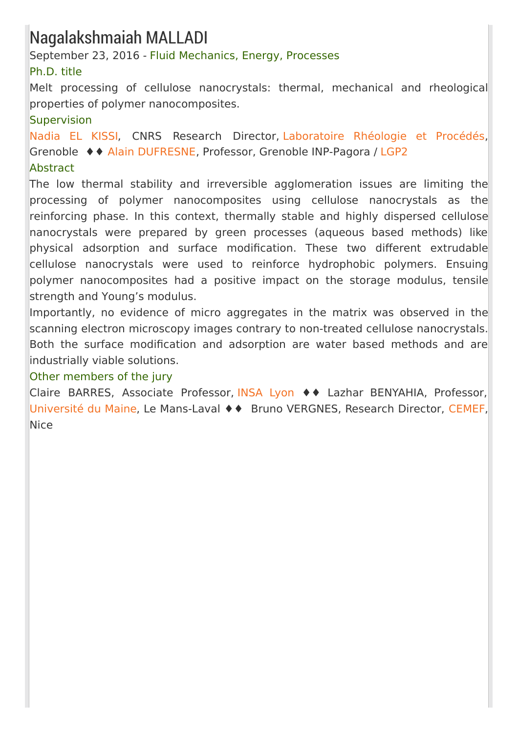# Nagalakshmaiah MALLADI

September 23, 2016 - Fluid Mechanics, Energy, Processes

### Ph.D. title

Melt processing of cellulose nanocrystals: thermal, mechanical and rheological properties of polymer nanocomposites.

### Supervision

Nadia EL KISSI, CNRS Research Director, Laboratoire Rhéologie et Procédés, Grenoble ♦♦ Alain DUFRESNE, Professor, Grenoble INP-Pagora / LGP2

### Abstract

The low thermal stability and irreversible agglomeration issues are limiting the processing of polymer nanocomposites using cellulose nanocrystals as the reinforcing phase. In this context, thermally stable and highly dispersed cellulose nanocrystals were prepared by green processes (aqueous based methods) like physical adsorption and surface modification. These two different extrudable cellulose nanocrystals were used to reinforce hydrophobic polymers. Ensuing polymer nanocomposites had a positive impact on the storage modulus, tensile strength and Young's modulus.

Importantly, no evidence of micro aggregates in the matrix was observed in the scanning electron microscopy images contrary to non-treated cellulose nanocrystals. Both the surface modification and adsorption are water based methods and are industrially viable solutions.

### Other members of the jury

Claire BARRES, Associate Professor, INSA Lyon ♦♦ Lazhar BENYAHIA, Professor, Université du Maine, Le Mans-Laval ♦♦ Bruno VERGNES, Research Director, CEMEF, Nice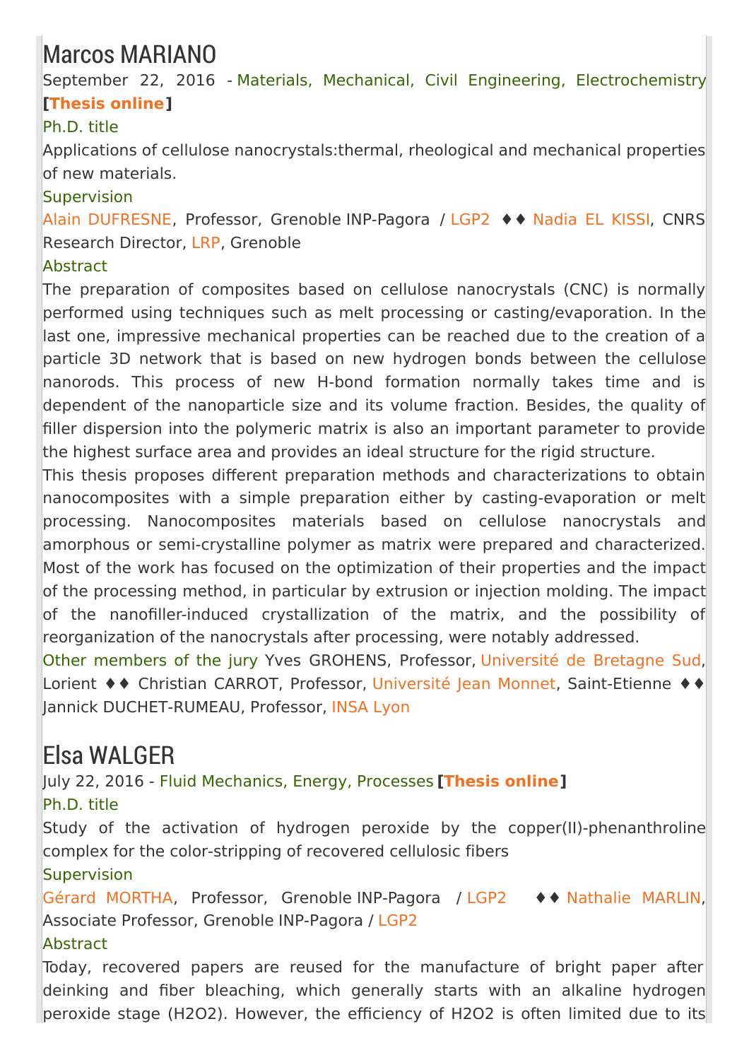# Marcos MARIANO

September 22, 2016 - Materials, Mechanical, Civil Engineering, Electrochemistry **[Thesis online]**

Ph.D. title

Applications of cellulose nanocrystals:thermal, rheological and mechanical properties of new materials.

Supervision

Alain DUFRESNE, Professor, Grenoble INP-Pagora / LGP2 ♦♦ Nadia EL KISSI, CNRS Research Director, LRP, Grenoble

Abstract

The preparation of composites based on cellulose nanocrystals (CNC) is normally performed using techniques such as melt processing or casting/evaporation. In the last one, impressive mechanical properties can be reached due to the creation of a particle 3D network that is based on new hydrogen bonds between the cellulose nanorods. This process of new H-bond formation normally takes time and is dependent of the nanoparticle size and its volume fraction. Besides, the quality of filler dispersion into the polymeric matrix is also an important parameter to provide the highest surface area and provides an ideal structure for the rigid structure.

This thesis proposes different preparation methods and characterizations to obtain nanocomposites with a simple preparation either by casting-evaporation or melt processing. Nanocomposites materials based on cellulose nanocrystals and amorphous or semi-crystalline polymer as matrix were prepared and characterized. Most of the work has focused on the optimization of their properties and the impact of the processing method, in particular by extrusion or injection molding. The impact of the nanofiller-induced crystallization of the matrix, and the possibility of reorganization of the nanocrystals after processing, were notably addressed.

Other members of the jury Yves GROHENS, Professor, Université de Bretagne Sud, Lorient ♦♦ Christian CARROT, Professor, Université Jean Monnet, Saint-Etienne ♦♦ Jannick DUCHET-RUMEAU, Professor, INSA Lyon

# Elsa WALGER

July 22, 2016 - Fluid Mechanics, Energy, Processes **[Thesis online]**

Ph.D. title

Study of the activation of hydrogen peroxide by the copper(II)-phenanthroline complex for the color-stripping of recovered cellulosic fibers

Supervision

Gérard MORTHA, Professor, Grenoble INP-Pagora / LGP2 ♦♦ Nathalie MARLIN, Associate Professor, Grenoble INP-Pagora / LGP2

Abstract

Today, recovered papers are reused for the manufacture of bright paper after deinking and fiber bleaching, which generally starts with an alkaline hydrogen peroxide stage ($H_2O_2$). However, the efficiency of $H_2O_2$ is often limited due to its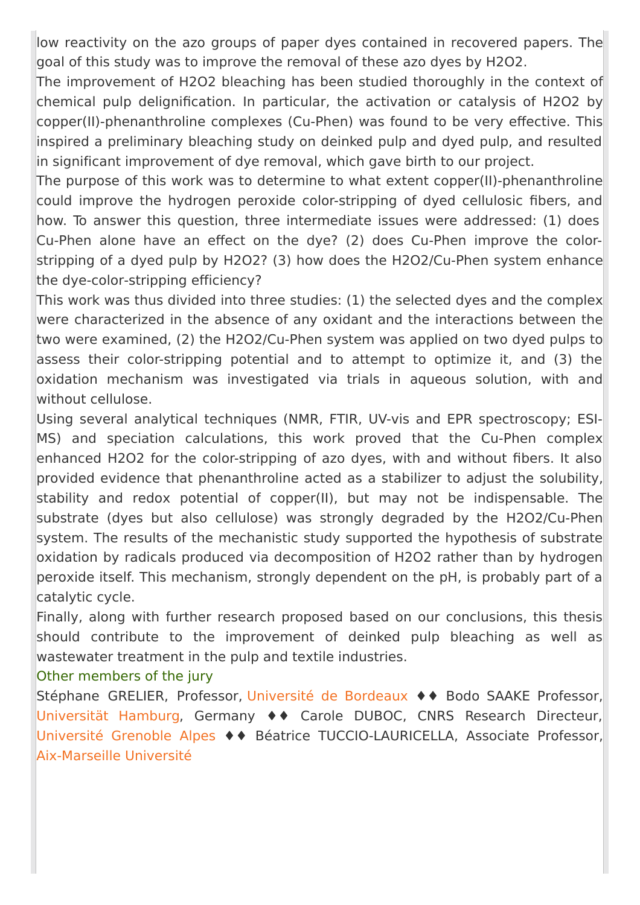low reactivity on the azo groups of paper dyes contained in recovered papers. The goal of this study was to improve the removal of these azo dyes by $H_2O_2$.

The improvement of $H_2O_2$ bleaching has been studied thoroughly in the context of chemical pulp delignification. In particular, the activation or catalysis of $H_2O_2$ by copper(II)-phenanthroline complexes (Cu-Phen) was found to be very effective. This inspired a preliminary bleaching study on deinked pulp and dyed pulp, and resulted in significant improvement of dye removal, which gave birth to our project.

The purpose of this work was to determine to what extent copper(II)-phenanthroline could improve the hydrogen peroxide color-stripping of dyed cellulosic fibers, and how. To answer this question, three intermediate issues were addressed: (1) does Cu-Phen alone have an effect on the dye? (2) does Cu-Phen improve the color-stripping of a dyed pulp by $H_2O_2$? (3) how does the $H_2O_2$/Cu-Phen system enhance the dye-color-stripping efficiency?

This work was thus divided into three studies: (1) the selected dyes and the complex were characterized in the absence of any oxidant and the interactions between the two were examined, (2) the $H_2O_2$/Cu-Phen system was applied on two dyed pulps to assess their color-stripping potential and to attempt to optimize it, and (3) the oxidation mechanism was investigated via trials in aqueous solution, with and without cellulose.

Using several analytical techniques (NMR, FTIR, UV-vis and EPR spectroscopy; ESI-MS) and speciation calculations, this work proved that the Cu-Phen complex enhanced $H_2O_2$ for the color-stripping of azo dyes, with and without fibers. It also provided evidence that phenanthroline acted as a stabilizer to adjust the solubility, stability and redox potential of copper(II), but may not be indispensable. The substrate (dyes but also cellulose) was strongly degraded by the $H_2O_2$/Cu-Phen system. The results of the mechanistic study supported the hypothesis of substrate oxidation by radicals produced via decomposition of $H_2O_2$ rather than by hydrogen peroxide itself. This mechanism, strongly dependent on the pH, is probably part of a catalytic cycle.

Finally, along with further research proposed based on our conclusions, this thesis should contribute to the improvement of deinked pulp bleaching as well as wastewater treatment in the pulp and textile industries.

Other members of the jury

Stéphane GRELIER, Professor, Université de Bordeaux ♦♦ Bodo SAAKE Professor, Universität Hamburg, Germany ♦♦ Carole DUBOC, CNRS Research Directeur, Université Grenoble Alpes ♦♦ Béatrice TUCCIO-LAURICELLA, Associate Professor, Aix-Marseille Université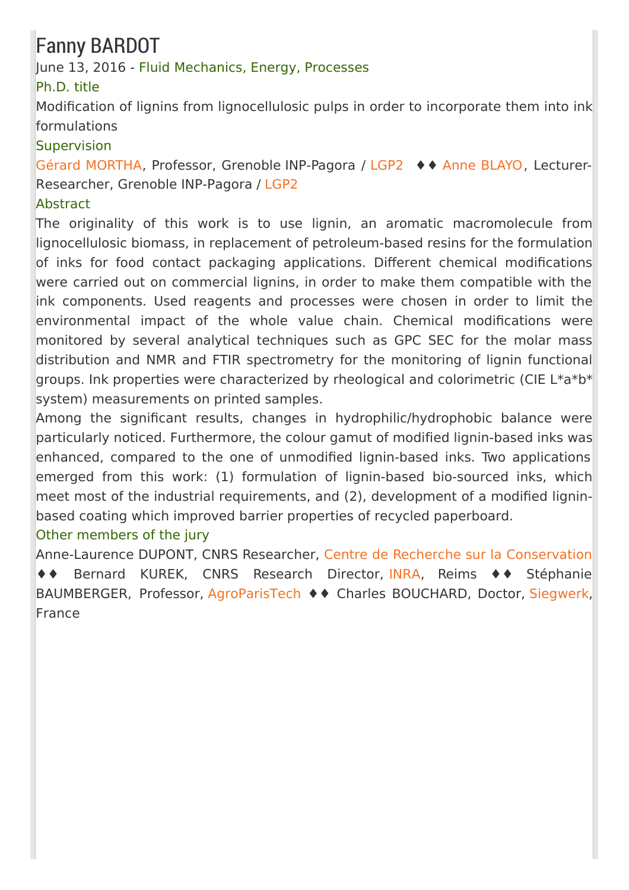# Fanny BARDOT

June 13, 2016 - Fluid Mechanics, Energy, Processes

### Ph.D. title

Modification of lignins from lignocellulosic pulps in order to incorporate them into ink formulations

### Supervision

Gérard MORTHA, Professor, Grenoble INP-Pagora / LGP2 ♦♦ Anne BLAYO, Lecturer-Researcher, Grenoble INP-Pagora / LGP2

### Abstract

The originality of this work is to use lignin, an aromatic macromolecule from lignocellulosic biomass, in replacement of petroleum-based resins for the formulation of inks for food contact packaging applications. Different chemical modifications were carried out on commercial lignins, in order to make them compatible with the ink components. Used reagents and processes were chosen in order to limit the environmental impact of the whole value chain. Chemical modifications were monitored by several analytical techniques such as GPC SEC for the molar mass distribution and NMR and FTIR spectrometry for the monitoring of lignin functional groups. Ink properties were characterized by rheological and colorimetric (CIE L*a*b* system) measurements on printed samples.

Among the significant results, changes in hydrophilic/hydrophobic balance were particularly noticed. Furthermore, the colour gamut of modified lignin-based inks was enhanced, compared to the one of unmodified lignin-based inks. Two applications emerged from this work: (1) formulation of lignin-based bio-sourced inks, which meet most of the industrial requirements, and (2), development of a modified lignin-based coating which improved barrier properties of recycled paperboard.

### Other members of the jury

Anne-Laurence DUPONT, CNRS Researcher, Centre de Recherche sur la Conservation ♦♦ Bernard KUREK, CNRS Research Director, INRA, Reims ♦♦ Stéphanie BAUMBERGER, Professor, AgroParisTech ♦♦ Charles BOUCHARD, Doctor, Siegwerk, France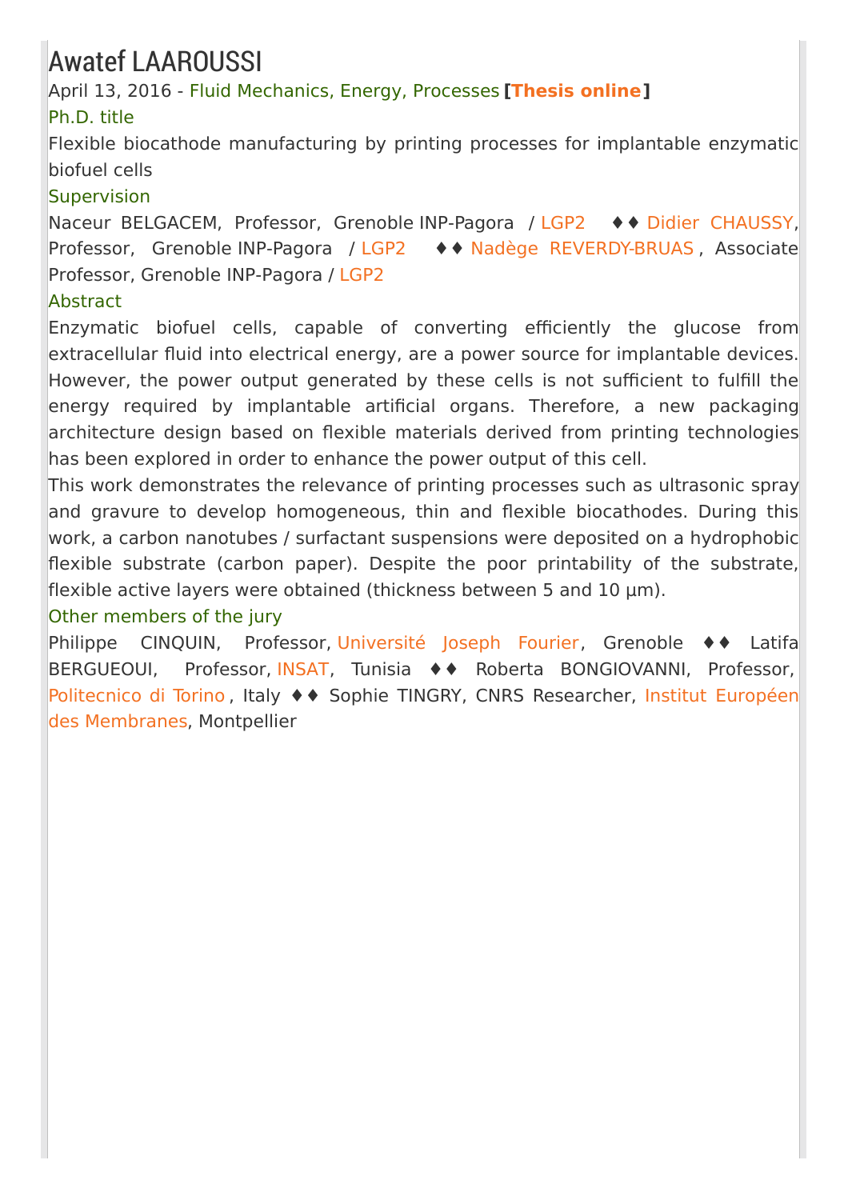# Awatef LAAROUSSI

April 13, 2016 - Fluid Mechanics, Energy, Processes **[Thesis online]**

### Ph.D. title

Flexible biocathode manufacturing by printing processes for implantable enzymatic biofuel cells

### Supervision

Naceur BELGACEM, Professor, Grenoble INP-Pagora / LGP2 ♦♦ Didier CHAUSSY, Professor, Grenoble INP-Pagora / LGP2 ♦♦ Nadège REVERDY-BRUAS, Associate Professor, Grenoble INP-Pagora / LGP2

### Abstract

Enzymatic biofuel cells, capable of converting efficiently the glucose from extracellular fluid into electrical energy, are a power source for implantable devices. However, the power output generated by these cells is not sufficient to fulfill the energy required by implantable artificial organs. Therefore, a new packaging architecture design based on flexible materials derived from printing technologies has been explored in order to enhance the power output of this cell.

This work demonstrates the relevance of printing processes such as ultrasonic spray and gravure to develop homogeneous, thin and flexible biocathodes. During this work, a carbon nanotubes / surfactant suspensions were deposited on a hydrophobic flexible substrate (carbon paper). Despite the poor printability of the substrate, flexible active layers were obtained (thickness between 5 and 10 µm).

### Other members of the jury

Philippe CINQUIN, Professor, Université Joseph Fourier, Grenoble ♦♦ Latifa BERGUEOUI, Professor, INSAT, Tunisia ♦♦ Roberta BONGIOVANNI, Professor, Politecnico di Torino, Italy ♦♦ Sophie TINGRY, CNRS Researcher, Institut Européen des Membranes, Montpellier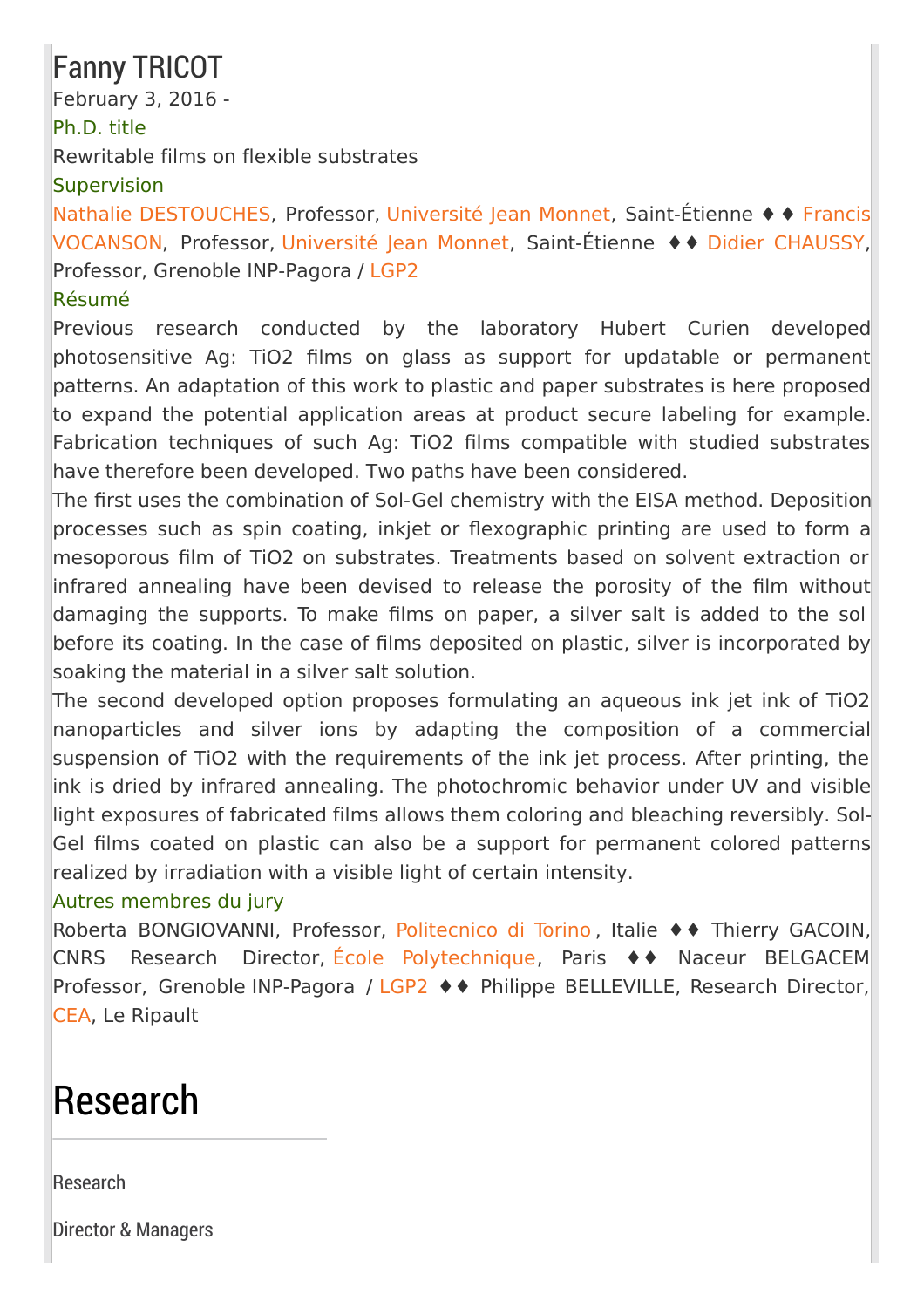# Fanny TRICOT

February 3, 2016 -

Ph.D. title

Rewritable films on flexible substrates

Supervision

Nathalie DESTOUCHES, Professor, Université Jean Monnet, Saint-Étienne ♦♦ Francis VOCANSON, Professor, Université Jean Monnet, Saint-Étienne ♦♦ Didier CHAUSSY, Professor, Grenoble INP-Pagora / LGP2

Résumé

Previous research conducted by the laboratory Hubert Curien developed photosensitive Ag: $TiO_2$ films on glass as support for updatable or permanent patterns. An adaptation of this work to plastic and paper substrates is here proposed to expand the potential application areas at product secure labeling for example. Fabrication techniques of such Ag: $TiO_2$ films compatible with studied substrates have therefore been developed. Two paths have been considered.

The first uses the combination of Sol-Gel chemistry with the EISA method. Deposition processes such as spin coating, inkjet or flexographic printing are used to form a mesoporous film of $TiO_2$ on substrates. Treatments based on solvent extraction or infrared annealing have been devised to release the porosity of the film without damaging the supports. To make films on paper, a silver salt is added to the sol before its coating. In the case of films deposited on plastic, silver is incorporated by soaking the material in a silver salt solution.

The second developed option proposes formulating an aqueous ink jet ink of $TiO_2$ nanoparticles and silver ions by adapting the composition of a commercial suspension of $TiO_2$ with the requirements of the ink jet process. After printing, the ink is dried by infrared annealing. The photochromic behavior under UV and visible light exposures of fabricated films allows them coloring and bleaching reversibly. Sol-Gel films coated on plastic can also be a support for permanent colored patterns realized by irradiation with a visible light of certain intensity.

Autres membres du jury

Roberta BONGIOVANNI, Professor, Politecnico di Torino, Italie ♦♦ Thierry GACOIN, CNRS Research Director, École Polytechnique, Paris ♦♦ Naceur BELGACEM Professor, Grenoble INP-Pagora / LGP2 ♦♦ Philippe BELLEVILLE, Research Director, CEA, Le Ripault

# Research

Research

Director & Managers